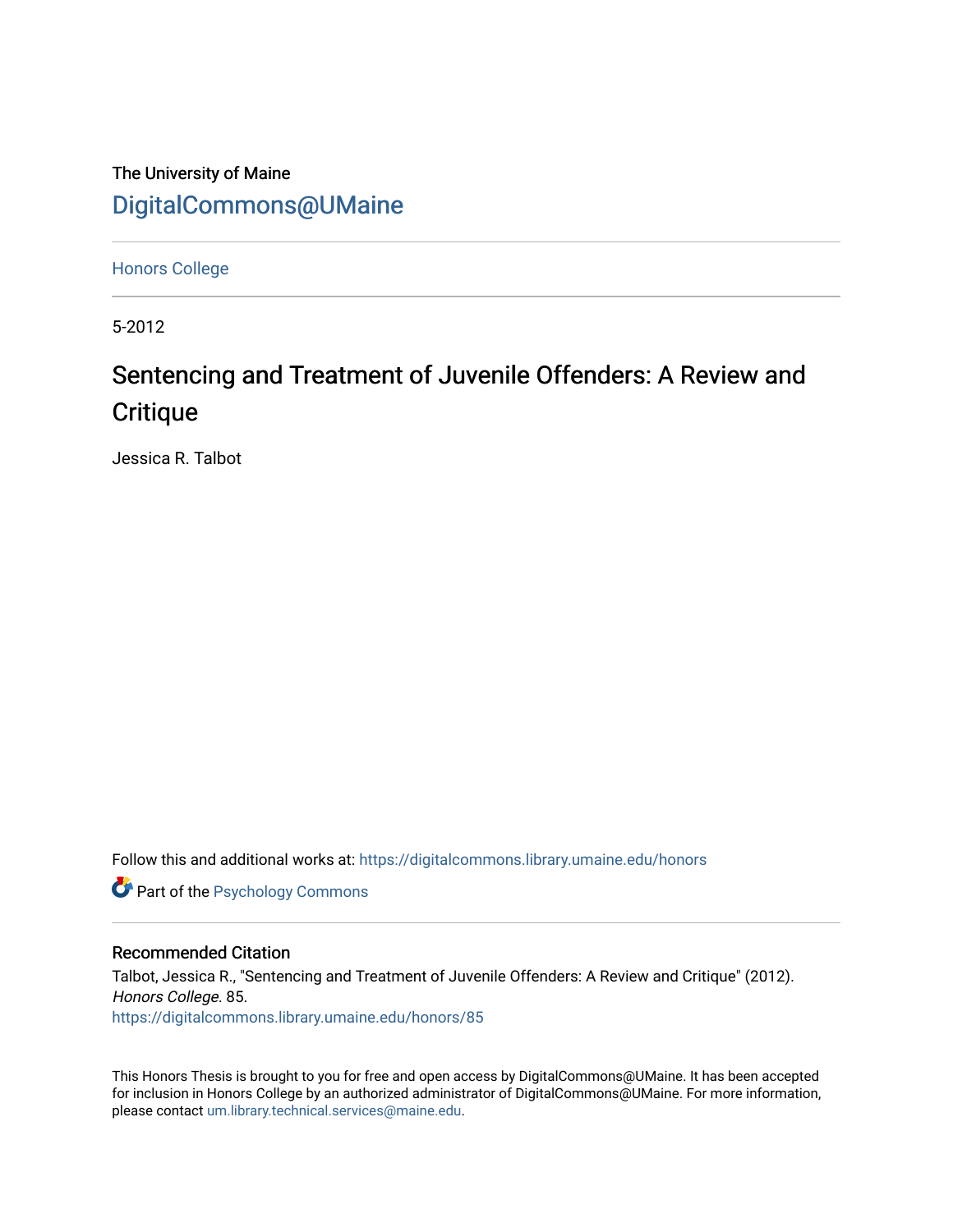The University of Maine

DigitalCommons@UMaine

Honors College

5-2012

# Sentencing and Treatment of Juvenile Offenders: A Review and Critique

Jessica R. Talbot

Follow this and additional works at: https://digitalcommons.library.umaine.edu/honors

Part of the Psychology Commons

## Recommended Citation

Talbot, Jessica R., "Sentencing and Treatment of Juvenile Offenders: A Review and Critique" (2012). *Honors College*. 85.
https://digitalcommons.library.umaine.edu/honors/85

This Honors Thesis is brought to you for free and open access by DigitalCommons@UMaine. It has been accepted for inclusion in Honors College by an authorized administrator of DigitalCommons@UMaine. For more information, please contact um.library.technical.services@maine.edu.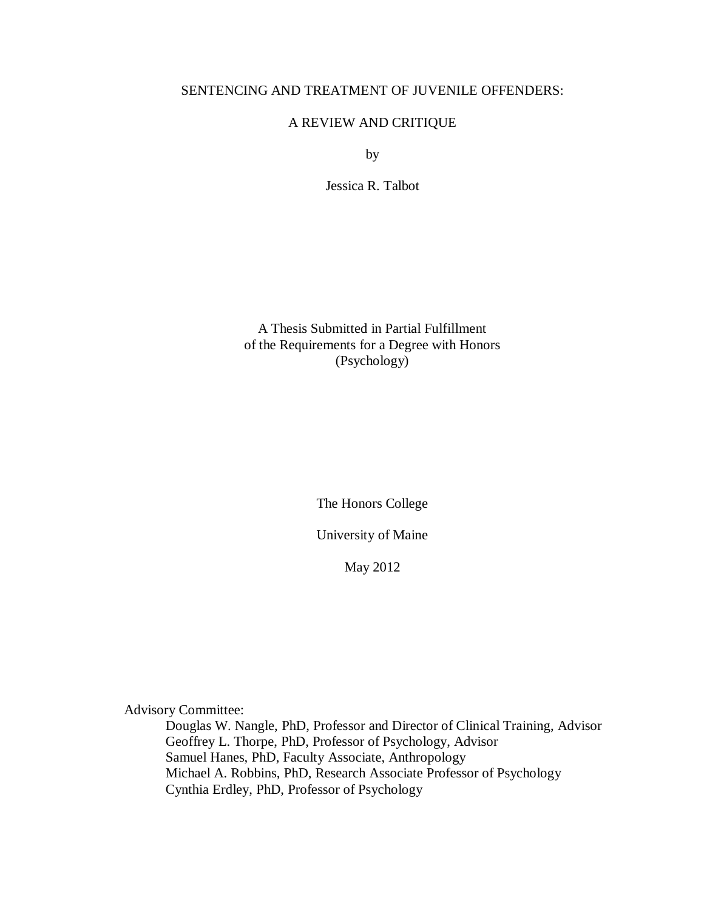# SENTENCING AND TREATMENT OF JUVENILE OFFENDERS:

## A REVIEW AND CRITIQUE

by

Jessica R. Talbot

A Thesis Submitted in Partial Fulfillment
of the Requirements for a Degree with Honors
(Psychology)

The Honors College

University of Maine

May 2012

Advisory Committee:

Douglas W. Nangle, PhD, Professor and Director of Clinical Training, Advisor
Geoffrey L. Thorpe, PhD, Professor of Psychology, Advisor
Samuel Hanes, PhD, Faculty Associate, Anthropology
Michael A. Robbins, PhD, Research Associate Professor of Psychology
Cynthia Erdley, PhD, Professor of Psychology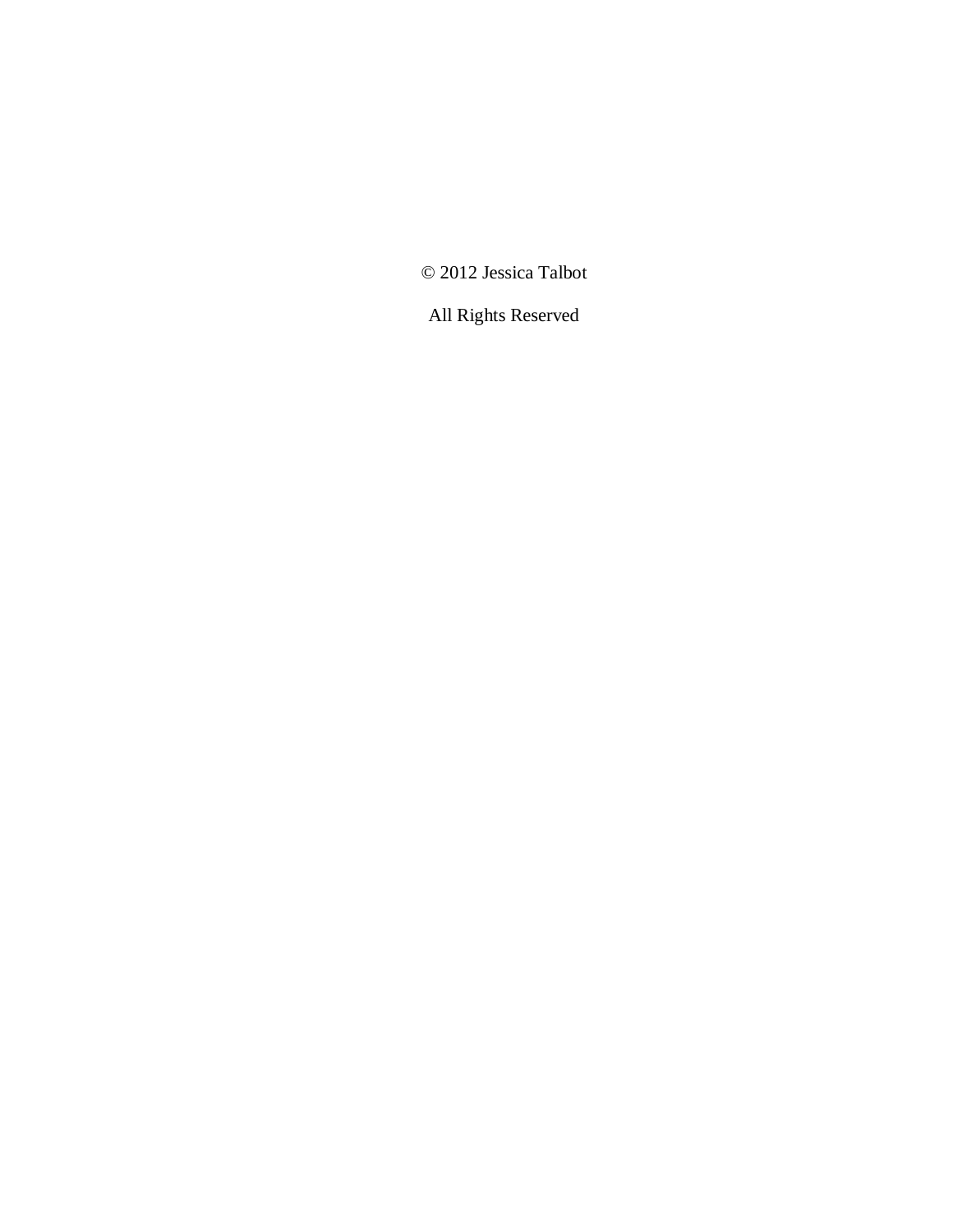© 2012 Jessica Talbot

All Rights Reserved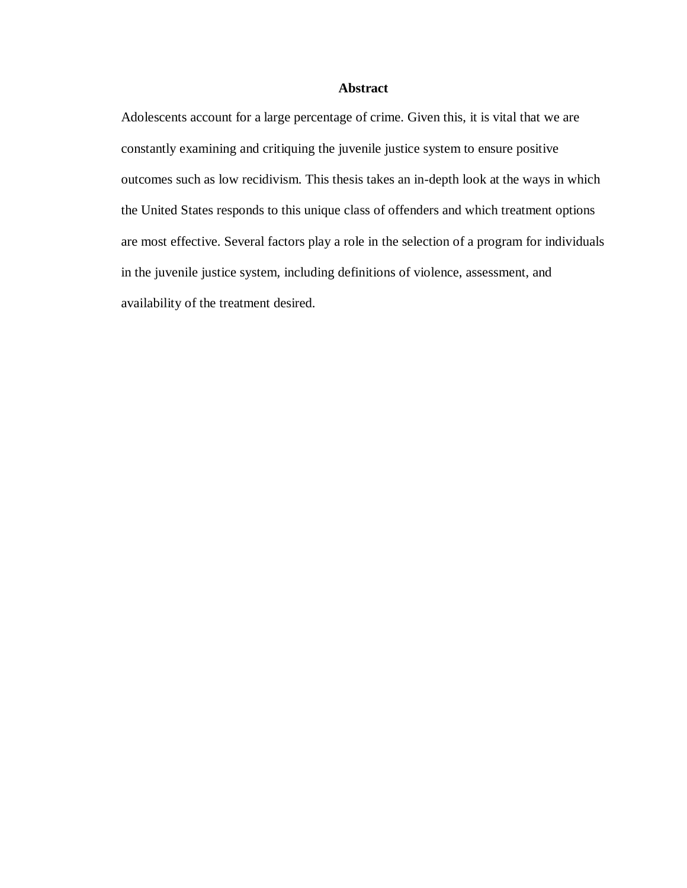# Abstract

Adolescents account for a large percentage of crime. Given this, it is vital that we are constantly examining and critiquing the juvenile justice system to ensure positive outcomes such as low recidivism. This thesis takes an in-depth look at the ways in which the United States responds to this unique class of offenders and which treatment options are most effective. Several factors play a role in the selection of a program for individuals in the juvenile justice system, including definitions of violence, assessment, and availability of the treatment desired.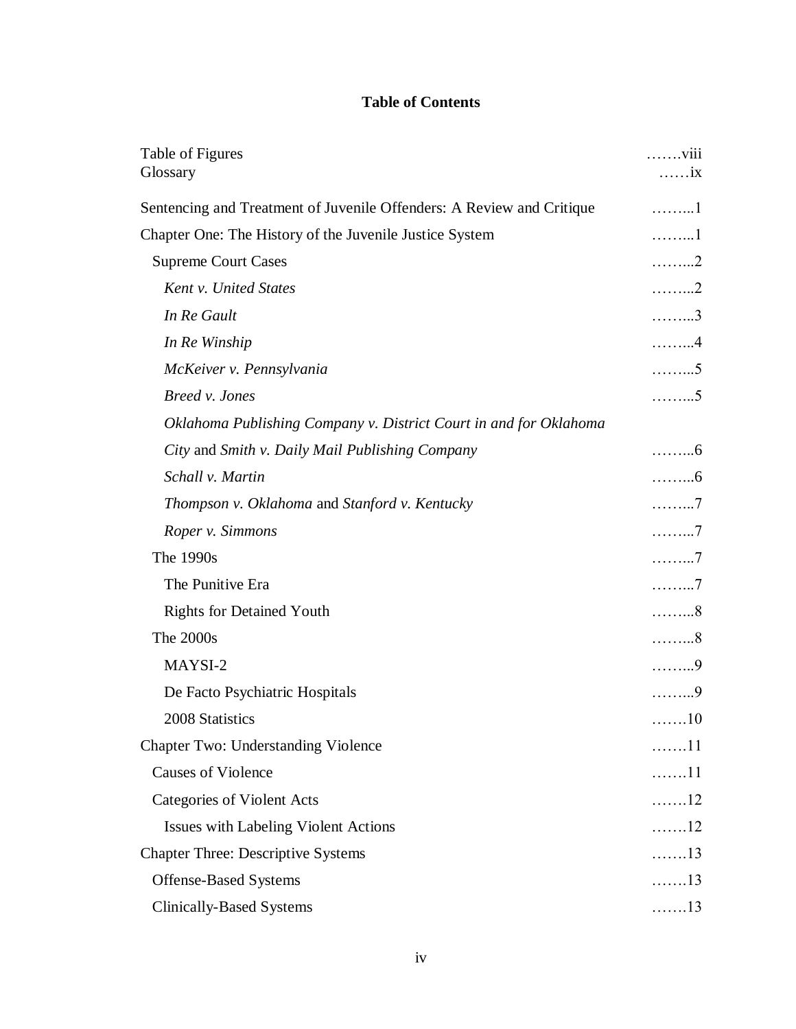**Table of Contents**

| | |
|---|---|
| Table of Figures | .......viii |
| Glossary | ......ix |
| Sentencing and Treatment of Juvenile Offenders: A Review and Critique | ........1 |
| Chapter One: The History of the Juvenile Justice System | ........1 |
| Supreme Court Cases | ........2 |
| *Kent v. United States* | ........2 |
| *In Re Gault* | ........3 |
| *In Re Winship* | ........4 |
| *McKeiver v. Pennsylvania* | ........5 |
| *Breed v. Jones* | ........5 |
| *Oklahoma Publishing Company v. District Court in and for Oklahoma City* and *Smith v. Daily Mail Publishing Company* | ........6 |
| *Schall v. Martin* | ........6 |
| *Thompson v. Oklahoma* and *Stanford v. Kentucky* | ........7 |
| *Roper v. Simmons* | ........7 |
| The 1990s | ........7 |
| The Punitive Era | ........7 |
| Rights for Detained Youth | ........8 |
| The 2000s | ........8 |
| MAYSI-2 | ........9 |
| De Facto Psychiatric Hospitals | ........9 |
| 2008 Statistics | .......10 |
| Chapter Two: Understanding Violence | .......11 |
| Causes of Violence | .......11 |
| Categories of Violent Acts | .......12 |
| Issues with Labeling Violent Actions | .......12 |
| Chapter Three: Descriptive Systems | .......13 |
| Offense-Based Systems | .......13 |
| Clinically-Based Systems | .......13 |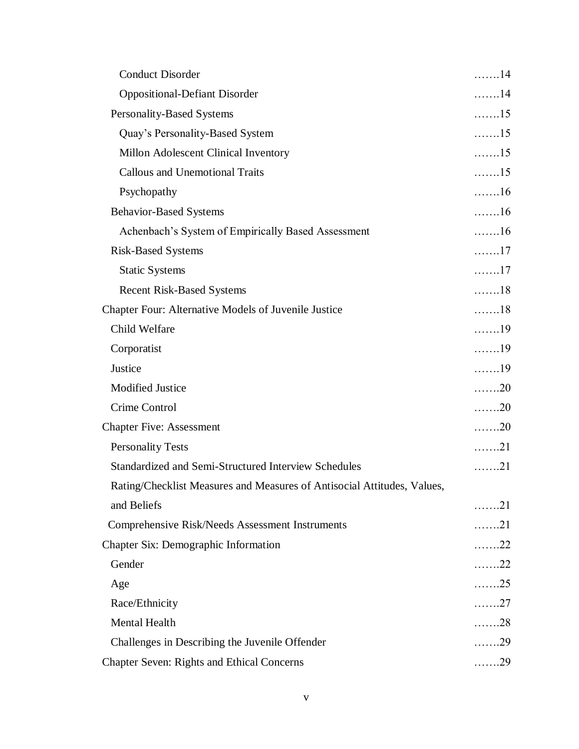Conduct Disorder …….14

Oppositional-Defiant Disorder …….14

Personality-Based Systems …….15

Quay's Personality-Based System …….15

Millon Adolescent Clinical Inventory …….15

Callous and Unemotional Traits …….15

Psychopathy …….16

Behavior-Based Systems …….16

Achenbach's System of Empirically Based Assessment …….16

Risk-Based Systems …….17

Static Systems …….17

Recent Risk-Based Systems …….18

Chapter Four: Alternative Models of Juvenile Justice …….18

Child Welfare …….19

Corporatist …….19

Justice …….19

Modified Justice …….20

Crime Control …….20

Chapter Five: Assessment …….20

Personality Tests …….21

Standardized and Semi-Structured Interview Schedules …….21

Rating/Checklist Measures and Measures of Antisocial Attitudes, Values, and Beliefs …….21

Comprehensive Risk/Needs Assessment Instruments …….21

Chapter Six: Demographic Information …….22

Gender …….22

Age …….25

Race/Ethnicity …….27

Mental Health …….28

Challenges in Describing the Juvenile Offender …….29

Chapter Seven: Rights and Ethical Concerns …….29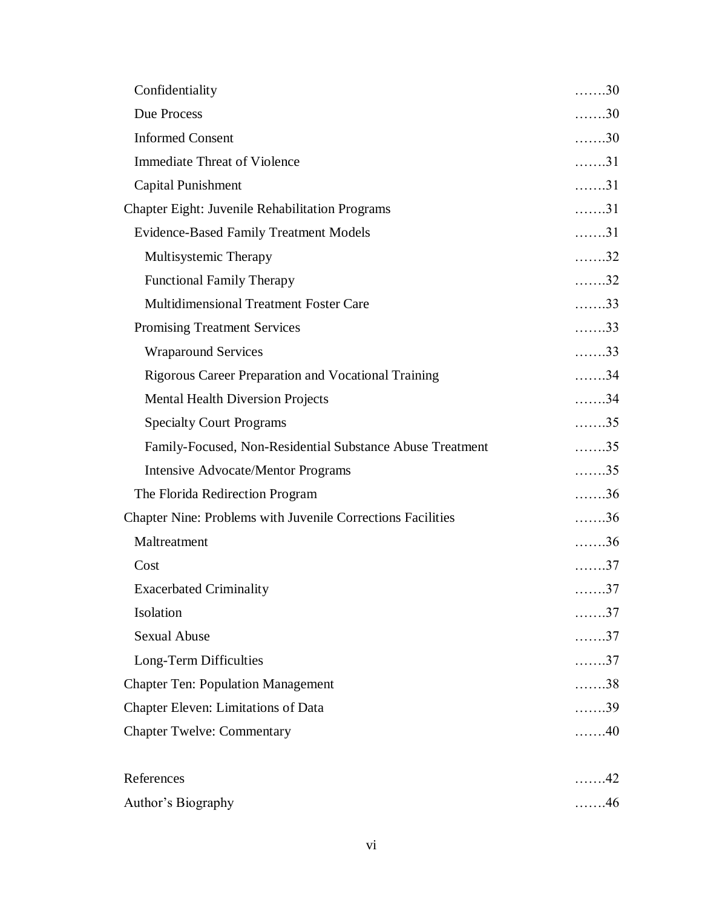Confidentiality …….30

Due Process …….30

Informed Consent …….30

Immediate Threat of Violence …….31

Capital Punishment …….31

Chapter Eight: Juvenile Rehabilitation Programs …….31

Evidence-Based Family Treatment Models …….31

Multisystemic Therapy …….32

Functional Family Therapy …….32

Multidimensional Treatment Foster Care …….33

Promising Treatment Services …….33

Wraparound Services …….33

Rigorous Career Preparation and Vocational Training …….34

Mental Health Diversion Projects …….34

Specialty Court Programs …….35

Family-Focused, Non-Residential Substance Abuse Treatment …….35

Intensive Advocate/Mentor Programs …….35

The Florida Redirection Program …….36

Chapter Nine: Problems with Juvenile Corrections Facilities …….36

Maltreatment …….36

Cost …….37

Exacerbated Criminality …….37

Isolation …….37

Sexual Abuse …….37

Long-Term Difficulties …….37

Chapter Ten: Population Management …….38

Chapter Eleven: Limitations of Data …….39

Chapter Twelve: Commentary …….40

References …….42

Author's Biography …….46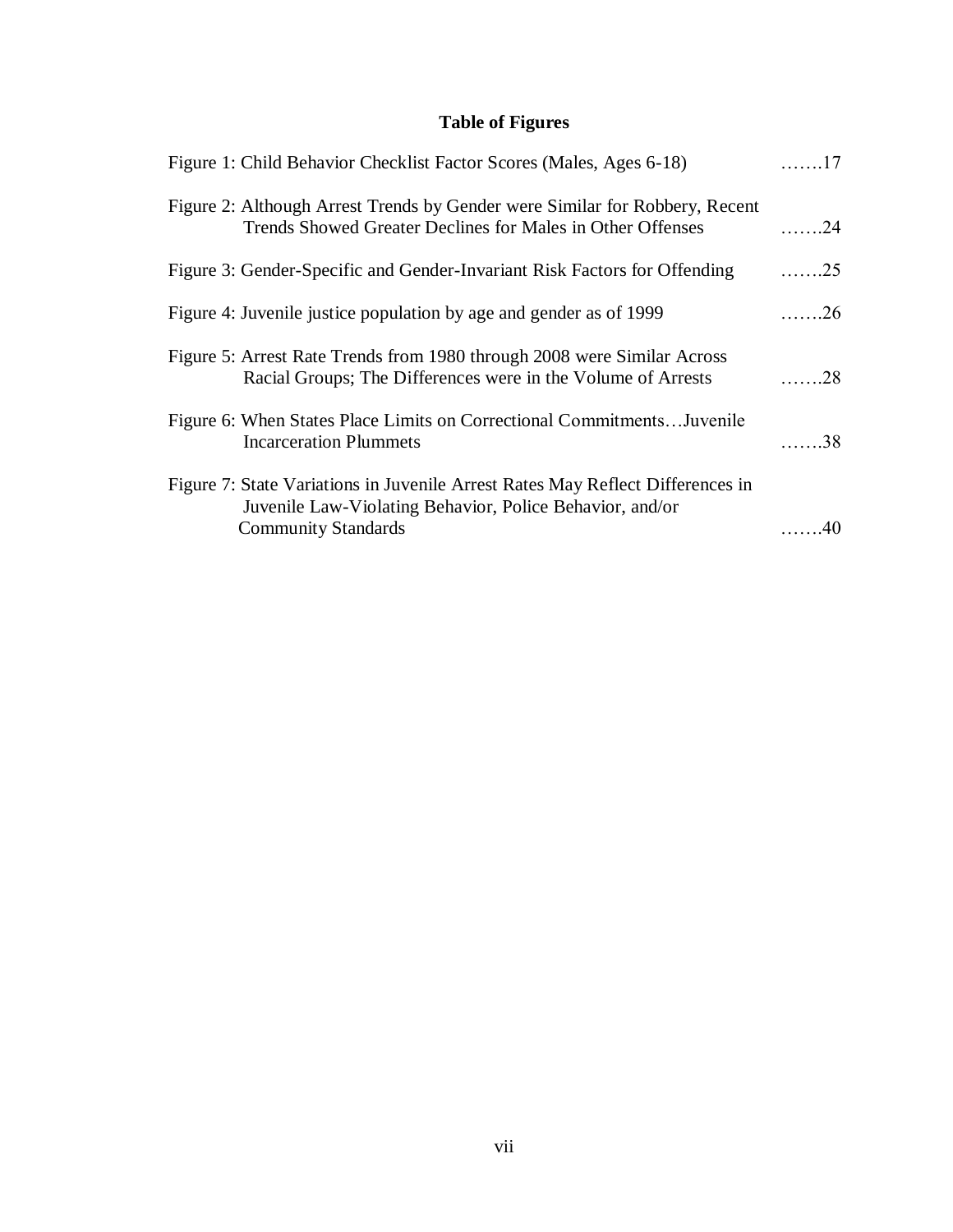## Table of Figures

Figure 1: Child Behavior Checklist Factor Scores (Males, Ages 6-18) …….17

Figure 2: Although Arrest Trends by Gender were Similar for Robbery, Recent Trends Showed Greater Declines for Males in Other Offenses …….24

Figure 3: Gender-Specific and Gender-Invariant Risk Factors for Offending …….25

Figure 4: Juvenile justice population by age and gender as of 1999 …….26

Figure 5: Arrest Rate Trends from 1980 through 2008 were Similar Across Racial Groups; The Differences were in the Volume of Arrests …….28

Figure 6: When States Place Limits on Correctional Commitments…Juvenile Incarceration Plummets …….38

Figure 7: State Variations in Juvenile Arrest Rates May Reflect Differences in Juvenile Law-Violating Behavior, Police Behavior, and/or Community Standards …….40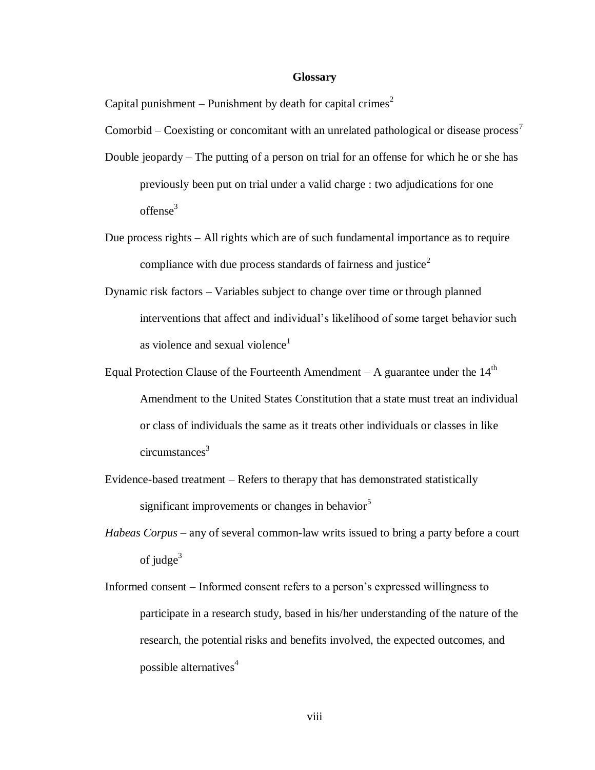## Glossary

Capital punishment – Punishment by death for capital crimes[2]

Comorbid – Coexisting or concomitant with an unrelated pathological or disease process[7]

Double jeopardy – The putting of a person on trial for an offense for which he or she has previously been put on trial under a valid charge : two adjudications for one offense[3]

Due process rights – All rights which are of such fundamental importance as to require compliance with due process standards of fairness and justice[2]

Dynamic risk factors – Variables subject to change over time or through planned interventions that affect and individual's likelihood of some target behavior such as violence and sexual violence[1]

Equal Protection Clause of the Fourteenth Amendment – A guarantee under the 14th Amendment to the United States Constitution that a state must treat an individual or class of individuals the same as it treats other individuals or classes in like circumstances[3]

Evidence-based treatment – Refers to therapy that has demonstrated statistically significant improvements or changes in behavior[5]

*Habeas Corpus* – any of several common-law writs issued to bring a party before a court of judge[3]

Informed consent – Informed consent refers to a person's expressed willingness to participate in a research study, based in his/her understanding of the nature of the research, the potential risks and benefits involved, the expected outcomes, and possible alternatives[4]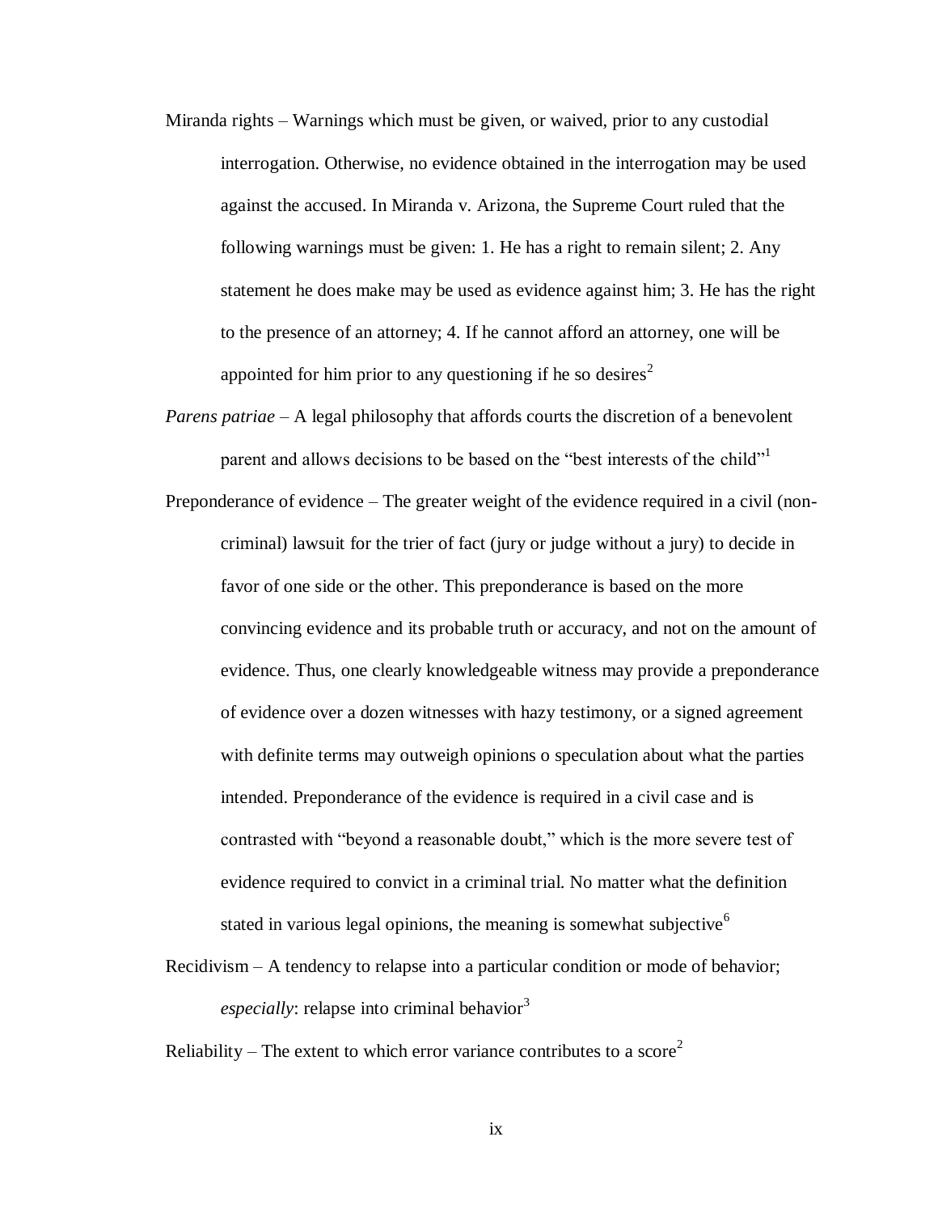Miranda rights – Warnings which must be given, or waived, prior to any custodial interrogation. Otherwise, no evidence obtained in the interrogation may be used against the accused. In Miranda v. Arizona, the Supreme Court ruled that the following warnings must be given: 1. He has a right to remain silent; 2. Any statement he does make may be used as evidence against him; 3. He has the right to the presence of an attorney; 4. If he cannot afford an attorney, one will be appointed for him prior to any questioning if he so desires[2]

*Parens patriae* – A legal philosophy that affords courts the discretion of a benevolent parent and allows decisions to be based on the "best interests of the child"[1]

Preponderance of evidence – The greater weight of the evidence required in a civil (non-criminal) lawsuit for the trier of fact (jury or judge without a jury) to decide in favor of one side or the other. This preponderance is based on the more convincing evidence and its probable truth or accuracy, and not on the amount of evidence. Thus, one clearly knowledgeable witness may provide a preponderance of evidence over a dozen witnesses with hazy testimony, or a signed agreement with definite terms may outweigh opinions o speculation about what the parties intended. Preponderance of the evidence is required in a civil case and is contrasted with "beyond a reasonable doubt," which is the more severe test of evidence required to convict in a criminal trial. No matter what the definition stated in various legal opinions, the meaning is somewhat subjective[6]

Recidivism – A tendency to relapse into a particular condition or mode of behavior; *especially*: relapse into criminal behavior[3]

Reliability – The extent to which error variance contributes to a score[2]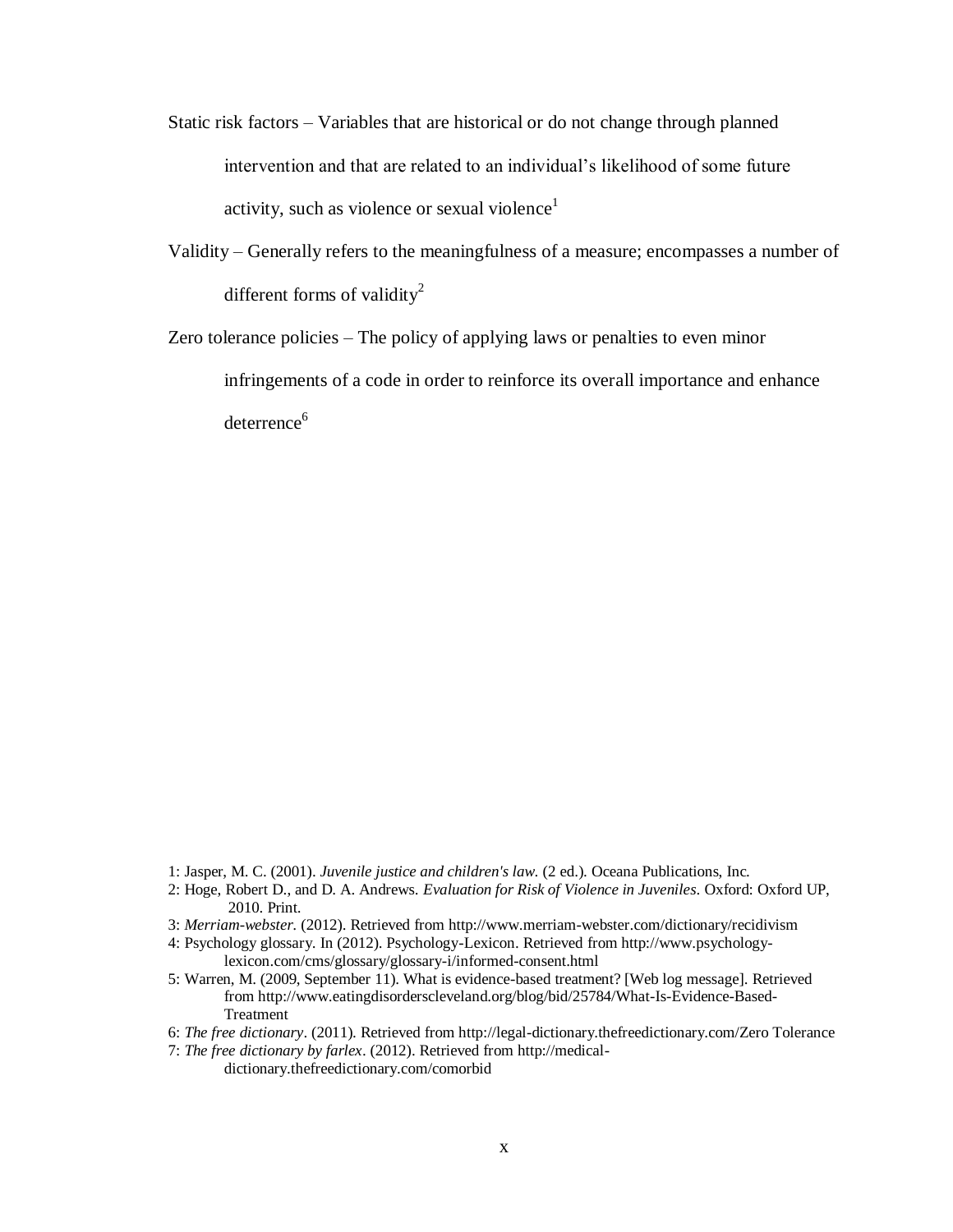Static risk factors – Variables that are historical or do not change through planned intervention and that are related to an individual's likelihood of some future activity, such as violence or sexual violence[1]

Validity – Generally refers to the meaningfulness of a measure; encompasses a number of different forms of validity[2]

Zero tolerance policies – The policy of applying laws or penalties to even minor infringements of a code in order to reinforce its overall importance and enhance deterrence[6]

1: Jasper, M. C. (2001). *Juvenile justice and children's law*. (2 ed.). Oceana Publications, Inc.

2: Hoge, Robert D., and D. A. Andrews. *Evaluation for Risk of Violence in Juveniles*. Oxford: Oxford UP, 2010. Print.

3: *Merriam-webster*. (2012). Retrieved from http://www.merriam-webster.com/dictionary/recidivism

4: Psychology glossary. In (2012). Psychology-Lexicon. Retrieved from http://www.psychology-lexicon.com/cms/glossary/glossary-i/informed-consent.html

5: Warren, M. (2009, September 11). What is evidence-based treatment? [Web log message]. Retrieved from http://www.eatingdisorderscleveland.org/blog/bid/25784/What-Is-Evidence-Based-Treatment

6: *The free dictionary*. (2011). Retrieved from http://legal-dictionary.thefreedictionary.com/Zero Tolerance

7: *The free dictionary by farlex*. (2012). Retrieved from http://medical-dictionary.thefreedictionary.com/comorbid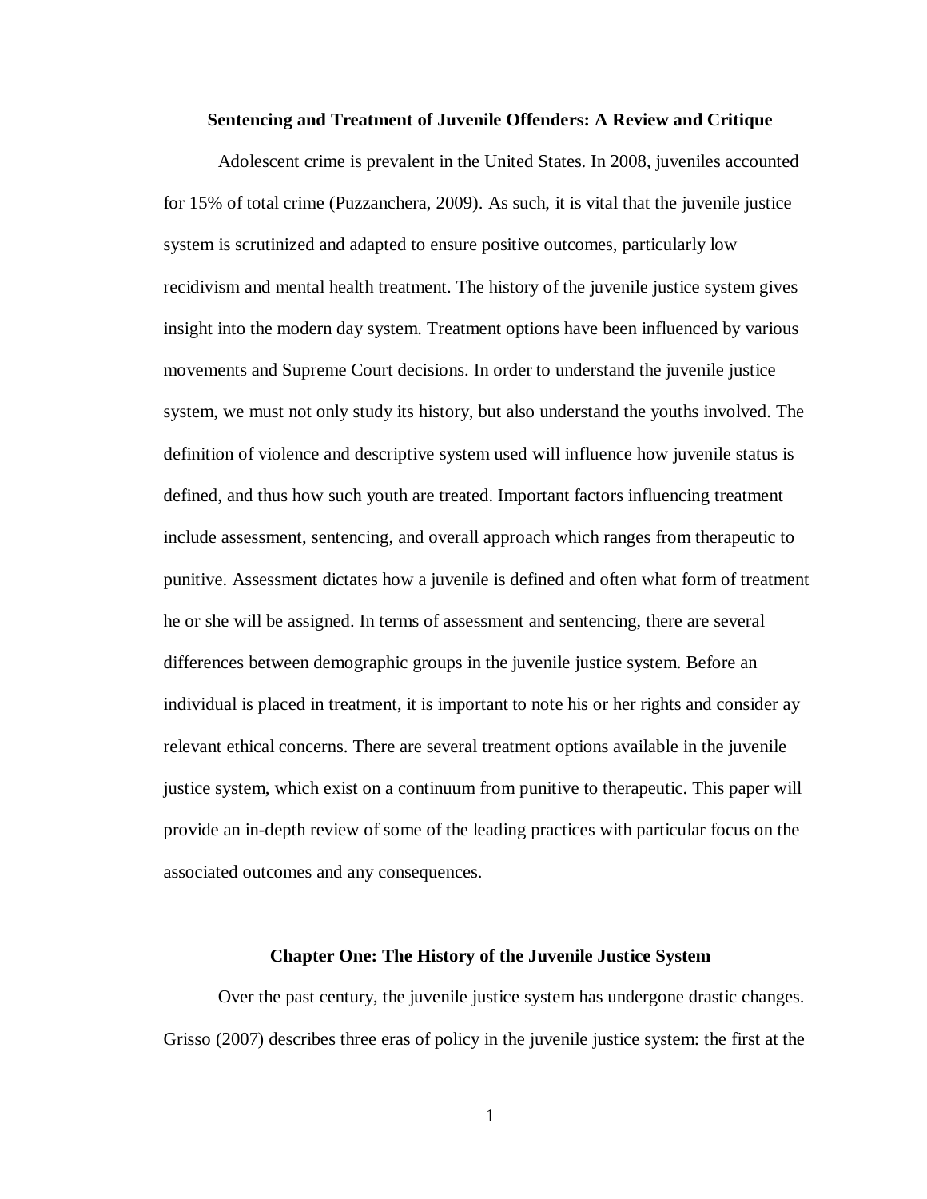## Sentencing and Treatment of Juvenile Offenders: A Review and Critique

Adolescent crime is prevalent in the United States. In 2008, juveniles accounted for 15% of total crime (Puzzanchera, 2009). As such, it is vital that the juvenile justice system is scrutinized and adapted to ensure positive outcomes, particularly low recidivism and mental health treatment. The history of the juvenile justice system gives insight into the modern day system. Treatment options have been influenced by various movements and Supreme Court decisions. In order to understand the juvenile justice system, we must not only study its history, but also understand the youths involved. The definition of violence and descriptive system used will influence how juvenile status is defined, and thus how such youth are treated. Important factors influencing treatment include assessment, sentencing, and overall approach which ranges from therapeutic to punitive. Assessment dictates how a juvenile is defined and often what form of treatment he or she will be assigned. In terms of assessment and sentencing, there are several differences between demographic groups in the juvenile justice system. Before an individual is placed in treatment, it is important to note his or her rights and consider ay relevant ethical concerns. There are several treatment options available in the juvenile justice system, which exist on a continuum from punitive to therapeutic. This paper will provide an in-depth review of some of the leading practices with particular focus on the associated outcomes and any consequences.

## Chapter One: The History of the Juvenile Justice System

Over the past century, the juvenile justice system has undergone drastic changes. Grisso (2007) describes three eras of policy in the juvenile justice system: the first at the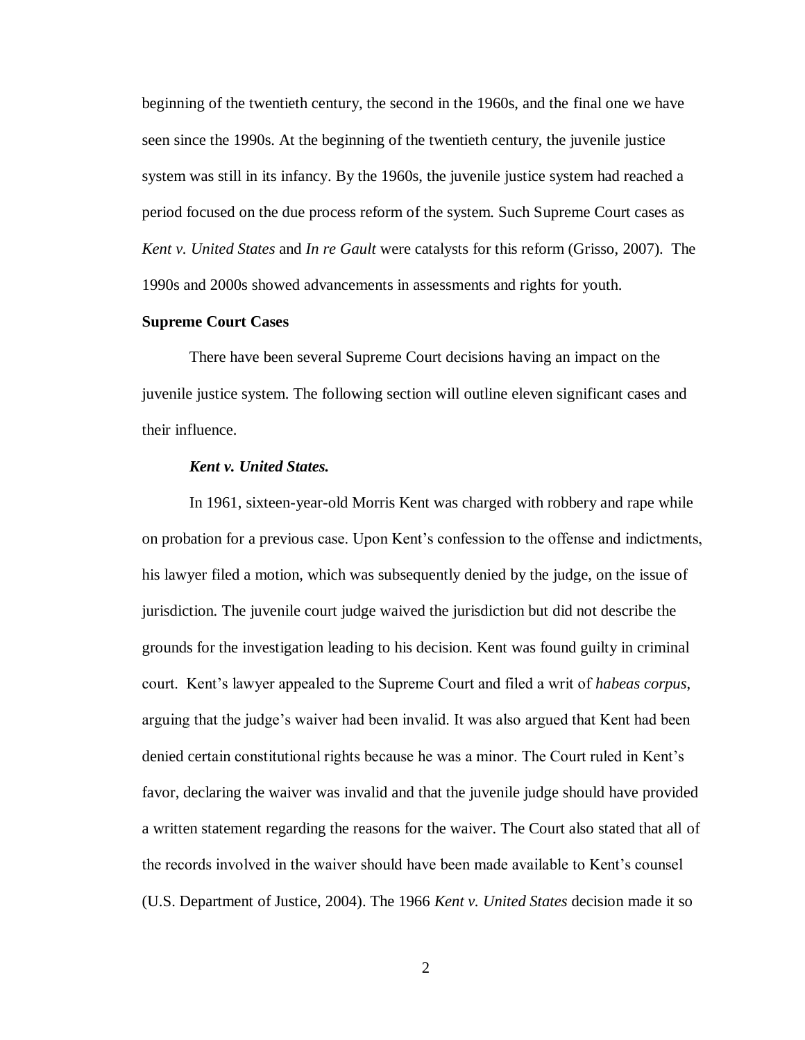beginning of the twentieth century, the second in the 1960s, and the final one we have seen since the 1990s. At the beginning of the twentieth century, the juvenile justice system was still in its infancy. By the 1960s, the juvenile justice system had reached a period focused on the due process reform of the system. Such Supreme Court cases as *Kent v. United States* and *In re Gault* were catalysts for this reform (Grisso, 2007). The 1990s and 2000s showed advancements in assessments and rights for youth.

## Supreme Court Cases

There have been several Supreme Court decisions having an impact on the juvenile justice system. The following section will outline eleven significant cases and their influence.

### *Kent v. United States.*

In 1961, sixteen-year-old Morris Kent was charged with robbery and rape while on probation for a previous case. Upon Kent's confession to the offense and indictments, his lawyer filed a motion, which was subsequently denied by the judge, on the issue of jurisdiction. The juvenile court judge waived the jurisdiction but did not describe the grounds for the investigation leading to his decision. Kent was found guilty in criminal court. Kent's lawyer appealed to the Supreme Court and filed a writ of *habeas corpus*, arguing that the judge's waiver had been invalid. It was also argued that Kent had been denied certain constitutional rights because he was a minor. The Court ruled in Kent's favor, declaring the waiver was invalid and that the juvenile judge should have provided a written statement regarding the reasons for the waiver. The Court also stated that all of the records involved in the waiver should have been made available to Kent's counsel (U.S. Department of Justice, 2004). The 1966 *Kent v. United States* decision made it so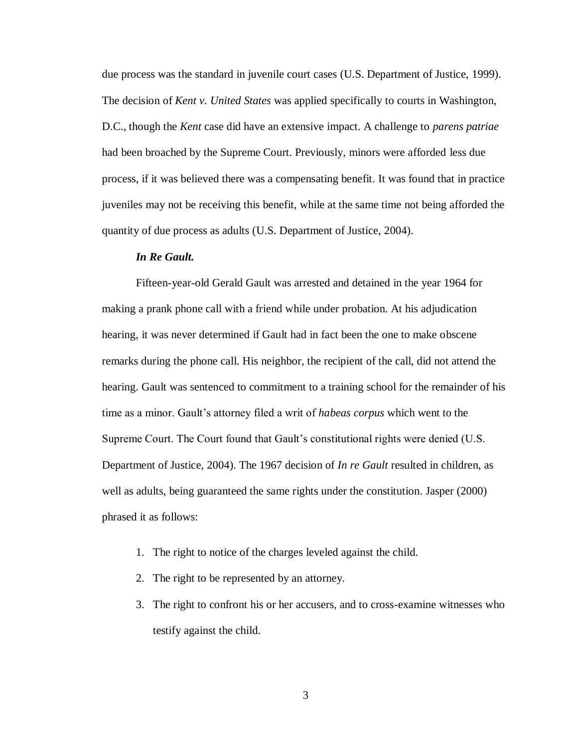due process was the standard in juvenile court cases (U.S. Department of Justice, 1999). The decision of *Kent v. United States* was applied specifically to courts in Washington, D.C., though the *Kent* case did have an extensive impact. A challenge to *parens patriae* had been broached by the Supreme Court. Previously, minors were afforded less due process, if it was believed there was a compensating benefit. It was found that in practice juveniles may not be receiving this benefit, while at the same time not being afforded the quantity of due process as adults (U.S. Department of Justice, 2004).

***In Re Gault.***

Fifteen-year-old Gerald Gault was arrested and detained in the year 1964 for making a prank phone call with a friend while under probation. At his adjudication hearing, it was never determined if Gault had in fact been the one to make obscene remarks during the phone call. His neighbor, the recipient of the call, did not attend the hearing. Gault was sentenced to commitment to a training school for the remainder of his time as a minor. Gault's attorney filed a writ of *habeas corpus* which went to the Supreme Court. The Court found that Gault's constitutional rights were denied (U.S. Department of Justice, 2004). The 1967 decision of *In re Gault* resulted in children, as well as adults, being guaranteed the same rights under the constitution. Jasper (2000) phrased it as follows:

1. The right to notice of the charges leveled against the child.
2. The right to be represented by an attorney.
3. The right to confront his or her accusers, and to cross-examine witnesses who testify against the child.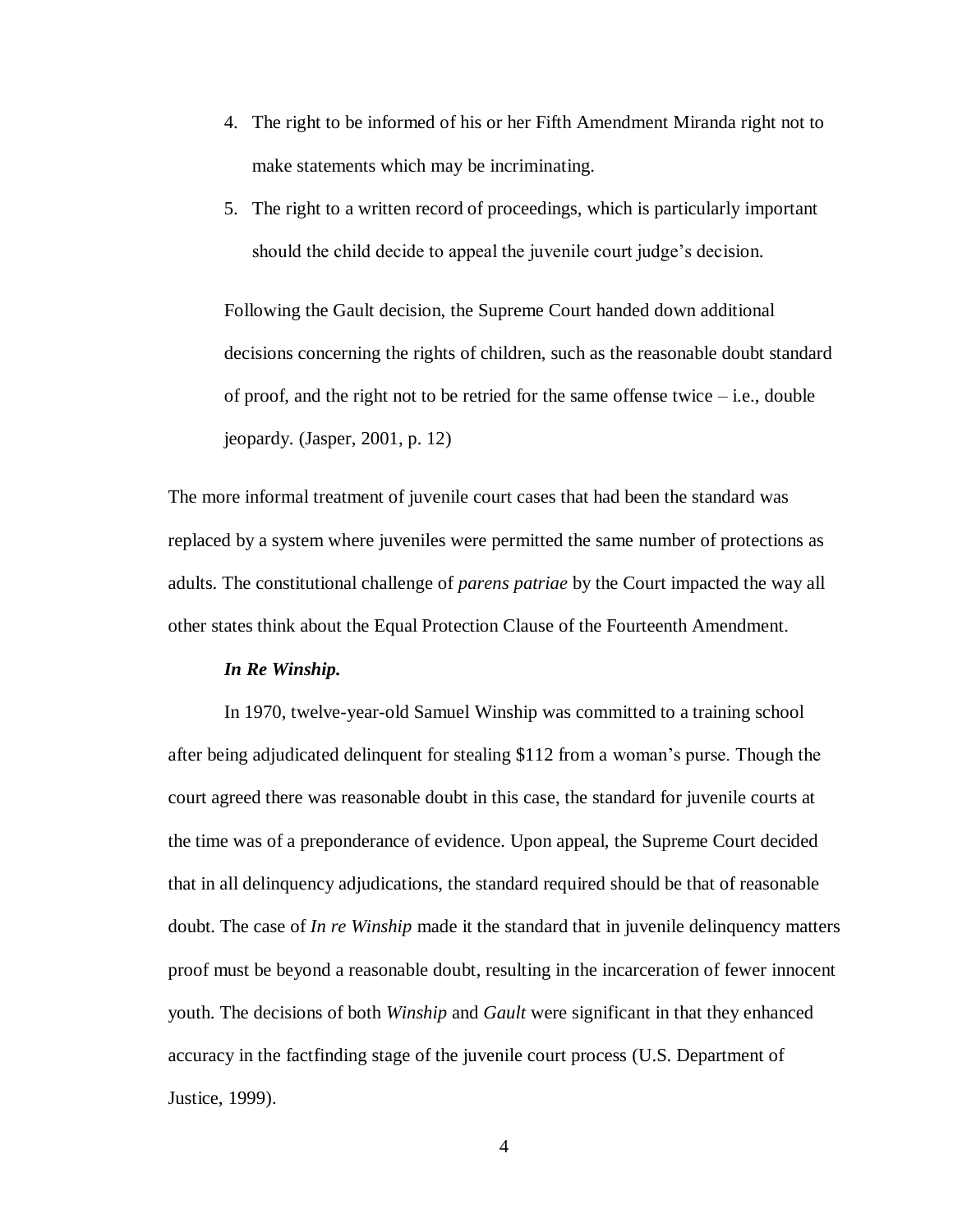4. The right to be informed of his or her Fifth Amendment Miranda right not to make statements which may be incriminating.
5. The right to a written record of proceedings, which is particularly important should the child decide to appeal the juvenile court judge's decision.

> Following the Gault decision, the Supreme Court handed down additional decisions concerning the rights of children, such as the reasonable doubt standard of proof, and the right not to be retried for the same offense twice – i.e., double jeopardy. (Jasper, 2001, p. 12)

The more informal treatment of juvenile court cases that had been the standard was replaced by a system where juveniles were permitted the same number of protections as adults. The constitutional challenge of *parens patriae* by the Court impacted the way all other states think about the Equal Protection Clause of the Fourteenth Amendment.

***In Re Winship.***

In 1970, twelve-year-old Samuel Winship was committed to a training school after being adjudicated delinquent for stealing $112 from a woman's purse. Though the court agreed there was reasonable doubt in this case, the standard for juvenile courts at the time was of a preponderance of evidence. Upon appeal, the Supreme Court decided that in all delinquency adjudications, the standard required should be that of reasonable doubt. The case of *In re Winship* made it the standard that in juvenile delinquency matters proof must be beyond a reasonable doubt, resulting in the incarceration of fewer innocent youth. The decisions of both *Winship* and *Gault* were significant in that they enhanced accuracy in the factfinding stage of the juvenile court process (U.S. Department of Justice, 1999).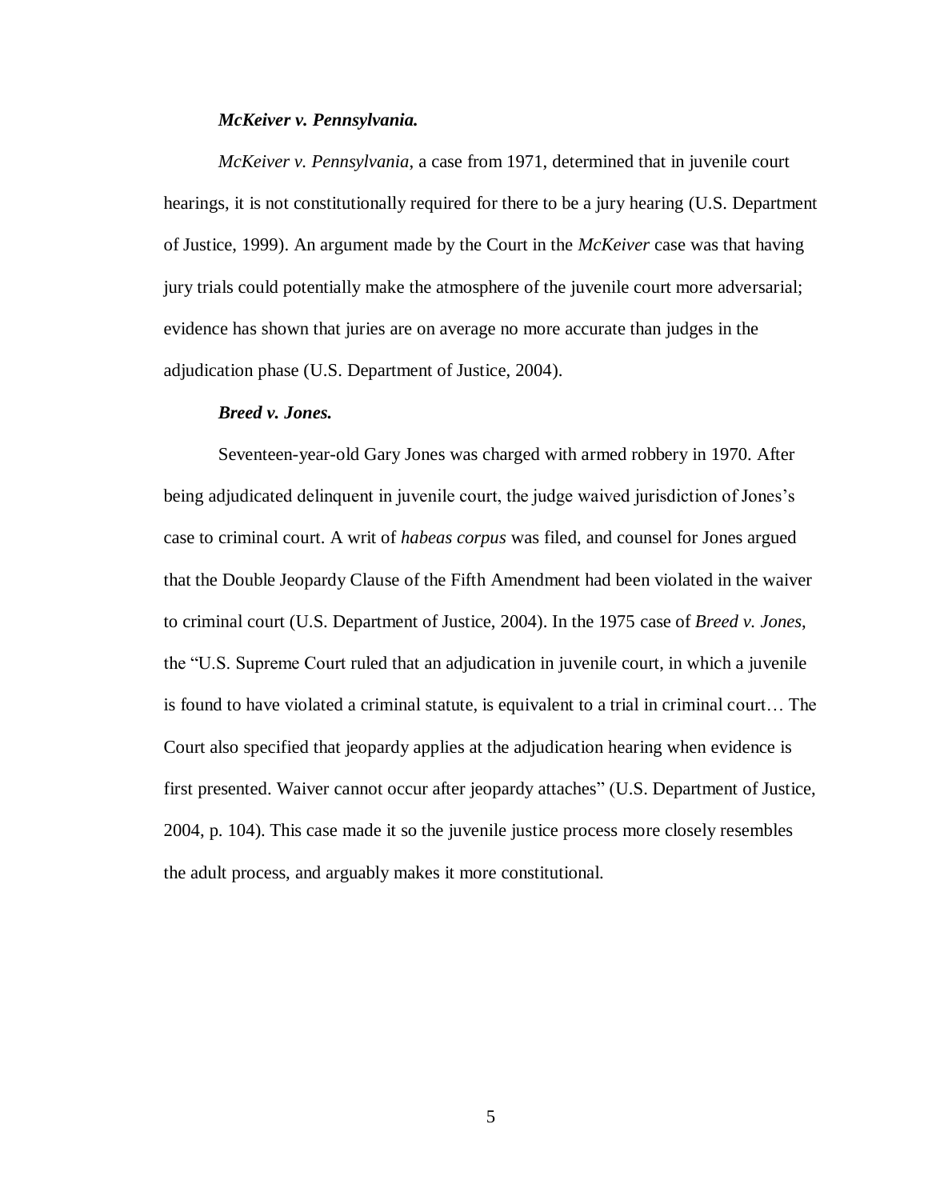#### ***McKeiver v. Pennsylvania.***

*McKeiver v. Pennsylvania*, a case from 1971, determined that in juvenile court hearings, it is not constitutionally required for there to be a jury hearing (U.S. Department of Justice, 1999). An argument made by the Court in the *McKeiver* case was that having jury trials could potentially make the atmosphere of the juvenile court more adversarial; evidence has shown that juries are on average no more accurate than judges in the adjudication phase (U.S. Department of Justice, 2004).

#### ***Breed v. Jones.***

Seventeen-year-old Gary Jones was charged with armed robbery in 1970. After being adjudicated delinquent in juvenile court, the judge waived jurisdiction of Jones's case to criminal court. A writ of *habeas corpus* was filed, and counsel for Jones argued that the Double Jeopardy Clause of the Fifth Amendment had been violated in the waiver to criminal court (U.S. Department of Justice, 2004). In the 1975 case of *Breed v. Jones*, the "U.S. Supreme Court ruled that an adjudication in juvenile court, in which a juvenile is found to have violated a criminal statute, is equivalent to a trial in criminal court… The Court also specified that jeopardy applies at the adjudication hearing when evidence is first presented. Waiver cannot occur after jeopardy attaches" (U.S. Department of Justice, 2004, p. 104). This case made it so the juvenile justice process more closely resembles the adult process, and arguably makes it more constitutional.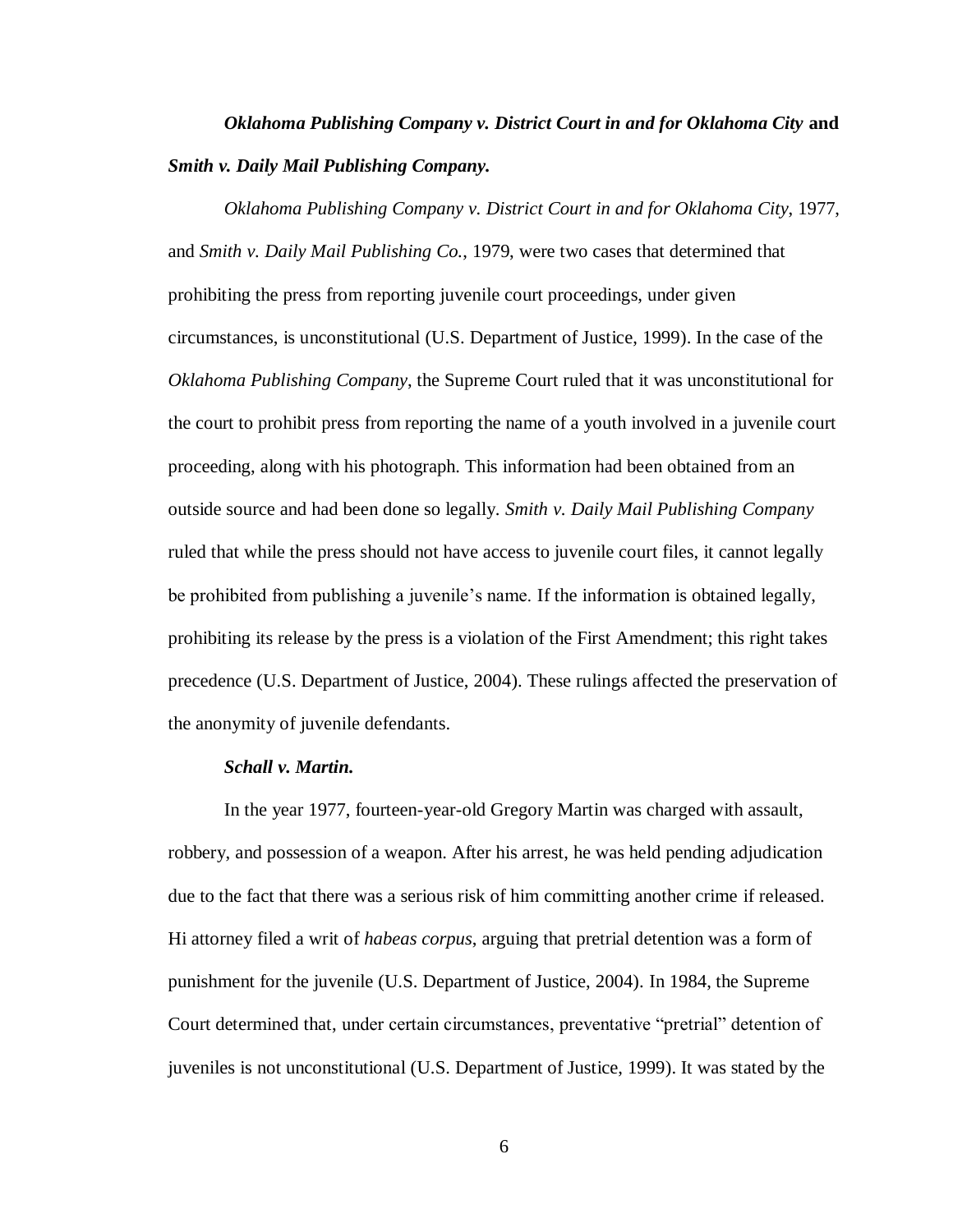***Oklahoma Publishing Company v. District Court in and for Oklahoma City* and *Smith v. Daily Mail Publishing Company.***

*Oklahoma Publishing Company v. District Court in and for Oklahoma City*, 1977, and *Smith v. Daily Mail Publishing Co.*, 1979, were two cases that determined that prohibiting the press from reporting juvenile court proceedings, under given circumstances, is unconstitutional (U.S. Department of Justice, 1999). In the case of the *Oklahoma Publishing Company*, the Supreme Court ruled that it was unconstitutional for the court to prohibit press from reporting the name of a youth involved in a juvenile court proceeding, along with his photograph. This information had been obtained from an outside source and had been done so legally. *Smith v. Daily Mail Publishing Company* ruled that while the press should not have access to juvenile court files, it cannot legally be prohibited from publishing a juvenile's name. If the information is obtained legally, prohibiting its release by the press is a violation of the First Amendment; this right takes precedence (U.S. Department of Justice, 2004). These rulings affected the preservation of the anonymity of juvenile defendants.

***Schall v. Martin.***

In the year 1977, fourteen-year-old Gregory Martin was charged with assault, robbery, and possession of a weapon. After his arrest, he was held pending adjudication due to the fact that there was a serious risk of him committing another crime if released. Hi attorney filed a writ of *habeas corpus*, arguing that pretrial detention was a form of punishment for the juvenile (U.S. Department of Justice, 2004). In 1984, the Supreme Court determined that, under certain circumstances, preventative "pretrial" detention of juveniles is not unconstitutional (U.S. Department of Justice, 1999). It was stated by the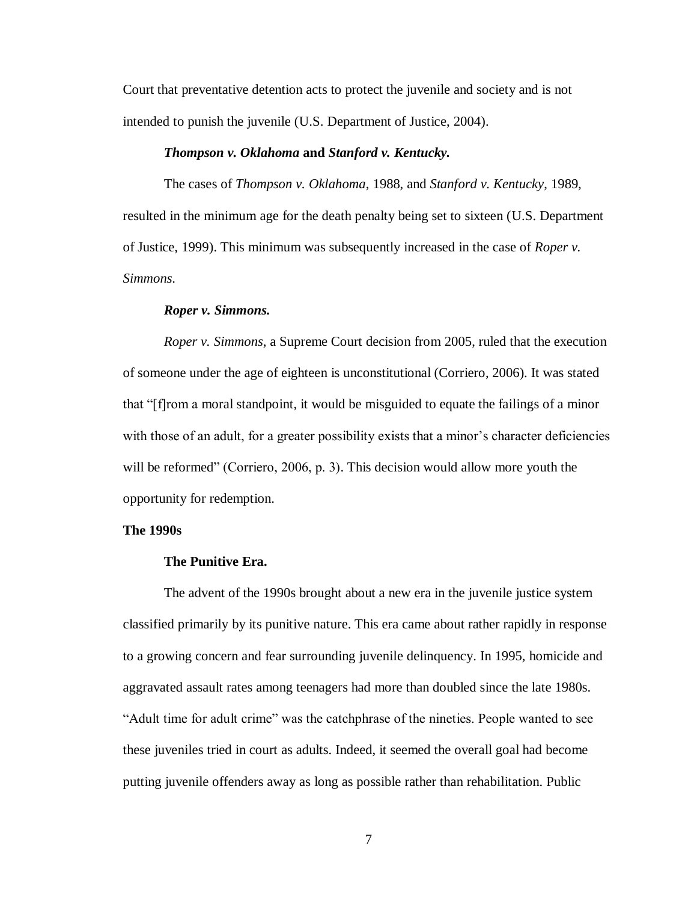Court that preventative detention acts to protect the juvenile and society and is not intended to punish the juvenile (U.S. Department of Justice, 2004).

#### *Thompson v. Oklahoma* and *Stanford v. Kentucky.*

The cases of *Thompson v. Oklahoma*, 1988, and *Stanford v. Kentucky*, 1989, resulted in the minimum age for the death penalty being set to sixteen (U.S. Department of Justice, 1999). This minimum was subsequently increased in the case of *Roper v. Simmons.*

#### *Roper v. Simmons.*

*Roper v. Simmons*, a Supreme Court decision from 2005, ruled that the execution of someone under the age of eighteen is unconstitutional (Corriero, 2006). It was stated that "[f]rom a moral standpoint, it would be misguided to equate the failings of a minor with those of an adult, for a greater possibility exists that a minor's character deficiencies will be reformed" (Corriero, 2006, p. 3). This decision would allow more youth the opportunity for redemption.

## The 1990s

#### The Punitive Era.

The advent of the 1990s brought about a new era in the juvenile justice system classified primarily by its punitive nature. This era came about rather rapidly in response to a growing concern and fear surrounding juvenile delinquency. In 1995, homicide and aggravated assault rates among teenagers had more than doubled since the late 1980s. "Adult time for adult crime" was the catchphrase of the nineties. People wanted to see these juveniles tried in court as adults. Indeed, it seemed the overall goal had become putting juvenile offenders away as long as possible rather than rehabilitation. Public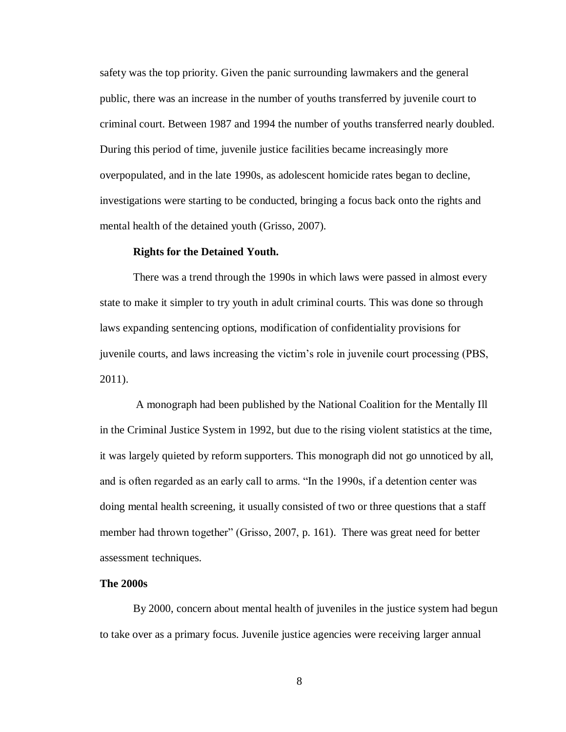safety was the top priority. Given the panic surrounding lawmakers and the general public, there was an increase in the number of youths transferred by juvenile court to criminal court. Between 1987 and 1994 the number of youths transferred nearly doubled. During this period of time, juvenile justice facilities became increasingly more overpopulated, and in the late 1990s, as adolescent homicide rates began to decline, investigations were starting to be conducted, bringing a focus back onto the rights and mental health of the detained youth (Grisso, 2007).

### Rights for the Detained Youth.

There was a trend through the 1990s in which laws were passed in almost every state to make it simpler to try youth in adult criminal courts. This was done so through laws expanding sentencing options, modification of confidentiality provisions for juvenile courts, and laws increasing the victim's role in juvenile court processing (PBS, 2011).

A monograph had been published by the National Coalition for the Mentally Ill in the Criminal Justice System in 1992, but due to the rising violent statistics at the time, it was largely quieted by reform supporters. This monograph did not go unnoticed by all, and is often regarded as an early call to arms. "In the 1990s, if a detention center was doing mental health screening, it usually consisted of two or three questions that a staff member had thrown together" (Grisso, 2007, p. 161). There was great need for better assessment techniques.

## The 2000s

By 2000, concern about mental health of juveniles in the justice system had begun to take over as a primary focus. Juvenile justice agencies were receiving larger annual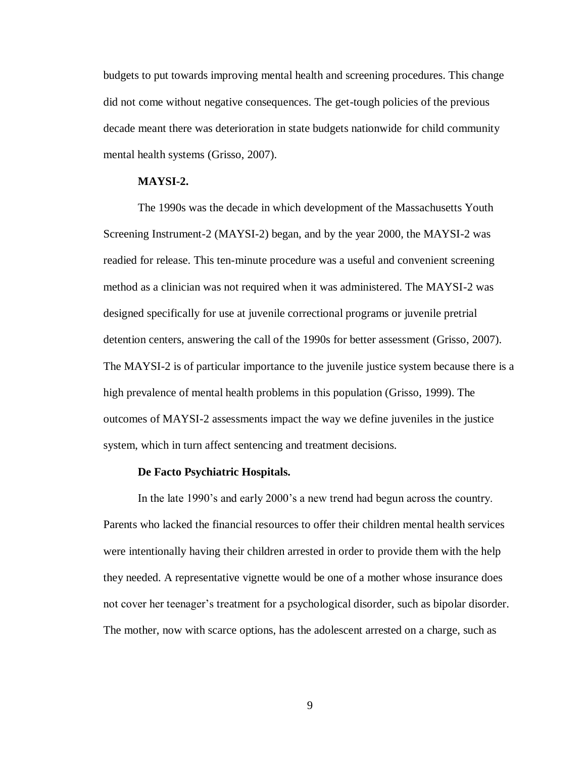budgets to put towards improving mental health and screening procedures. This change did not come without negative consequences. The get-tough policies of the previous decade meant there was deterioration in state budgets nationwide for child community mental health systems (Grisso, 2007).

### MAYSI-2.

The 1990s was the decade in which development of the Massachusetts Youth Screening Instrument-2 (MAYSI-2) began, and by the year 2000, the MAYSI-2 was readied for release. This ten-minute procedure was a useful and convenient screening method as a clinician was not required when it was administered. The MAYSI-2 was designed specifically for use at juvenile correctional programs or juvenile pretrial detention centers, answering the call of the 1990s for better assessment (Grisso, 2007). The MAYSI-2 is of particular importance to the juvenile justice system because there is a high prevalence of mental health problems in this population (Grisso, 1999). The outcomes of MAYSI-2 assessments impact the way we define juveniles in the justice system, which in turn affect sentencing and treatment decisions.

### De Facto Psychiatric Hospitals.

In the late 1990's and early 2000's a new trend had begun across the country. Parents who lacked the financial resources to offer their children mental health services were intentionally having their children arrested in order to provide them with the help they needed. A representative vignette would be one of a mother whose insurance does not cover her teenager's treatment for a psychological disorder, such as bipolar disorder. The mother, now with scarce options, has the adolescent arrested on a charge, such as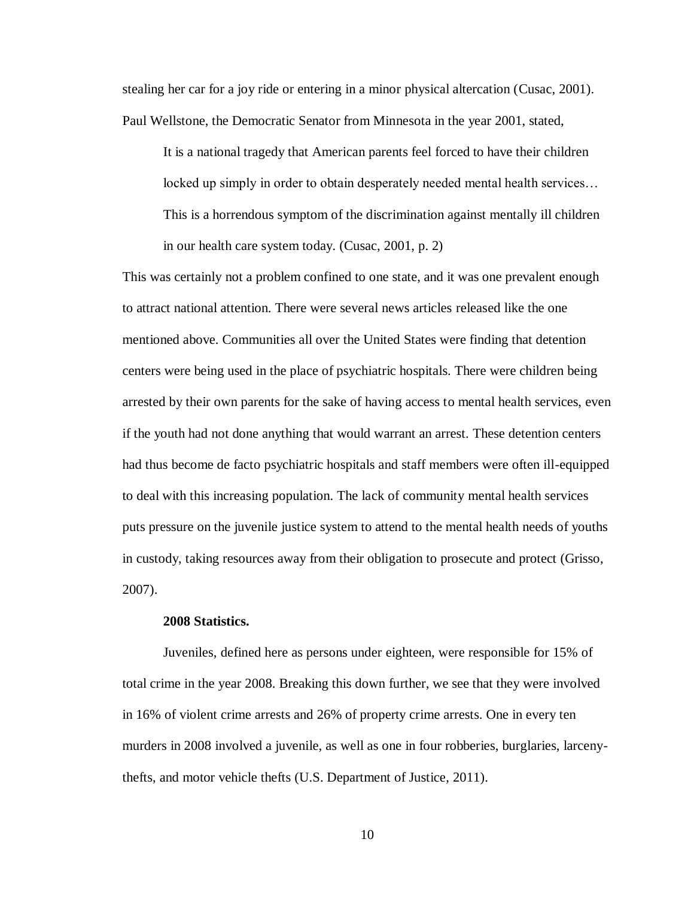stealing her car for a joy ride or entering in a minor physical altercation (Cusac, 2001). Paul Wellstone, the Democratic Senator from Minnesota in the year 2001, stated,

> It is a national tragedy that American parents feel forced to have their children locked up simply in order to obtain desperately needed mental health services… This is a horrendous symptom of the discrimination against mentally ill children in our health care system today. (Cusac, 2001, p. 2)

This was certainly not a problem confined to one state, and it was one prevalent enough to attract national attention. There were several news articles released like the one mentioned above. Communities all over the United States were finding that detention centers were being used in the place of psychiatric hospitals. There were children being arrested by their own parents for the sake of having access to mental health services, even if the youth had not done anything that would warrant an arrest. These detention centers had thus become de facto psychiatric hospitals and staff members were often ill-equipped to deal with this increasing population. The lack of community mental health services puts pressure on the juvenile justice system to attend to the mental health needs of youths in custody, taking resources away from their obligation to prosecute and protect (Grisso, 2007).

**2008 Statistics.**

Juveniles, defined here as persons under eighteen, were responsible for 15% of total crime in the year 2008. Breaking this down further, we see that they were involved in 16% of violent crime arrests and 26% of property crime arrests. One in every ten murders in 2008 involved a juvenile, as well as one in four robberies, burglaries, larceny-thefts, and motor vehicle thefts (U.S. Department of Justice, 2011).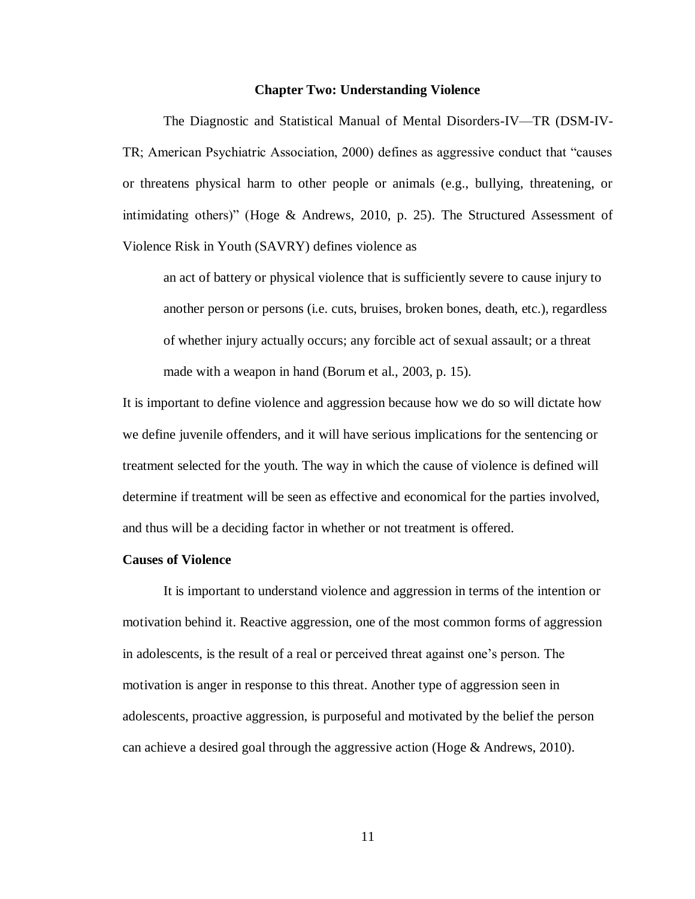## Chapter Two: Understanding Violence

The Diagnostic and Statistical Manual of Mental Disorders-IV—TR (DSM-IV-TR; American Psychiatric Association, 2000) defines as aggressive conduct that "causes or threatens physical harm to other people or animals (e.g., bullying, threatening, or intimidating others)" (Hoge & Andrews, 2010, p. 25). The Structured Assessment of Violence Risk in Youth (SAVRY) defines violence as

> an act of battery or physical violence that is sufficiently severe to cause injury to another person or persons (i.e. cuts, bruises, broken bones, death, etc.), regardless of whether injury actually occurs; any forcible act of sexual assault; or a threat made with a weapon in hand (Borum et al., 2003, p. 15).

It is important to define violence and aggression because how we do so will dictate how we define juvenile offenders, and it will have serious implications for the sentencing or treatment selected for the youth. The way in which the cause of violence is defined will determine if treatment will be seen as effective and economical for the parties involved, and thus will be a deciding factor in whether or not treatment is offered.

### Causes of Violence

It is important to understand violence and aggression in terms of the intention or motivation behind it. Reactive aggression, one of the most common forms of aggression in adolescents, is the result of a real or perceived threat against one's person. The motivation is anger in response to this threat. Another type of aggression seen in adolescents, proactive aggression, is purposeful and motivated by the belief the person can achieve a desired goal through the aggressive action (Hoge & Andrews, 2010).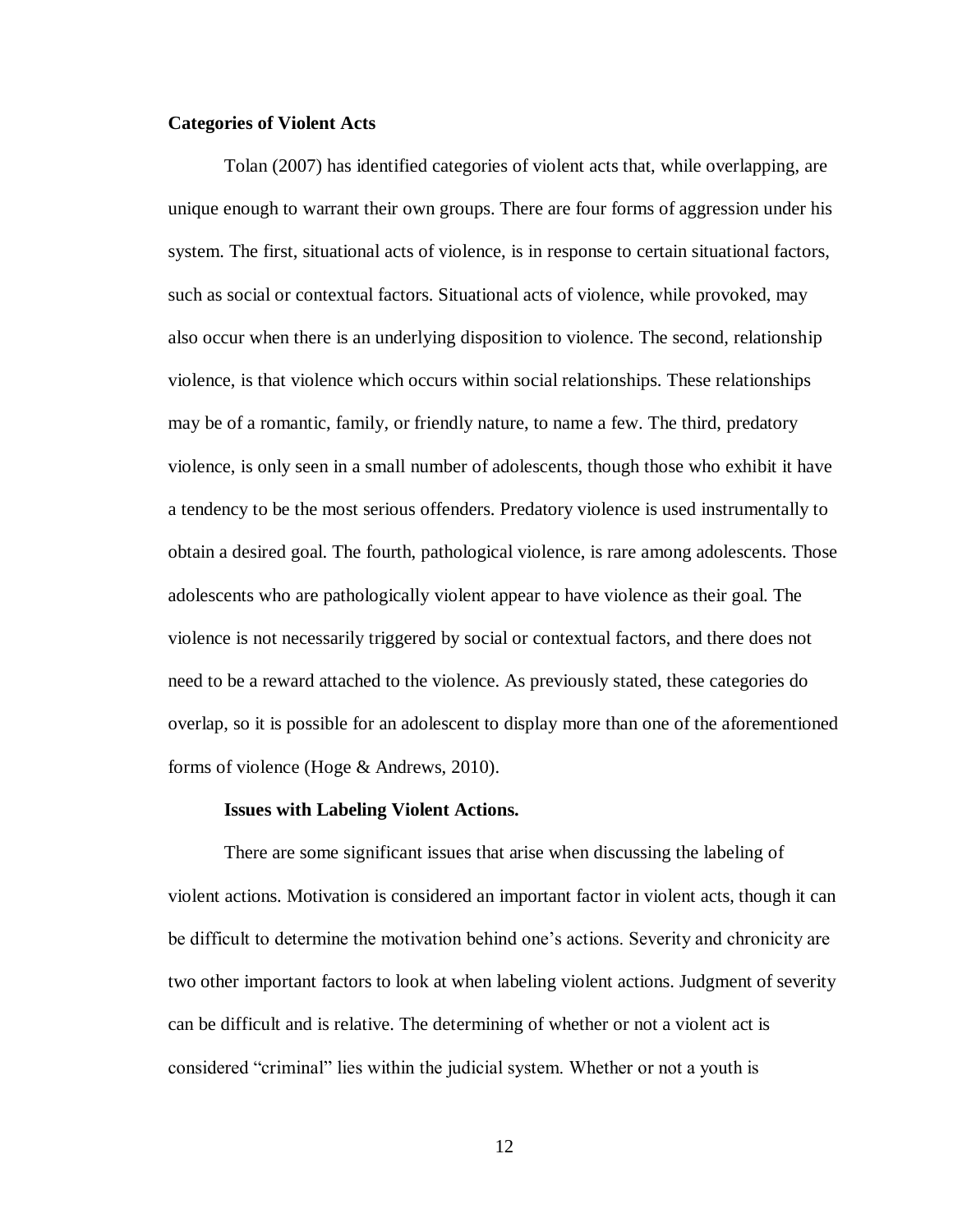## Categories of Violent Acts

Tolan (2007) has identified categories of violent acts that, while overlapping, are unique enough to warrant their own groups. There are four forms of aggression under his system. The first, situational acts of violence, is in response to certain situational factors, such as social or contextual factors. Situational acts of violence, while provoked, may also occur when there is an underlying disposition to violence. The second, relationship violence, is that violence which occurs within social relationships. These relationships may be of a romantic, family, or friendly nature, to name a few. The third, predatory violence, is only seen in a small number of adolescents, though those who exhibit it have a tendency to be the most serious offenders. Predatory violence is used instrumentally to obtain a desired goal. The fourth, pathological violence, is rare among adolescents. Those adolescents who are pathologically violent appear to have violence as their goal. The violence is not necessarily triggered by social or contextual factors, and there does not need to be a reward attached to the violence. As previously stated, these categories do overlap, so it is possible for an adolescent to display more than one of the aforementioned forms of violence (Hoge & Andrews, 2010).

### Issues with Labeling Violent Actions.

There are some significant issues that arise when discussing the labeling of violent actions. Motivation is considered an important factor in violent acts, though it can be difficult to determine the motivation behind one's actions. Severity and chronicity are two other important factors to look at when labeling violent actions. Judgment of severity can be difficult and is relative. The determining of whether or not a violent act is considered "criminal" lies within the judicial system. Whether or not a youth is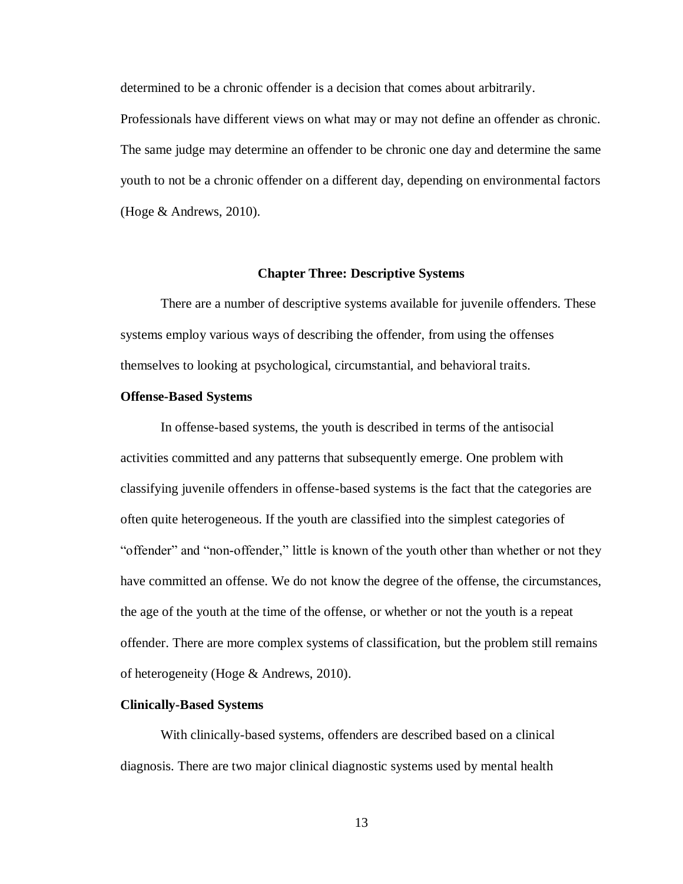determined to be a chronic offender is a decision that comes about arbitrarily. Professionals have different views on what may or may not define an offender as chronic. The same judge may determine an offender to be chronic one day and determine the same youth to not be a chronic offender on a different day, depending on environmental factors (Hoge & Andrews, 2010).

# Chapter Three: Descriptive Systems

There are a number of descriptive systems available for juvenile offenders. These systems employ various ways of describing the offender, from using the offenses themselves to looking at psychological, circumstantial, and behavioral traits.

## Offense-Based Systems

In offense-based systems, the youth is described in terms of the antisocial activities committed and any patterns that subsequently emerge. One problem with classifying juvenile offenders in offense-based systems is the fact that the categories are often quite heterogeneous. If the youth are classified into the simplest categories of "offender" and "non-offender," little is known of the youth other than whether or not they have committed an offense. We do not know the degree of the offense, the circumstances, the age of the youth at the time of the offense, or whether or not the youth is a repeat offender. There are more complex systems of classification, but the problem still remains of heterogeneity (Hoge & Andrews, 2010).

## Clinically-Based Systems

With clinically-based systems, offenders are described based on a clinical diagnosis. There are two major clinical diagnostic systems used by mental health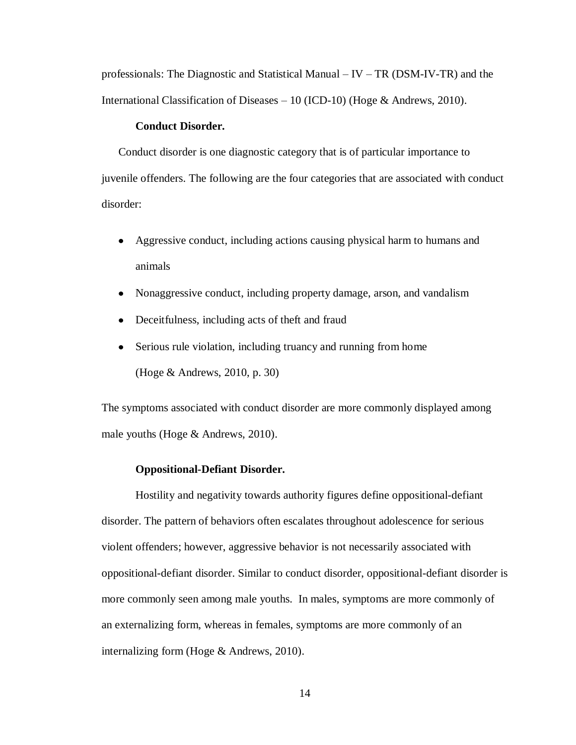professionals: The Diagnostic and Statistical Manual – IV – TR (DSM-IV-TR) and the International Classification of Diseases – 10 (ICD-10) (Hoge & Andrews, 2010).

**Conduct Disorder.**

Conduct disorder is one diagnostic category that is of particular importance to juvenile offenders. The following are the four categories that are associated with conduct disorder:

- Aggressive conduct, including actions causing physical harm to humans and animals
- Nonaggressive conduct, including property damage, arson, and vandalism
- Deceitfulness, including acts of theft and fraud
- Serious rule violation, including truancy and running from home (Hoge & Andrews, 2010, p. 30)

The symptoms associated with conduct disorder are more commonly displayed among male youths (Hoge & Andrews, 2010).

**Oppositional-Defiant Disorder.**

Hostility and negativity towards authority figures define oppositional-defiant disorder. The pattern of behaviors often escalates throughout adolescence for serious violent offenders; however, aggressive behavior is not necessarily associated with oppositional-defiant disorder. Similar to conduct disorder, oppositional-defiant disorder is more commonly seen among male youths. In males, symptoms are more commonly of an externalizing form, whereas in females, symptoms are more commonly of an internalizing form (Hoge & Andrews, 2010).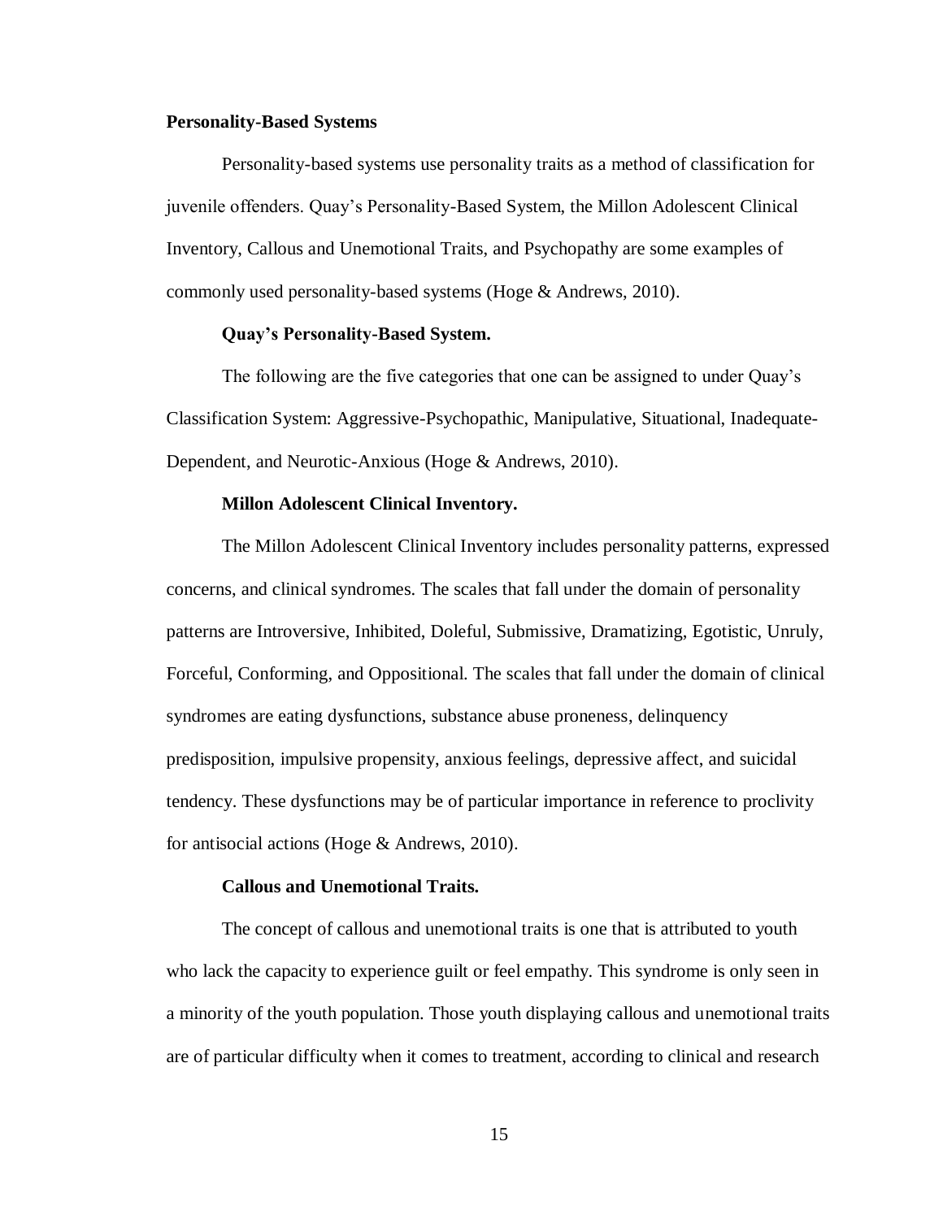**Personality-Based Systems**

Personality-based systems use personality traits as a method of classification for juvenile offenders. Quay's Personality-Based System, the Millon Adolescent Clinical Inventory, Callous and Unemotional Traits, and Psychopathy are some examples of commonly used personality-based systems (Hoge & Andrews, 2010).

**Quay's Personality-Based System.**

The following are the five categories that one can be assigned to under Quay's Classification System: Aggressive-Psychopathic, Manipulative, Situational, Inadequate-Dependent, and Neurotic-Anxious (Hoge & Andrews, 2010).

**Millon Adolescent Clinical Inventory.**

The Millon Adolescent Clinical Inventory includes personality patterns, expressed concerns, and clinical syndromes. The scales that fall under the domain of personality patterns are Introversive, Inhibited, Doleful, Submissive, Dramatizing, Egotistic, Unruly, Forceful, Conforming, and Oppositional. The scales that fall under the domain of clinical syndromes are eating dysfunctions, substance abuse proneness, delinquency predisposition, impulsive propensity, anxious feelings, depressive affect, and suicidal tendency. These dysfunctions may be of particular importance in reference to proclivity for antisocial actions (Hoge & Andrews, 2010).

**Callous and Unemotional Traits.**

The concept of callous and unemotional traits is one that is attributed to youth who lack the capacity to experience guilt or feel empathy. This syndrome is only seen in a minority of the youth population. Those youth displaying callous and unemotional traits are of particular difficulty when it comes to treatment, according to clinical and research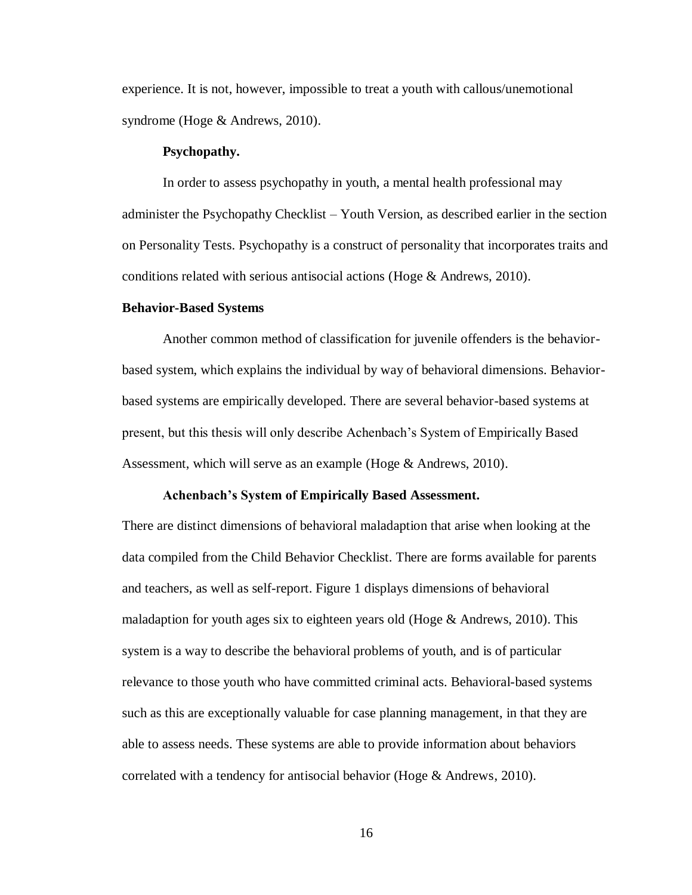experience. It is not, however, impossible to treat a youth with callous/unemotional syndrome (Hoge & Andrews, 2010).

#### Psychopathy.

In order to assess psychopathy in youth, a mental health professional may administer the Psychopathy Checklist – Youth Version, as described earlier in the section on Personality Tests. Psychopathy is a construct of personality that incorporates traits and conditions related with serious antisocial actions (Hoge & Andrews, 2010).

### Behavior-Based Systems

Another common method of classification for juvenile offenders is the behavior-based system, which explains the individual by way of behavioral dimensions. Behavior-based systems are empirically developed. There are several behavior-based systems at present, but this thesis will only describe Achenbach's System of Empirically Based Assessment, which will serve as an example (Hoge & Andrews, 2010).

#### Achenbach's System of Empirically Based Assessment.

There are distinct dimensions of behavioral maladaption that arise when looking at the data compiled from the Child Behavior Checklist. There are forms available for parents and teachers, as well as self-report. Figure 1 displays dimensions of behavioral maladaption for youth ages six to eighteen years old (Hoge & Andrews, 2010). This system is a way to describe the behavioral problems of youth, and is of particular relevance to those youth who have committed criminal acts. Behavioral-based systems such as this are exceptionally valuable for case planning management, in that they are able to assess needs. These systems are able to provide information about behaviors correlated with a tendency for antisocial behavior (Hoge & Andrews, 2010).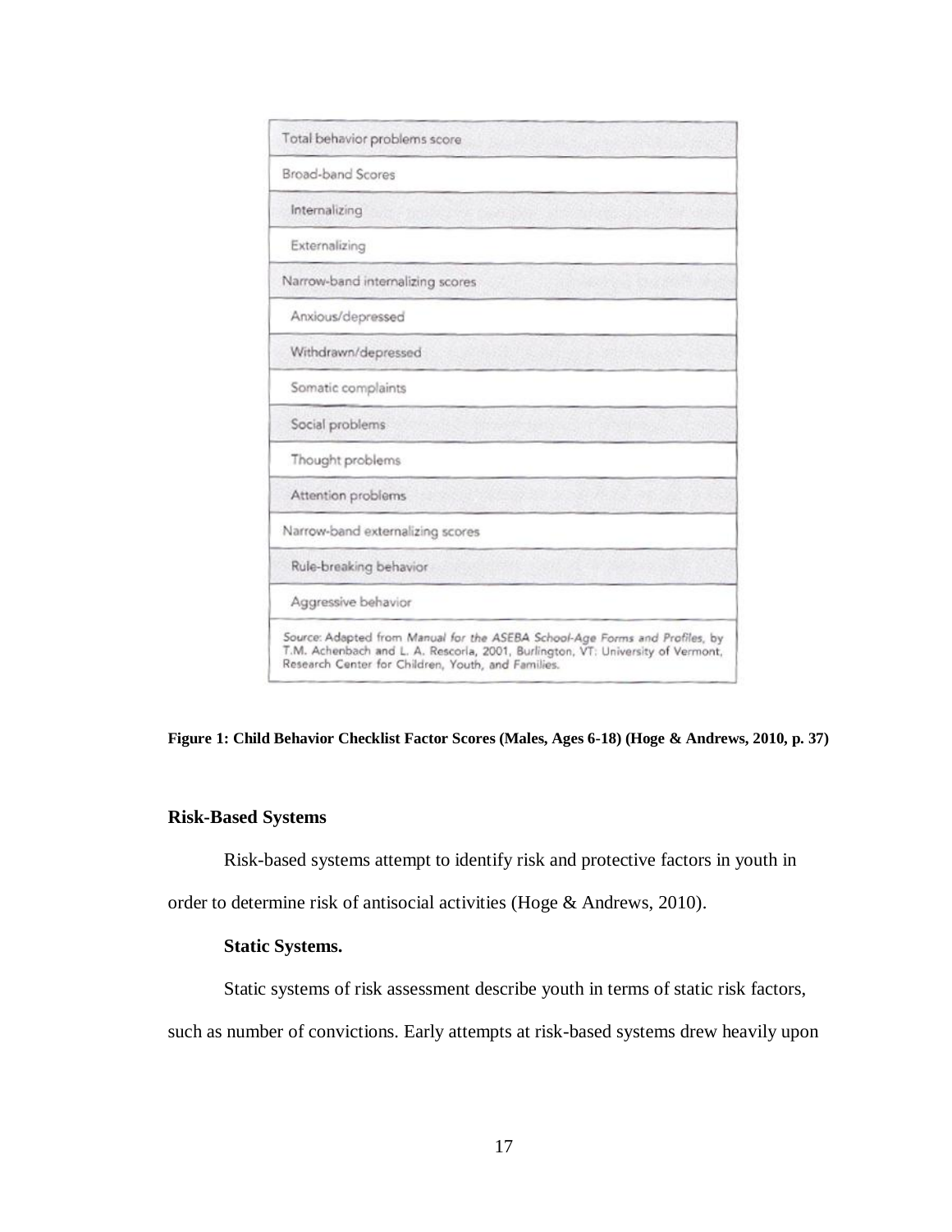| Total behavior problems score |
| --- |
| Broad-band Scores |
| Internalizing |
| Externalizing |
| Narrow-band internalizing scores |
| Anxious/depressed |
| Withdrawn/depressed |
| Somatic complaints |
| Social problems |
| Thought problems |
| Attention problems |
| Narrow-band externalizing scores |
| Rule-breaking behavior |
| Aggressive behavior |

Source: Adapted from *Manual for the ASEBA School-Age Forms and Profiles*, by T.M. Achenbach and L. A. Rescorla, 2001, Burlington, VT: University of Vermont, Research Center for Children, Youth, and Families.

**Figure 1: Child Behavior Checklist Factor Scores (Males, Ages 6-18) (Hoge & Andrews, 2010, p. 37)**

### Risk-Based Systems

Risk-based systems attempt to identify risk and protective factors in youth in order to determine risk of antisocial activities (Hoge & Andrews, 2010).

#### Static Systems.

Static systems of risk assessment describe youth in terms of static risk factors, such as number of convictions. Early attempts at risk-based systems drew heavily upon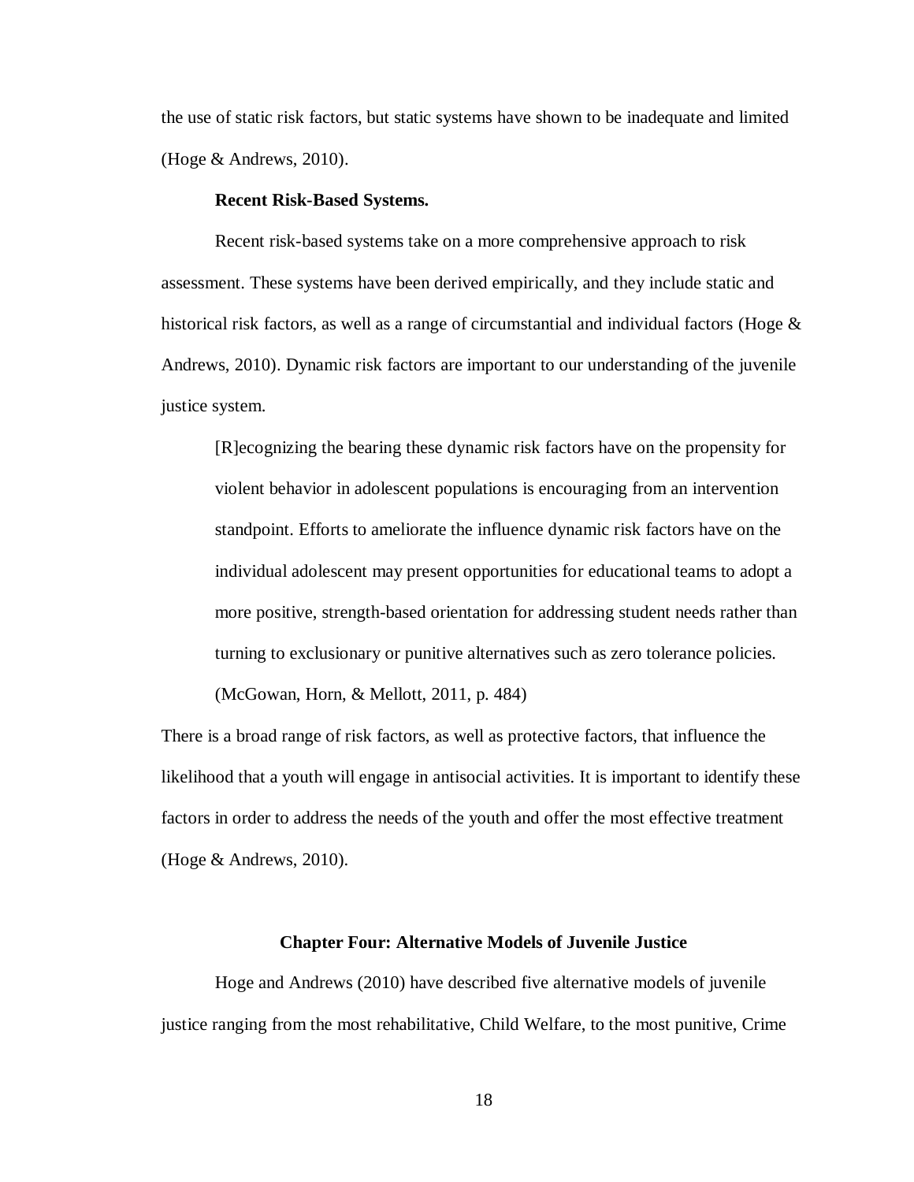the use of static risk factors, but static systems have shown to be inadequate and limited (Hoge & Andrews, 2010).

### Recent Risk-Based Systems.

Recent risk-based systems take on a more comprehensive approach to risk assessment. These systems have been derived empirically, and they include static and historical risk factors, as well as a range of circumstantial and individual factors (Hoge & Andrews, 2010). Dynamic risk factors are important to our understanding of the juvenile justice system.

> [R]ecognizing the bearing these dynamic risk factors have on the propensity for violent behavior in adolescent populations is encouraging from an intervention standpoint. Efforts to ameliorate the influence dynamic risk factors have on the individual adolescent may present opportunities for educational teams to adopt a more positive, strength-based orientation for addressing student needs rather than turning to exclusionary or punitive alternatives such as zero tolerance policies. (McGowan, Horn, & Mellott, 2011, p. 484)

There is a broad range of risk factors, as well as protective factors, that influence the likelihood that a youth will engage in antisocial activities. It is important to identify these factors in order to address the needs of the youth and offer the most effective treatment (Hoge & Andrews, 2010).

## Chapter Four: Alternative Models of Juvenile Justice

Hoge and Andrews (2010) have described five alternative models of juvenile justice ranging from the most rehabilitative, Child Welfare, to the most punitive, Crime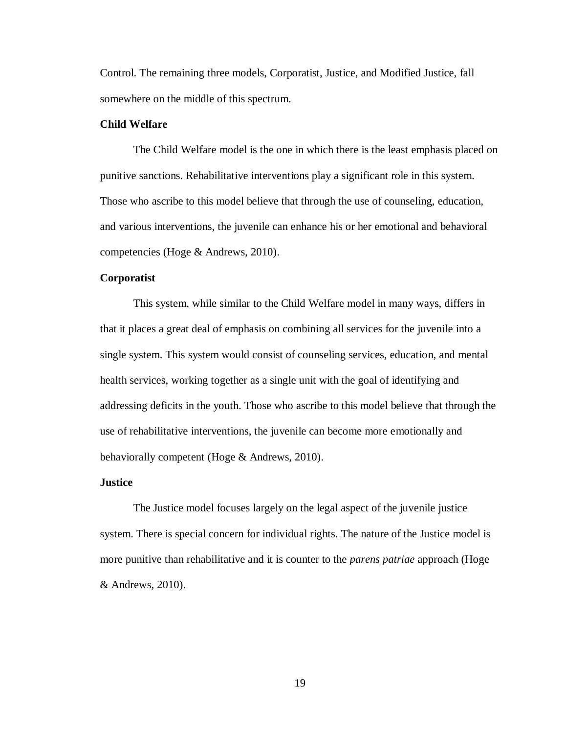Control. The remaining three models, Corporatist, Justice, and Modified Justice, fall somewhere on the middle of this spectrum.

### Child Welfare

The Child Welfare model is the one in which there is the least emphasis placed on punitive sanctions. Rehabilitative interventions play a significant role in this system. Those who ascribe to this model believe that through the use of counseling, education, and various interventions, the juvenile can enhance his or her emotional and behavioral competencies (Hoge & Andrews, 2010).

### Corporatist

This system, while similar to the Child Welfare model in many ways, differs in that it places a great deal of emphasis on combining all services for the juvenile into a single system. This system would consist of counseling services, education, and mental health services, working together as a single unit with the goal of identifying and addressing deficits in the youth. Those who ascribe to this model believe that through the use of rehabilitative interventions, the juvenile can become more emotionally and behaviorally competent (Hoge & Andrews, 2010).

### Justice

The Justice model focuses largely on the legal aspect of the juvenile justice system. There is special concern for individual rights. The nature of the Justice model is more punitive than rehabilitative and it is counter to the *parens patriae* approach (Hoge & Andrews, 2010).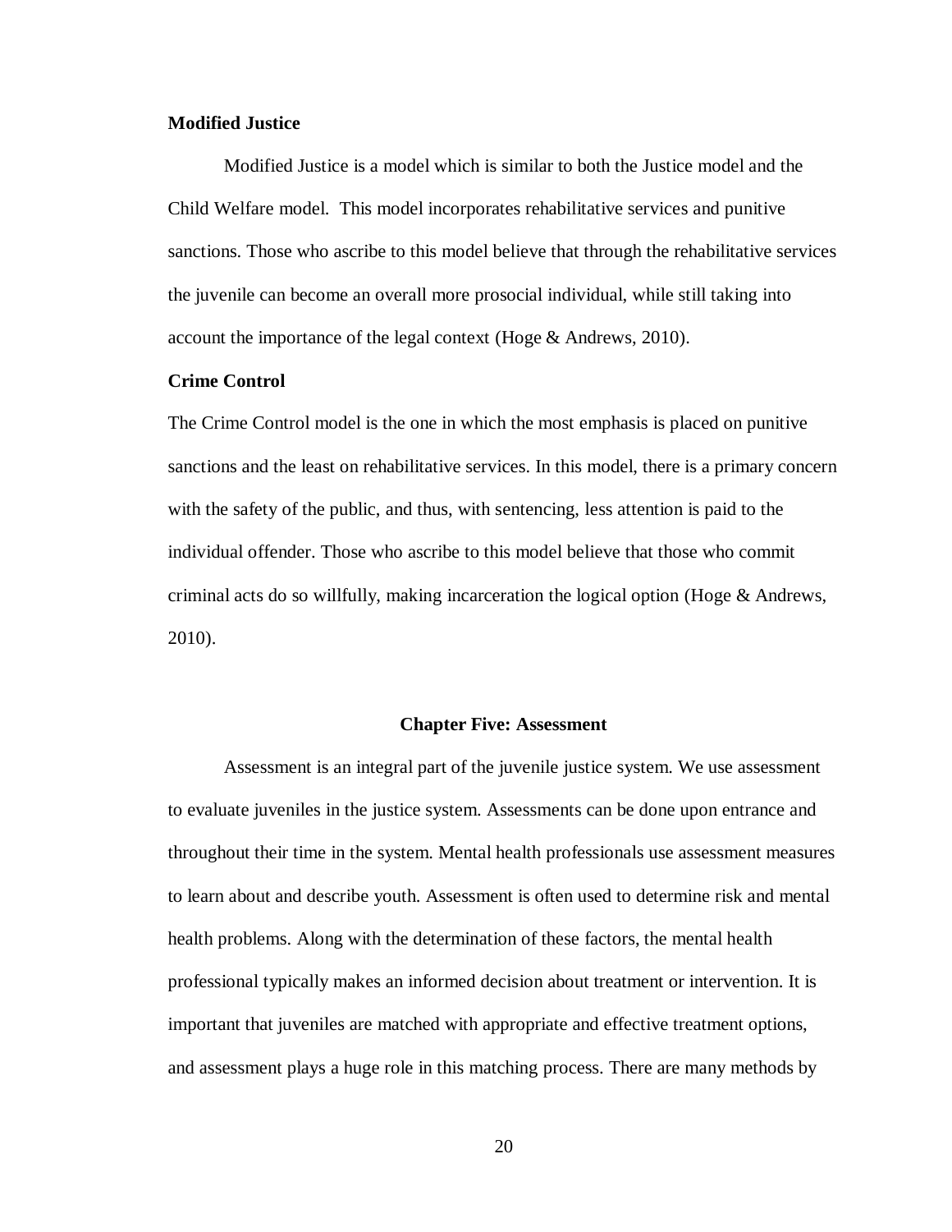### Modified Justice

Modified Justice is a model which is similar to both the Justice model and the Child Welfare model. This model incorporates rehabilitative services and punitive sanctions. Those who ascribe to this model believe that through the rehabilitative services the juvenile can become an overall more prosocial individual, while still taking into account the importance of the legal context (Hoge & Andrews, 2010).

### Crime Control

The Crime Control model is the one in which the most emphasis is placed on punitive sanctions and the least on rehabilitative services. In this model, there is a primary concern with the safety of the public, and thus, with sentencing, less attention is paid to the individual offender. Those who ascribe to this model believe that those who commit criminal acts do so willfully, making incarceration the logical option (Hoge & Andrews, 2010).

## Chapter Five: Assessment

Assessment is an integral part of the juvenile justice system. We use assessment to evaluate juveniles in the justice system. Assessments can be done upon entrance and throughout their time in the system. Mental health professionals use assessment measures to learn about and describe youth. Assessment is often used to determine risk and mental health problems. Along with the determination of these factors, the mental health professional typically makes an informed decision about treatment or intervention. It is important that juveniles are matched with appropriate and effective treatment options, and assessment plays a huge role in this matching process. There are many methods by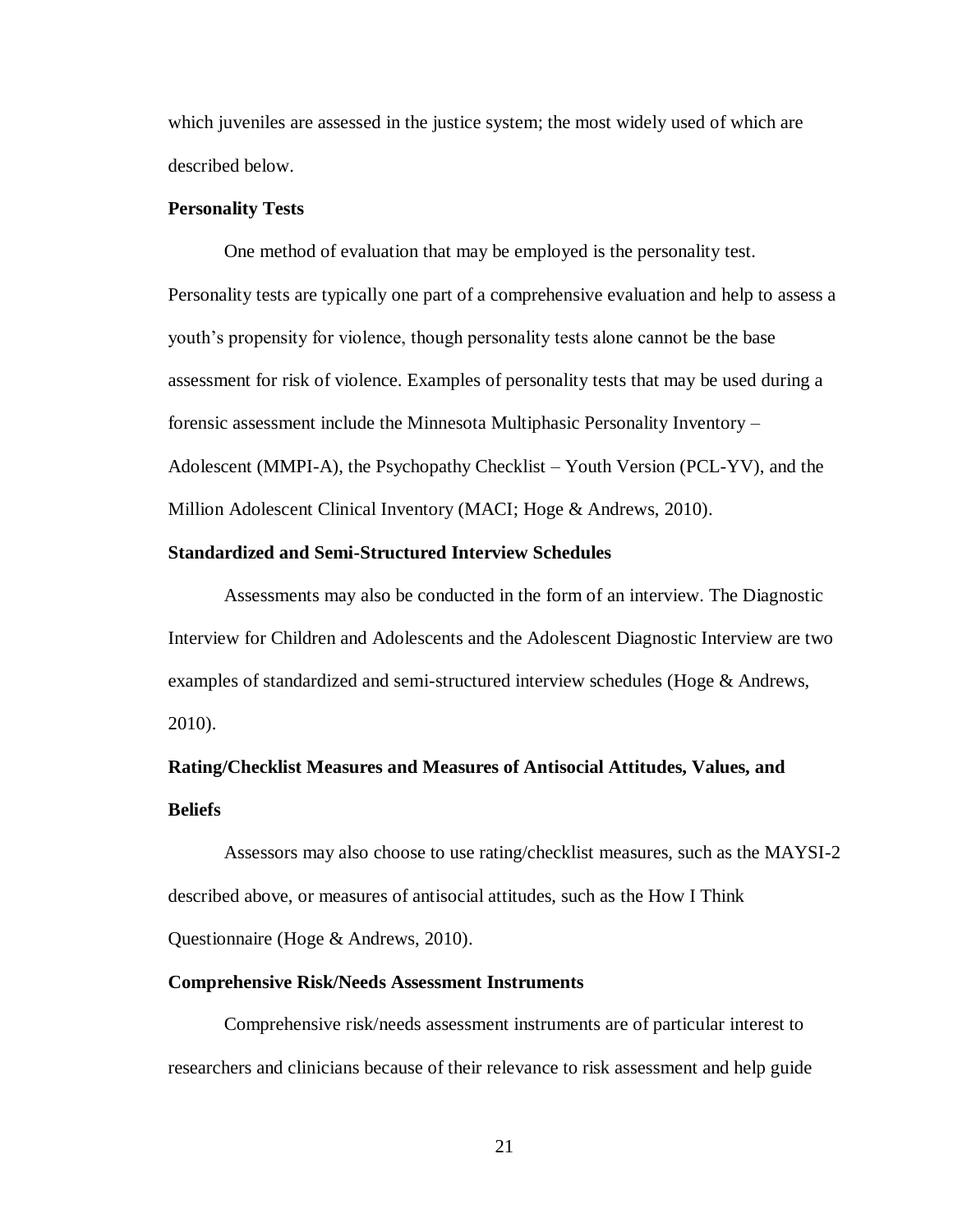which juveniles are assessed in the justice system; the most widely used of which are described below.

### Personality Tests

One method of evaluation that may be employed is the personality test. Personality tests are typically one part of a comprehensive evaluation and help to assess a youth's propensity for violence, though personality tests alone cannot be the base assessment for risk of violence. Examples of personality tests that may be used during a forensic assessment include the Minnesota Multiphasic Personality Inventory – Adolescent (MMPI-A), the Psychopathy Checklist – Youth Version (PCL-YV), and the Million Adolescent Clinical Inventory (MACI; Hoge & Andrews, 2010).

### Standardized and Semi-Structured Interview Schedules

Assessments may also be conducted in the form of an interview. The Diagnostic Interview for Children and Adolescents and the Adolescent Diagnostic Interview are two examples of standardized and semi-structured interview schedules (Hoge & Andrews, 2010).

### Rating/Checklist Measures and Measures of Antisocial Attitudes, Values, and Beliefs

Assessors may also choose to use rating/checklist measures, such as the MAYSI-2 described above, or measures of antisocial attitudes, such as the How I Think Questionnaire (Hoge & Andrews, 2010).

### Comprehensive Risk/Needs Assessment Instruments

Comprehensive risk/needs assessment instruments are of particular interest to researchers and clinicians because of their relevance to risk assessment and help guide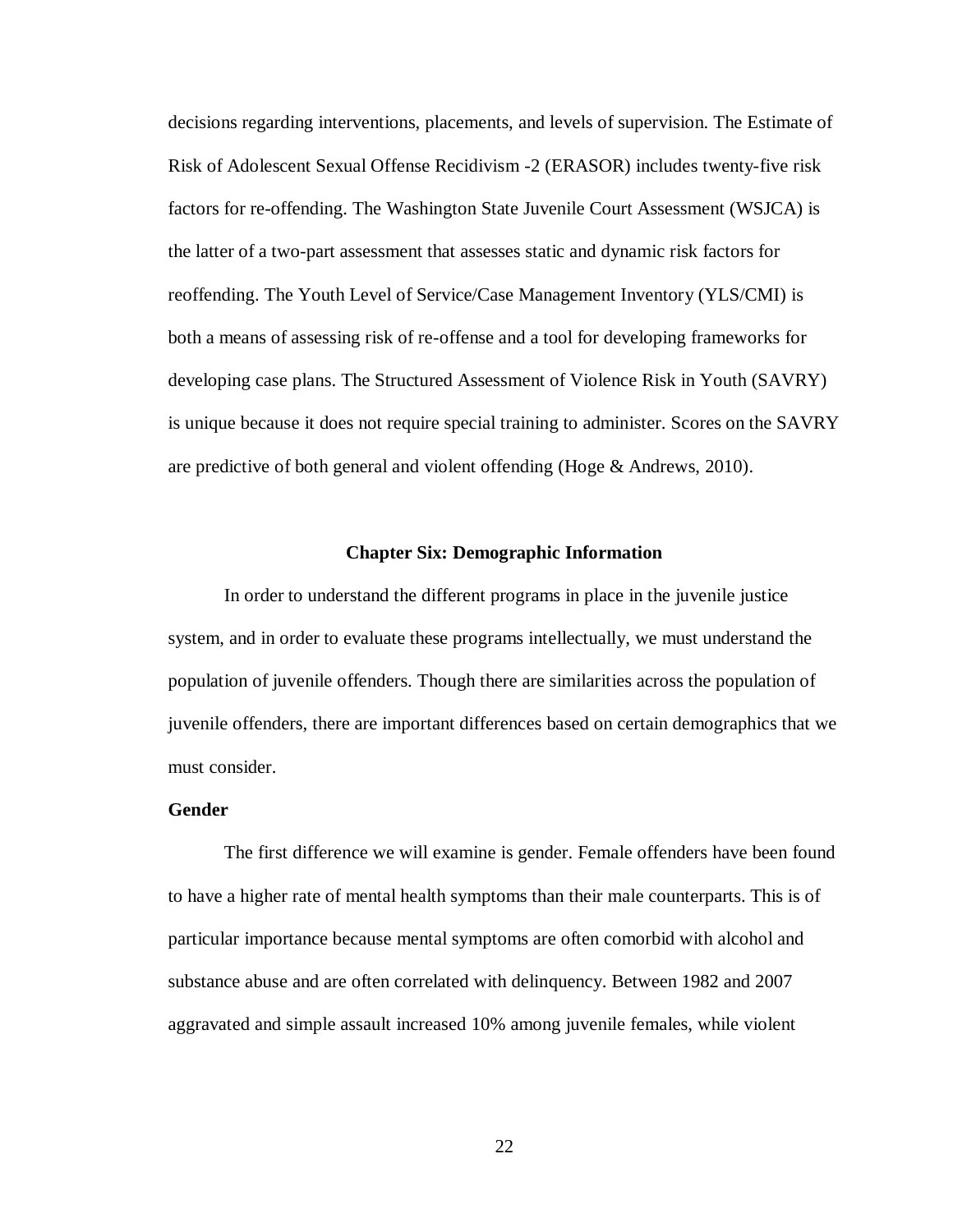decisions regarding interventions, placements, and levels of supervision. The Estimate of Risk of Adolescent Sexual Offense Recidivism -2 (ERASOR) includes twenty-five risk factors for re-offending. The Washington State Juvenile Court Assessment (WSJCA) is the latter of a two-part assessment that assesses static and dynamic risk factors for reoffending. The Youth Level of Service/Case Management Inventory (YLS/CMI) is both a means of assessing risk of re-offense and a tool for developing frameworks for developing case plans. The Structured Assessment of Violence Risk in Youth (SAVRY) is unique because it does not require special training to administer. Scores on the SAVRY are predictive of both general and violent offending (Hoge & Andrews, 2010).

## Chapter Six: Demographic Information

In order to understand the different programs in place in the juvenile justice system, and in order to evaluate these programs intellectually, we must understand the population of juvenile offenders. Though there are similarities across the population of juvenile offenders, there are important differences based on certain demographics that we must consider.

### Gender

The first difference we will examine is gender. Female offenders have been found to have a higher rate of mental health symptoms than their male counterparts. This is of particular importance because mental symptoms are often comorbid with alcohol and substance abuse and are often correlated with delinquency. Between 1982 and 2007 aggravated and simple assault increased 10% among juvenile females, while violent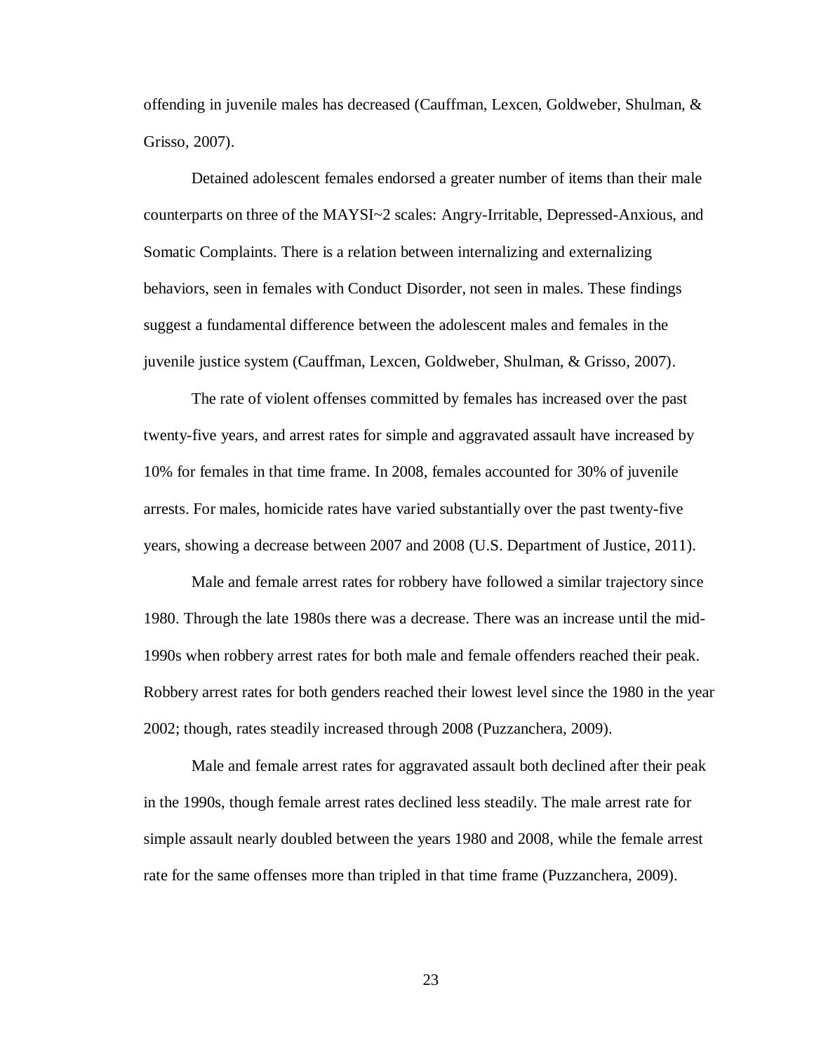offending in juvenile males has decreased (Cauffman, Lexcen, Goldweber, Shulman, & Grisso, 2007).

Detained adolescent females endorsed a greater number of items than their male counterparts on three of the MAYSI~2 scales: Angry-Irritable, Depressed-Anxious, and Somatic Complaints. There is a relation between internalizing and externalizing behaviors, seen in females with Conduct Disorder, not seen in males. These findings suggest a fundamental difference between the adolescent males and females in the juvenile justice system (Cauffman, Lexcen, Goldweber, Shulman, & Grisso, 2007).

The rate of violent offenses committed by females has increased over the past twenty-five years, and arrest rates for simple and aggravated assault have increased by 10% for females in that time frame. In 2008, females accounted for 30% of juvenile arrests. For males, homicide rates have varied substantially over the past twenty-five years, showing a decrease between 2007 and 2008 (U.S. Department of Justice, 2011).

Male and female arrest rates for robbery have followed a similar trajectory since 1980. Through the late 1980s there was a decrease. There was an increase until the mid-1990s when robbery arrest rates for both male and female offenders reached their peak. Robbery arrest rates for both genders reached their lowest level since the 1980 in the year 2002; though, rates steadily increased through 2008 (Puzzanchera, 2009).

Male and female arrest rates for aggravated assault both declined after their peak in the 1990s, though female arrest rates declined less steadily. The male arrest rate for simple assault nearly doubled between the years 1980 and 2008, while the female arrest rate for the same offenses more than tripled in that time frame (Puzzanchera, 2009).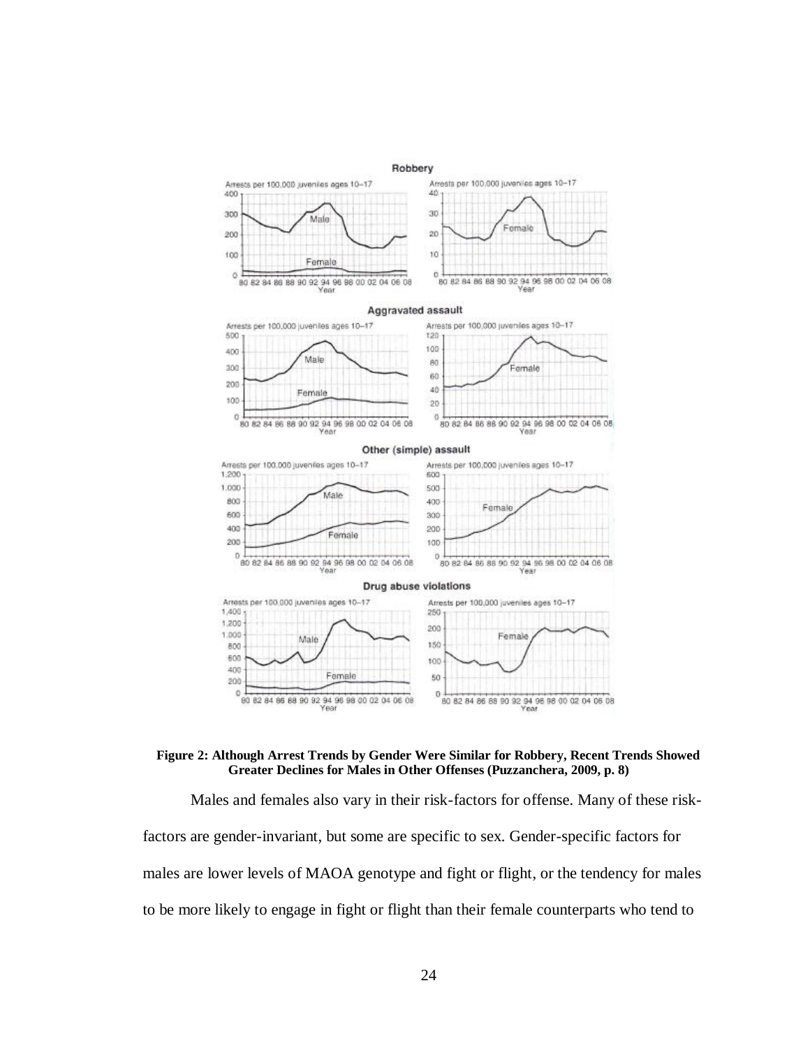**Figure 2: Although Arrest Trends by Gender Were Similar for Robbery, Recent Trends Showed Greater Declines for Males in Other Offenses (Puzzanchera, 2009, p. 8)**

Males and females also vary in their risk-factors for offense. Many of these risk-factors are gender-invariant, but some are specific to sex. Gender-specific factors for males are lower levels of MAOA genotype and fight or flight, or the tendency for males to be more likely to engage in fight or flight than their female counterparts who tend to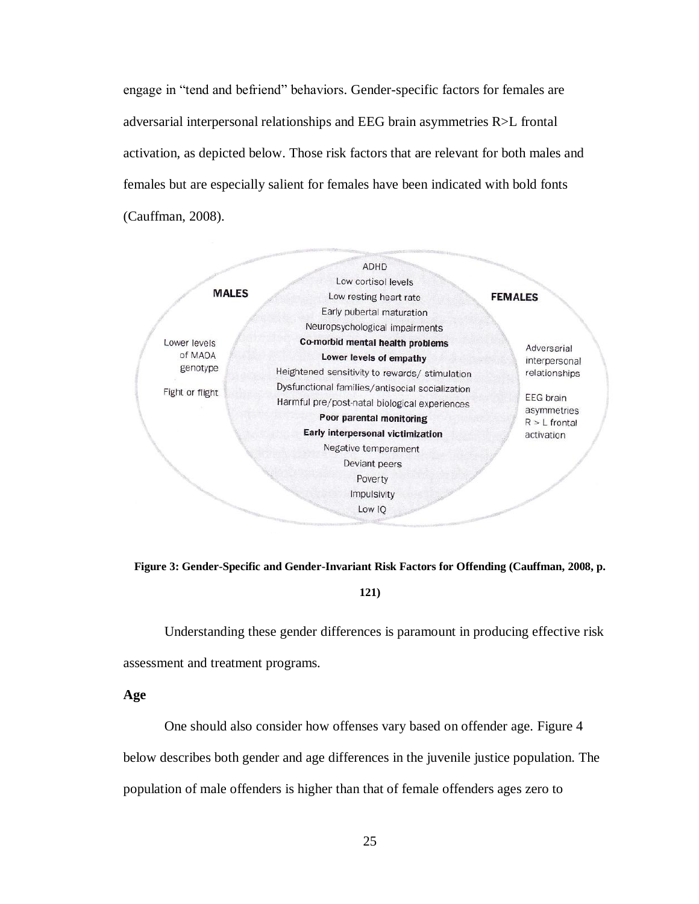engage in "tend and befriend" behaviors. Gender-specific factors for females are adversarial interpersonal relationships and EEG brain asymmetries R>L frontal activation, as depicted below. Those risk factors that are relevant for both males and females but are especially salient for females have been indicated with bold fonts (Cauffman, 2008).

**MALES**

- Lower levels of MAOA genotype
- Fight or flight

**Both males and females**

- ADHD
- Low cortisol levels
- Low resting heart rate
- Early pubertal maturation
- Neuropsychological impairments
- **Co-morbid mental health problems**
- **Lower levels of empathy**
- Heightened sensitivity to rewards/ stimulation
- Dysfunctional families/antisocial socialization
- Harmful pre/post-natal biological experiences
- **Poor parental monitoring**
- **Early interpersonal victimization**
- Negative temperament
- Deviant peers
- Poverty
- Impulsivity
- Low IQ

**FEMALES**

- Adversarial interpersonal relationships
- EEG brain asymmetries R > L frontal activation

**Figure 3: Gender-Specific and Gender-Invariant Risk Factors for Offending (Cauffman, 2008, p. 121)**

Understanding these gender differences is paramount in producing effective risk assessment and treatment programs.

**Age**

One should also consider how offenses vary based on offender age. Figure 4 below describes both gender and age differences in the juvenile justice population. The population of male offenders is higher than that of female offenders ages zero to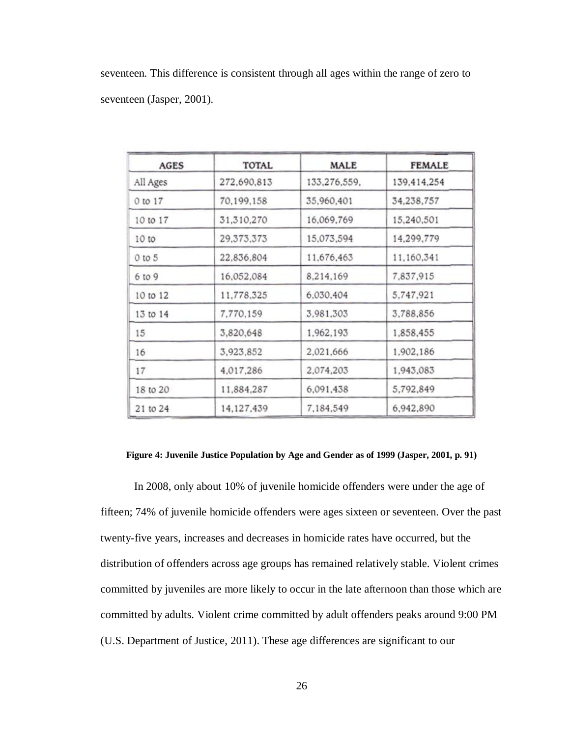seventeen. This difference is consistent through all ages within the range of zero to seventeen (Jasper, 2001).

| AGES | TOTAL | MALE | FEMALE |
|---|---|---|---|
| All Ages | 272,690,813 | 133,276,559, | 139,414,254 |
| 0 to 17 | 70,199,158 | 35,960,401 | 34,238,757 |
| 10 to 17 | 31,310,270 | 16,069,769 | 15,240,501 |
| 10 to | 29,373,373 | 15,073,594 | 14,299,779 |
| 0 to 5 | 22,836,804 | 11,676,463 | 11,160,341 |
| 6 to 9 | 16,052,084 | 8,214,169 | 7,837,915 |
| 10 to 12 | 11,778,325 | 6,030,404 | 5,747,921 |
| 13 to 14 | 7,770,159 | 3,981,303 | 3,788,856 |
| 15 | 3,820,648 | 1,962,193 | 1,858,455 |
| 16 | 3,923,852 | 2,021,666 | 1,902,186 |
| 17 | 4,017,286 | 2,074,203 | 1,943,083 |
| 18 to 20 | 11,884,287 | 6,091,438 | 5,792,849 |
| 21 to 24 | 14,127,439 | 7,184,549 | 6,942,890 |

**Figure 4: Juvenile Justice Population by Age and Gender as of 1999 (Jasper, 2001, p. 91)**

In 2008, only about 10% of juvenile homicide offenders were under the age of fifteen; 74% of juvenile homicide offenders were ages sixteen or seventeen. Over the past twenty-five years, increases and decreases in homicide rates have occurred, but the distribution of offenders across age groups has remained relatively stable. Violent crimes committed by juveniles are more likely to occur in the late afternoon than those which are committed by adults. Violent crime committed by adult offenders peaks around 9:00 PM (U.S. Department of Justice, 2011). These age differences are significant to our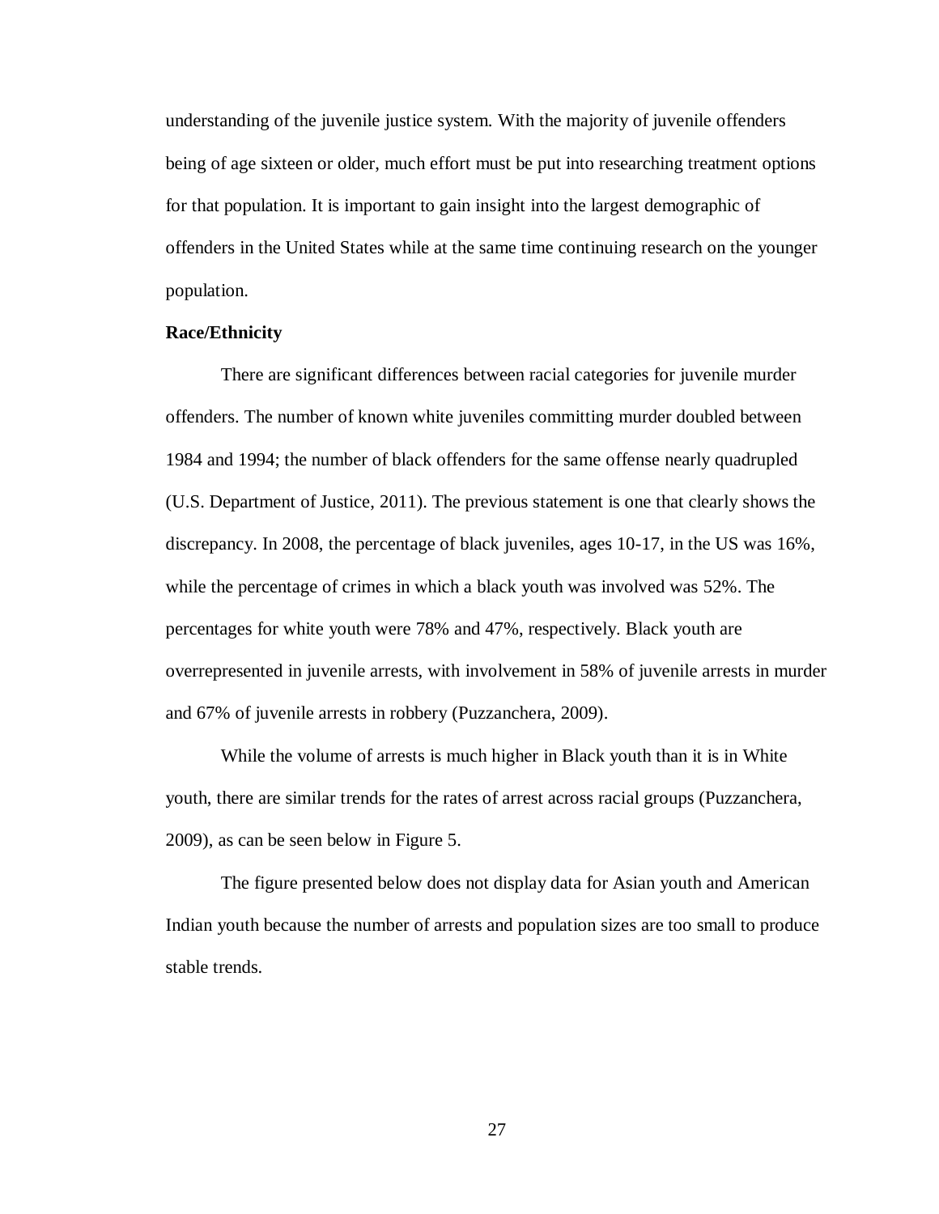understanding of the juvenile justice system. With the majority of juvenile offenders being of age sixteen or older, much effort must be put into researching treatment options for that population. It is important to gain insight into the largest demographic of offenders in the United States while at the same time continuing research on the younger population.

**Race/Ethnicity**

There are significant differences between racial categories for juvenile murder offenders. The number of known white juveniles committing murder doubled between 1984 and 1994; the number of black offenders for the same offense nearly quadrupled (U.S. Department of Justice, 2011). The previous statement is one that clearly shows the discrepancy. In 2008, the percentage of black juveniles, ages 10-17, in the US was 16%, while the percentage of crimes in which a black youth was involved was 52%. The percentages for white youth were 78% and 47%, respectively. Black youth are overrepresented in juvenile arrests, with involvement in 58% of juvenile arrests in murder and 67% of juvenile arrests in robbery (Puzzanchera, 2009).

While the volume of arrests is much higher in Black youth than it is in White youth, there are similar trends for the rates of arrest across racial groups (Puzzanchera, 2009), as can be seen below in Figure 5.

The figure presented below does not display data for Asian youth and American Indian youth because the number of arrests and population sizes are too small to produce stable trends.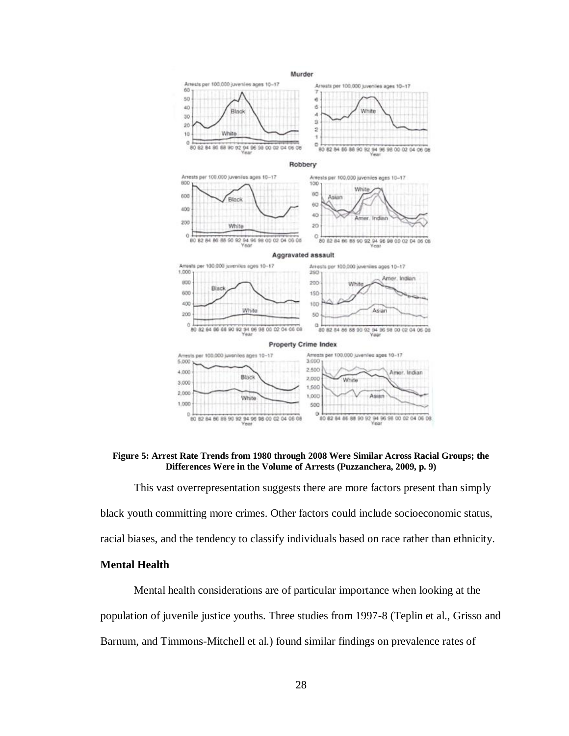**Figure 5: Arrest Rate Trends from 1980 through 2008 Were Similar Across Racial Groups; the Differences Were in the Volume of Arrests (Puzzanchera, 2009, p. 9)**

This vast overrepresentation suggests there are more factors present than simply black youth committing more crimes. Other factors could include socioeconomic status, racial biases, and the tendency to classify individuals based on race rather than ethnicity.

## Mental Health

Mental health considerations are of particular importance when looking at the population of juvenile justice youths. Three studies from 1997-8 (Teplin et al., Grisso and Barnum, and Timmons-Mitchell et al.) found similar findings on prevalence rates of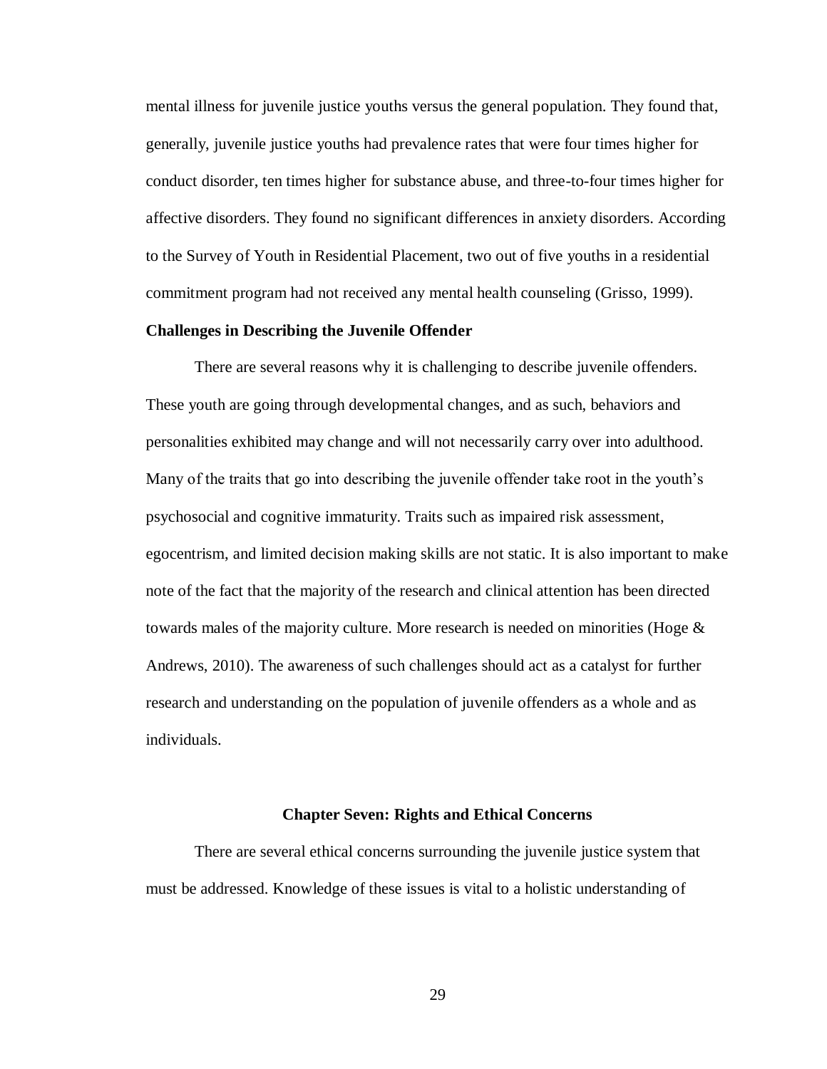mental illness for juvenile justice youths versus the general population. They found that, generally, juvenile justice youths had prevalence rates that were four times higher for conduct disorder, ten times higher for substance abuse, and three-to-four times higher for affective disorders. They found no significant differences in anxiety disorders. According to the Survey of Youth in Residential Placement, two out of five youths in a residential commitment program had not received any mental health counseling (Grisso, 1999).

### Challenges in Describing the Juvenile Offender

There are several reasons why it is challenging to describe juvenile offenders. These youth are going through developmental changes, and as such, behaviors and personalities exhibited may change and will not necessarily carry over into adulthood. Many of the traits that go into describing the juvenile offender take root in the youth's psychosocial and cognitive immaturity. Traits such as impaired risk assessment, egocentrism, and limited decision making skills are not static. It is also important to make note of the fact that the majority of the research and clinical attention has been directed towards males of the majority culture. More research is needed on minorities (Hoge & Andrews, 2010). The awareness of such challenges should act as a catalyst for further research and understanding on the population of juvenile offenders as a whole and as individuals.

## Chapter Seven: Rights and Ethical Concerns

There are several ethical concerns surrounding the juvenile justice system that must be addressed. Knowledge of these issues is vital to a holistic understanding of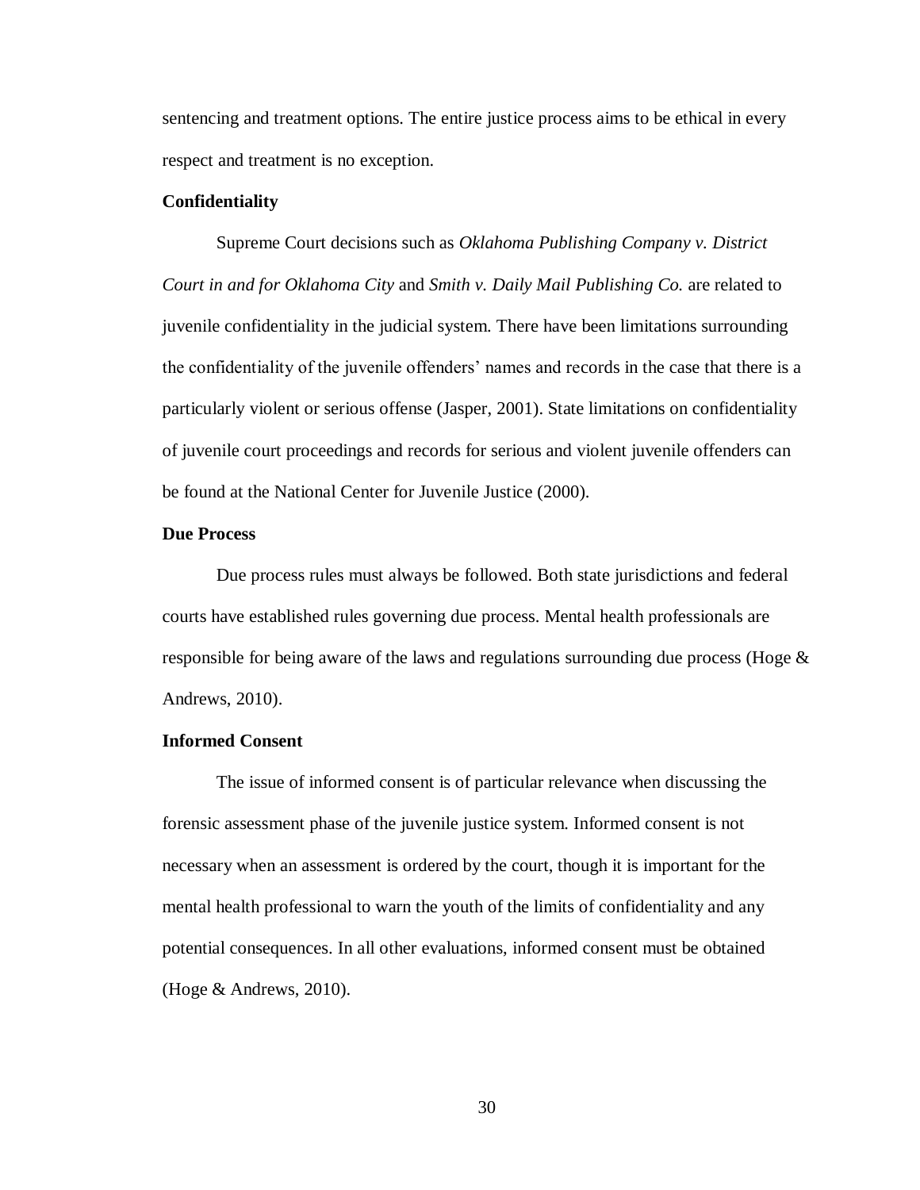sentencing and treatment options. The entire justice process aims to be ethical in every respect and treatment is no exception.

### Confidentiality

Supreme Court decisions such as *Oklahoma Publishing Company v. District Court in and for Oklahoma City* and *Smith v. Daily Mail Publishing Co.* are related to juvenile confidentiality in the judicial system. There have been limitations surrounding the confidentiality of the juvenile offenders' names and records in the case that there is a particularly violent or serious offense (Jasper, 2001). State limitations on confidentiality of juvenile court proceedings and records for serious and violent juvenile offenders can be found at the National Center for Juvenile Justice (2000).

### Due Process

Due process rules must always be followed. Both state jurisdictions and federal courts have established rules governing due process. Mental health professionals are responsible for being aware of the laws and regulations surrounding due process (Hoge & Andrews, 2010).

### Informed Consent

The issue of informed consent is of particular relevance when discussing the forensic assessment phase of the juvenile justice system. Informed consent is not necessary when an assessment is ordered by the court, though it is important for the mental health professional to warn the youth of the limits of confidentiality and any potential consequences. In all other evaluations, informed consent must be obtained (Hoge & Andrews, 2010).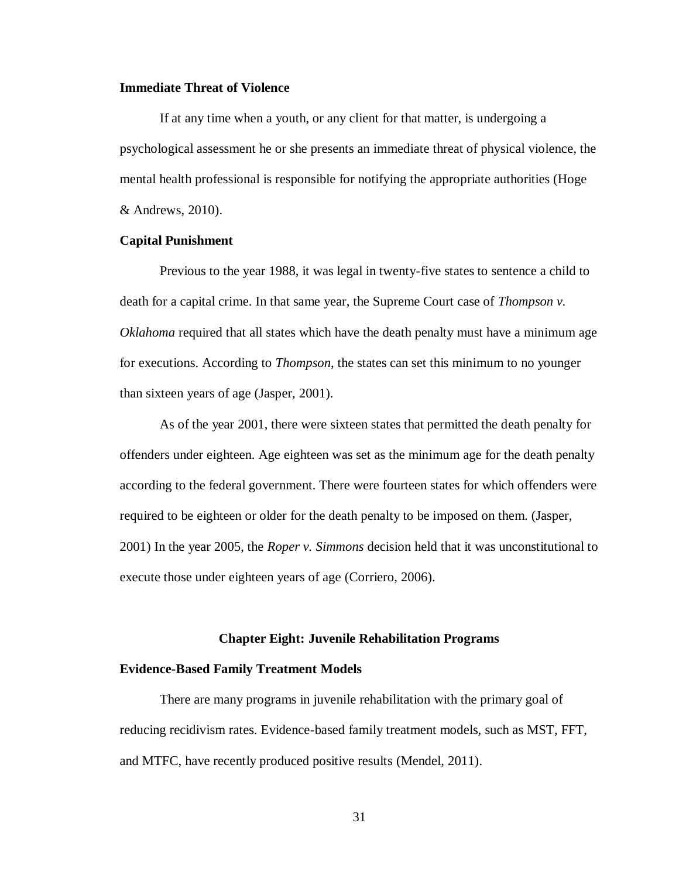### Immediate Threat of Violence

If at any time when a youth, or any client for that matter, is undergoing a psychological assessment he or she presents an immediate threat of physical violence, the mental health professional is responsible for notifying the appropriate authorities (Hoge & Andrews, 2010).

### Capital Punishment

Previous to the year 1988, it was legal in twenty-five states to sentence a child to death for a capital crime. In that same year, the Supreme Court case of *Thompson v. Oklahoma* required that all states which have the death penalty must have a minimum age for executions. According to *Thompson*, the states can set this minimum to no younger than sixteen years of age (Jasper, 2001).

As of the year 2001, there were sixteen states that permitted the death penalty for offenders under eighteen. Age eighteen was set as the minimum age for the death penalty according to the federal government. There were fourteen states for which offenders were required to be eighteen or older for the death penalty to be imposed on them. (Jasper, 2001) In the year 2005, the *Roper v. Simmons* decision held that it was unconstitutional to execute those under eighteen years of age (Corriero, 2006).

## Chapter Eight: Juvenile Rehabilitation Programs

### Evidence-Based Family Treatment Models

There are many programs in juvenile rehabilitation with the primary goal of reducing recidivism rates. Evidence-based family treatment models, such as MST, FFT, and MTFC, have recently produced positive results (Mendel, 2011).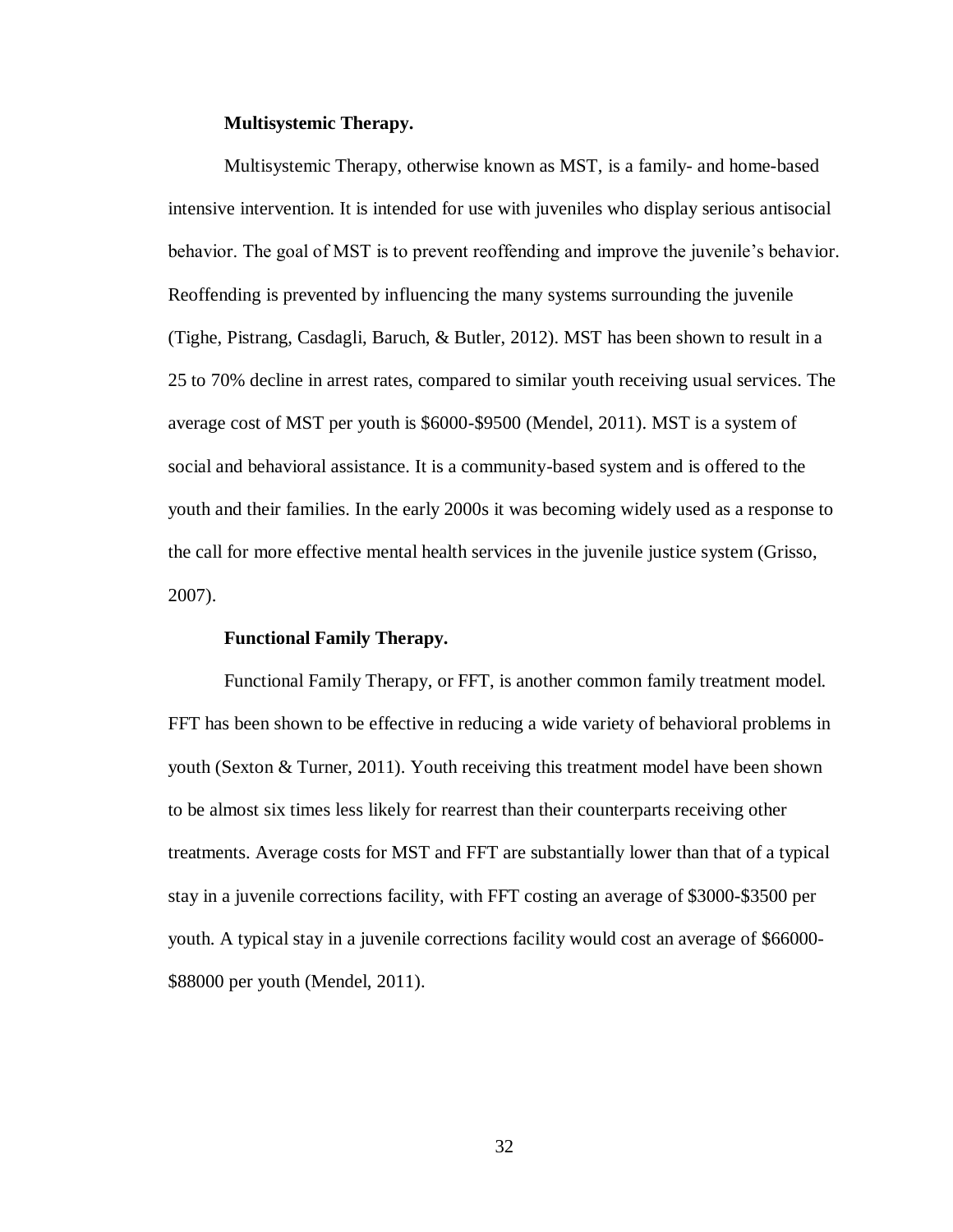#### Multisystemic Therapy.

Multisystemic Therapy, otherwise known as MST, is a family- and home-based intensive intervention. It is intended for use with juveniles who display serious antisocial behavior. The goal of MST is to prevent reoffending and improve the juvenile's behavior. Reoffending is prevented by influencing the many systems surrounding the juvenile (Tighe, Pistrang, Casdagli, Baruch, & Butler, 2012). MST has been shown to result in a 25 to 70% decline in arrest rates, compared to similar youth receiving usual services. The average cost of MST per youth is $6000-$9500 (Mendel, 2011). MST is a system of social and behavioral assistance. It is a community-based system and is offered to the youth and their families. In the early 2000s it was becoming widely used as a response to the call for more effective mental health services in the juvenile justice system (Grisso, 2007).

#### Functional Family Therapy.

Functional Family Therapy, or FFT, is another common family treatment model. FFT has been shown to be effective in reducing a wide variety of behavioral problems in youth (Sexton & Turner, 2011). Youth receiving this treatment model have been shown to be almost six times less likely for rearrest than their counterparts receiving other treatments. Average costs for MST and FFT are substantially lower than that of a typical stay in a juvenile corrections facility, with FFT costing an average of $3000-$3500 per youth. A typical stay in a juvenile corrections facility would cost an average of $66000-$88000 per youth (Mendel, 2011).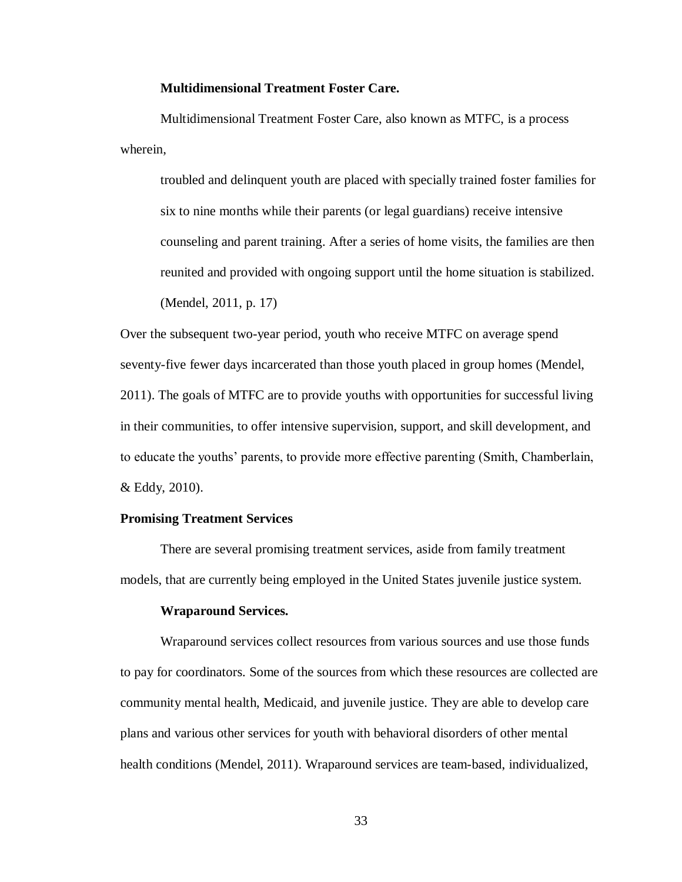#### Multidimensional Treatment Foster Care.

Multidimensional Treatment Foster Care, also known as MTFC, is a process wherein,

> troubled and delinquent youth are placed with specially trained foster families for six to nine months while their parents (or legal guardians) receive intensive counseling and parent training. After a series of home visits, the families are then reunited and provided with ongoing support until the home situation is stabilized. (Mendel, 2011, p. 17)

Over the subsequent two-year period, youth who receive MTFC on average spend seventy-five fewer days incarcerated than those youth placed in group homes (Mendel, 2011). The goals of MTFC are to provide youths with opportunities for successful living in their communities, to offer intensive supervision, support, and skill development, and to educate the youths' parents, to provide more effective parenting (Smith, Chamberlain, & Eddy, 2010).

### Promising Treatment Services

There are several promising treatment services, aside from family treatment models, that are currently being employed in the United States juvenile justice system.

#### Wraparound Services.

Wraparound services collect resources from various sources and use those funds to pay for coordinators. Some of the sources from which these resources are collected are community mental health, Medicaid, and juvenile justice. They are able to develop care plans and various other services for youth with behavioral disorders of other mental health conditions (Mendel, 2011). Wraparound services are team-based, individualized,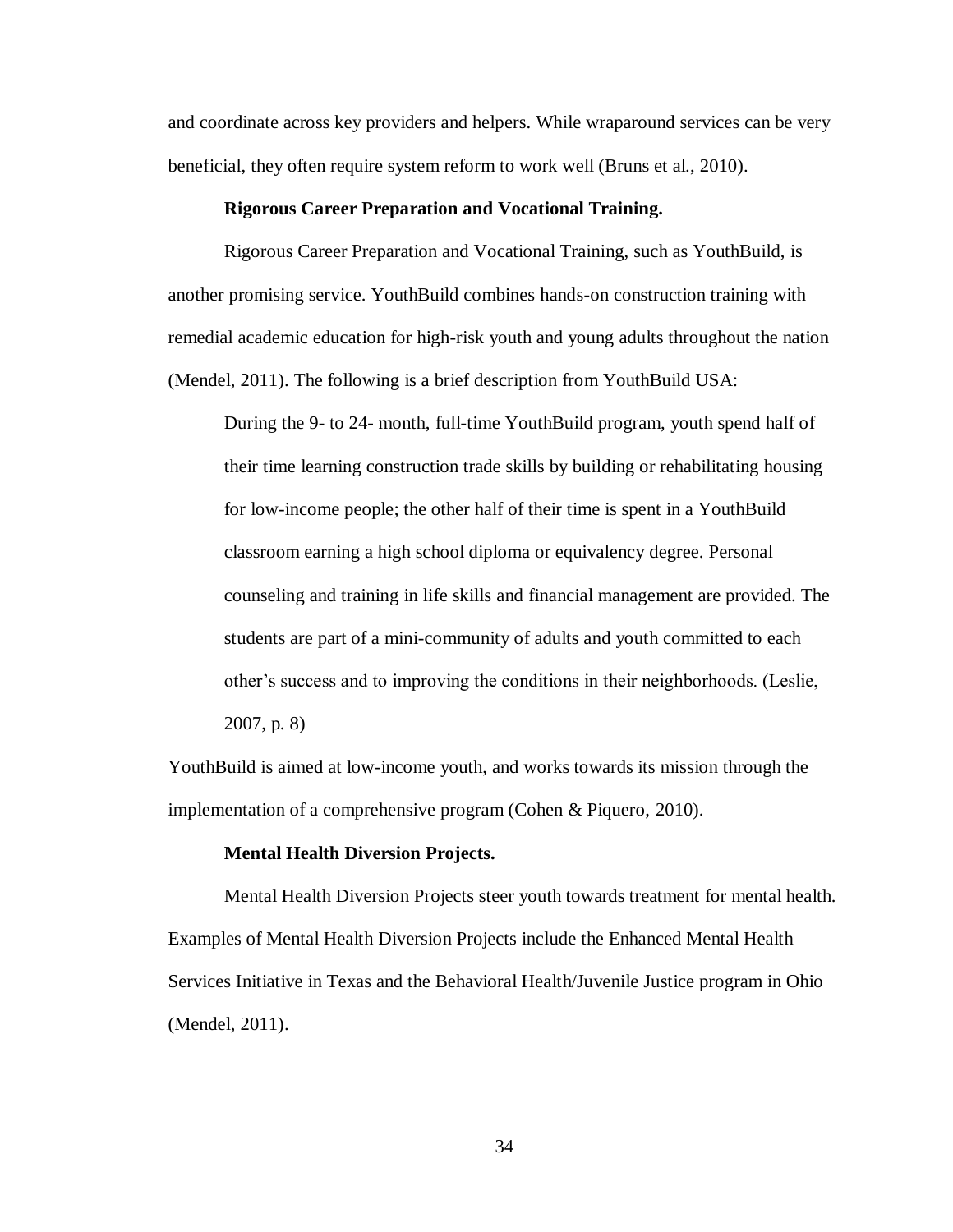and coordinate across key providers and helpers. While wraparound services can be very beneficial, they often require system reform to work well (Bruns et al., 2010).

#### Rigorous Career Preparation and Vocational Training.

Rigorous Career Preparation and Vocational Training, such as YouthBuild, is another promising service. YouthBuild combines hands-on construction training with remedial academic education for high-risk youth and young adults throughout the nation (Mendel, 2011). The following is a brief description from YouthBuild USA:

> During the 9- to 24- month, full-time YouthBuild program, youth spend half of their time learning construction trade skills by building or rehabilitating housing for low-income people; the other half of their time is spent in a YouthBuild classroom earning a high school diploma or equivalency degree. Personal counseling and training in life skills and financial management are provided. The students are part of a mini-community of adults and youth committed to each other's success and to improving the conditions in their neighborhoods. (Leslie, 2007, p. 8)

YouthBuild is aimed at low-income youth, and works towards its mission through the implementation of a comprehensive program (Cohen & Piquero, 2010).

#### Mental Health Diversion Projects.

Mental Health Diversion Projects steer youth towards treatment for mental health. Examples of Mental Health Diversion Projects include the Enhanced Mental Health Services Initiative in Texas and the Behavioral Health/Juvenile Justice program in Ohio (Mendel, 2011).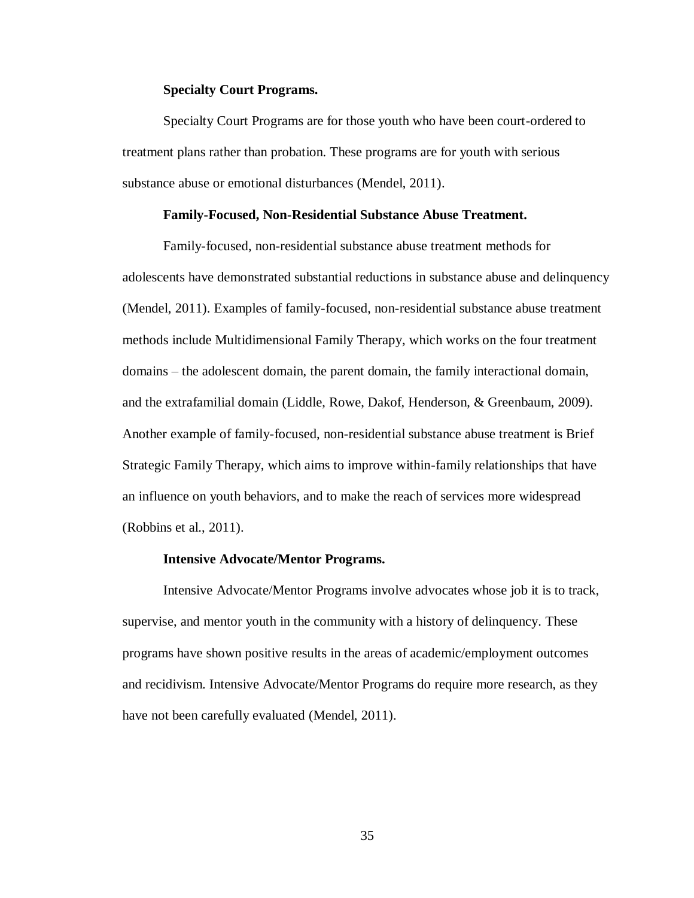#### Specialty Court Programs.

Specialty Court Programs are for those youth who have been court-ordered to treatment plans rather than probation. These programs are for youth with serious substance abuse or emotional disturbances (Mendel, 2011).

#### Family-Focused, Non-Residential Substance Abuse Treatment.

Family-focused, non-residential substance abuse treatment methods for adolescents have demonstrated substantial reductions in substance abuse and delinquency (Mendel, 2011). Examples of family-focused, non-residential substance abuse treatment methods include Multidimensional Family Therapy, which works on the four treatment domains – the adolescent domain, the parent domain, the family interactional domain, and the extrafamilial domain (Liddle, Rowe, Dakof, Henderson, & Greenbaum, 2009). Another example of family-focused, non-residential substance abuse treatment is Brief Strategic Family Therapy, which aims to improve within-family relationships that have an influence on youth behaviors, and to make the reach of services more widespread (Robbins et al., 2011).

#### Intensive Advocate/Mentor Programs.

Intensive Advocate/Mentor Programs involve advocates whose job it is to track, supervise, and mentor youth in the community with a history of delinquency. These programs have shown positive results in the areas of academic/employment outcomes and recidivism. Intensive Advocate/Mentor Programs do require more research, as they have not been carefully evaluated (Mendel, 2011).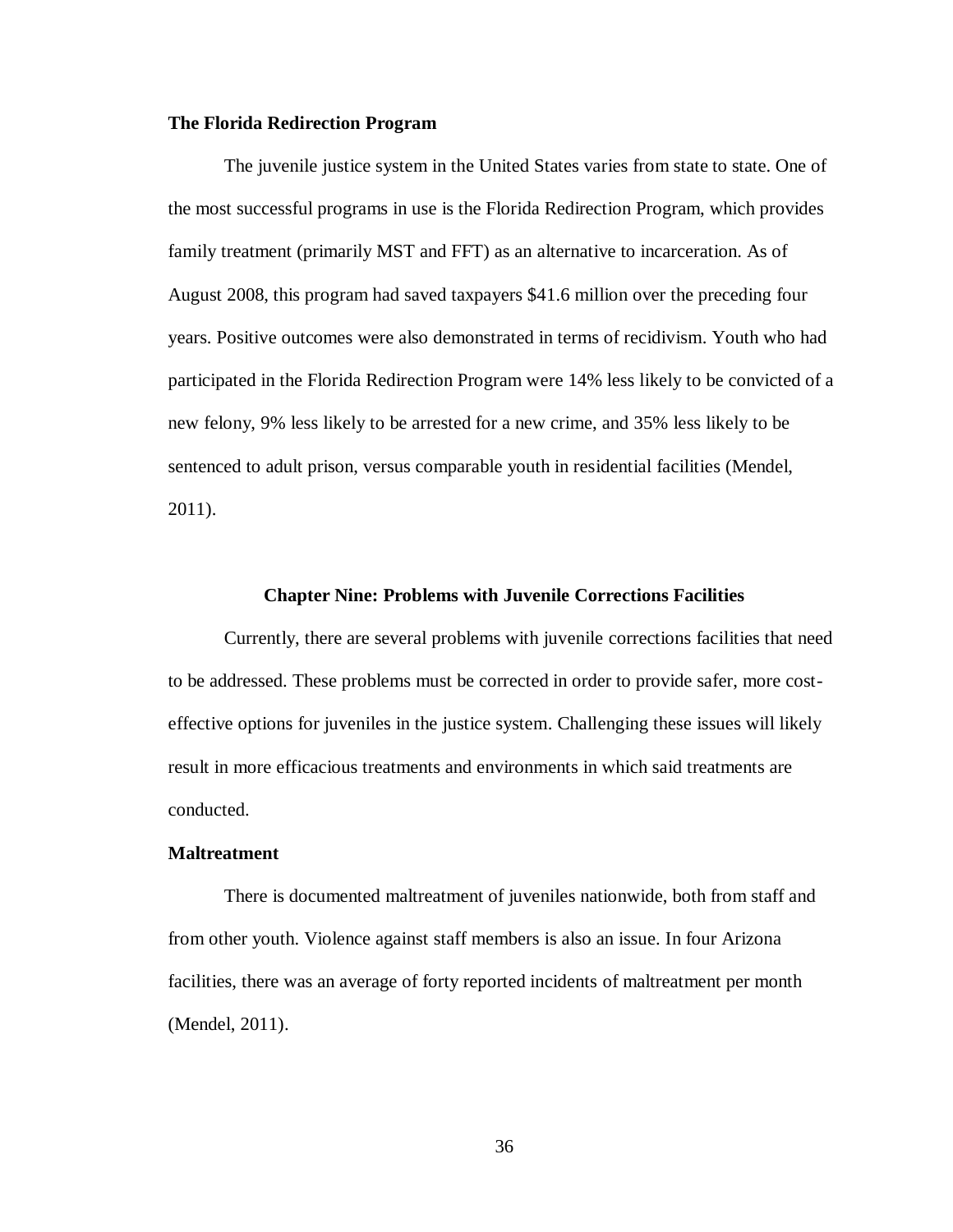### The Florida Redirection Program

The juvenile justice system in the United States varies from state to state. One of the most successful programs in use is the Florida Redirection Program, which provides family treatment (primarily MST and FFT) as an alternative to incarceration. As of August 2008, this program had saved taxpayers $41.6 million over the preceding four years. Positive outcomes were also demonstrated in terms of recidivism. Youth who had participated in the Florida Redirection Program were 14% less likely to be convicted of a new felony, 9% less likely to be arrested for a new crime, and 35% less likely to be sentenced to adult prison, versus comparable youth in residential facilities (Mendel, 2011).

## Chapter Nine: Problems with Juvenile Corrections Facilities

Currently, there are several problems with juvenile corrections facilities that need to be addressed. These problems must be corrected in order to provide safer, more cost-effective options for juveniles in the justice system. Challenging these issues will likely result in more efficacious treatments and environments in which said treatments are conducted.

### Maltreatment

There is documented maltreatment of juveniles nationwide, both from staff and from other youth. Violence against staff members is also an issue. In four Arizona facilities, there was an average of forty reported incidents of maltreatment per month (Mendel, 2011).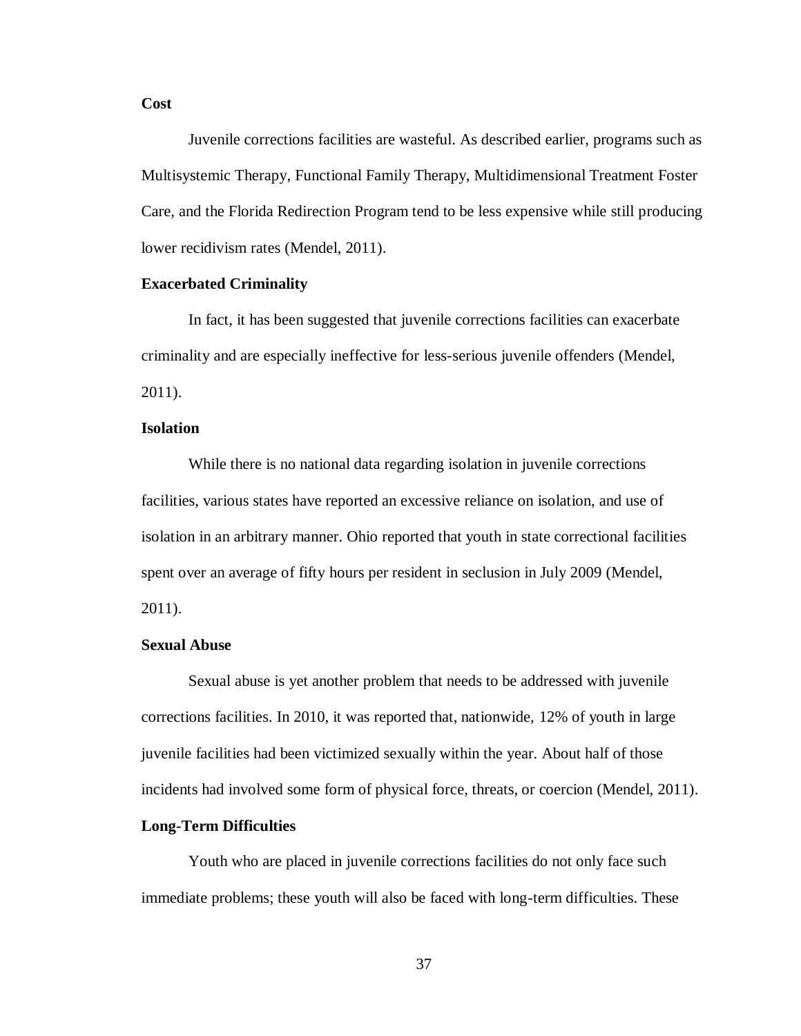### Cost

Juvenile corrections facilities are wasteful. As described earlier, programs such as Multisystemic Therapy, Functional Family Therapy, Multidimensional Treatment Foster Care, and the Florida Redirection Program tend to be less expensive while still producing lower recidivism rates (Mendel, 2011).

### Exacerbated Criminality

In fact, it has been suggested that juvenile corrections facilities can exacerbate criminality and are especially ineffective for less-serious juvenile offenders (Mendel, 2011).

### Isolation

While there is no national data regarding isolation in juvenile corrections facilities, various states have reported an excessive reliance on isolation, and use of isolation in an arbitrary manner. Ohio reported that youth in state correctional facilities spent over an average of fifty hours per resident in seclusion in July 2009 (Mendel, 2011).

### Sexual Abuse

Sexual abuse is yet another problem that needs to be addressed with juvenile corrections facilities. In 2010, it was reported that, nationwide, 12% of youth in large juvenile facilities had been victimized sexually within the year. About half of those incidents had involved some form of physical force, threats, or coercion (Mendel, 2011).

### Long-Term Difficulties

Youth who are placed in juvenile corrections facilities do not only face such immediate problems; these youth will also be faced with long-term difficulties. These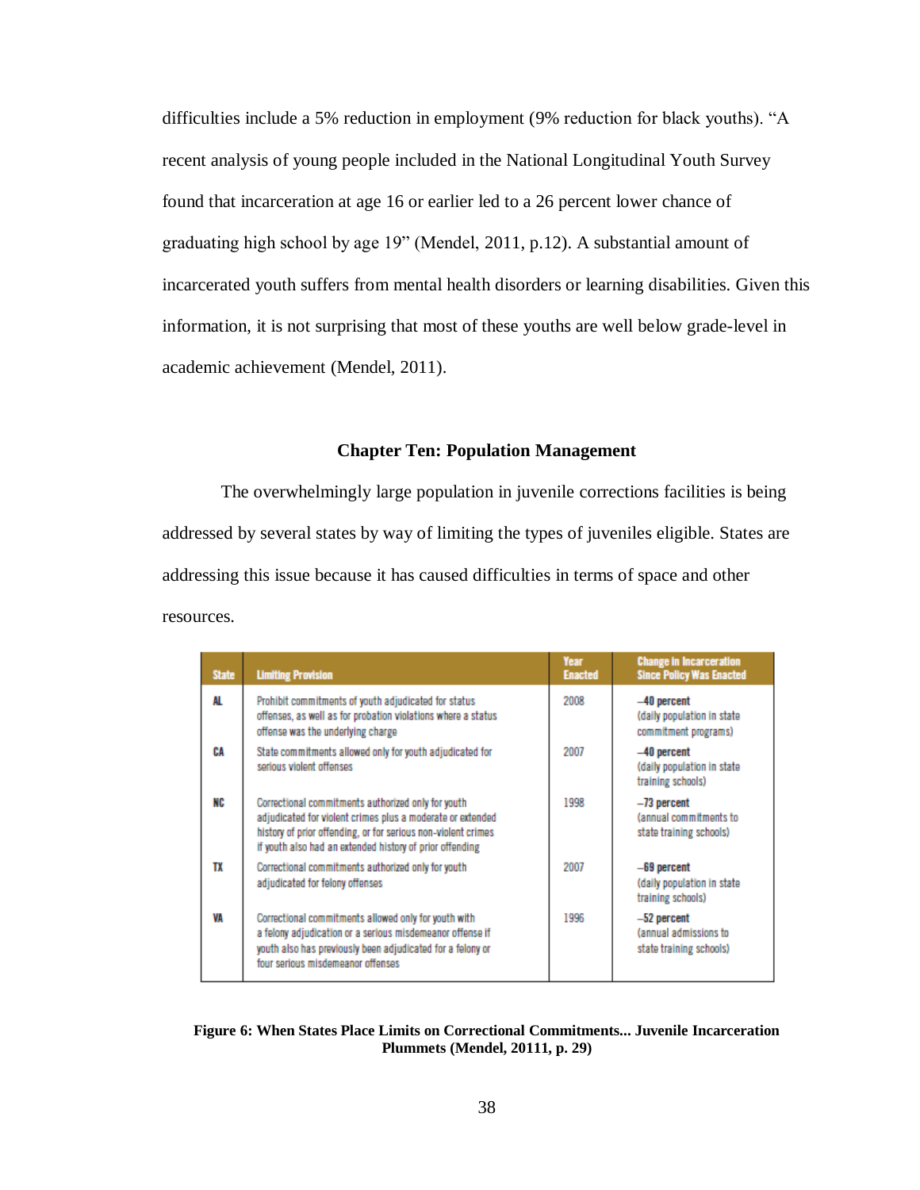difficulties include a 5% reduction in employment (9% reduction for black youths). "A recent analysis of young people included in the National Longitudinal Youth Survey found that incarceration at age 16 or earlier led to a 26 percent lower chance of graduating high school by age 19" (Mendel, 2011, p.12). A substantial amount of incarcerated youth suffers from mental health disorders or learning disabilities. Given this information, it is not surprising that most of these youths are well below grade-level in academic achievement (Mendel, 2011).

## Chapter Ten: Population Management

The overwhelmingly large population in juvenile corrections facilities is being addressed by several states by way of limiting the types of juveniles eligible. States are addressing this issue because it has caused difficulties in terms of space and other resources.

| State | Limiting Provision | Year Enacted | Change in Incarceration Since Policy Was Enacted |
|---|---|---|---|
| AL | Prohibit commitments of youth adjudicated for status offenses, as well as for probation violations where a status offense was the underlying charge | 2008 | **–40 percent** (daily population in state commitment programs) |
| CA | State commitments allowed only for youth adjudicated for serious violent offenses | 2007 | **–40 percent** (daily population in state training schools) |
| NC | Correctional commitments authorized only for youth adjudicated for violent crimes plus a moderate or extended history of prior offending, or for serious non-violent crimes if youth also had an extended history of prior offending | 1998 | **–73 percent** (annual commitments to state training schools) |
| TX | Correctional commitments authorized only for youth adjudicated for felony offenses | 2007 | **–69 percent** (daily population in state training schools) |
| VA | Correctional commitments allowed only for youth with a felony adjudication or a serious misdemeanor offense if youth also has previously been adjudicated for a felony or four serious misdemeanor offenses | 1996 | **–52 percent** (annual admissions to state training schools) |

**Figure 6: When States Place Limits on Correctional Commitments... Juvenile Incarceration Plummets (Mendel, 20111, p. 29)**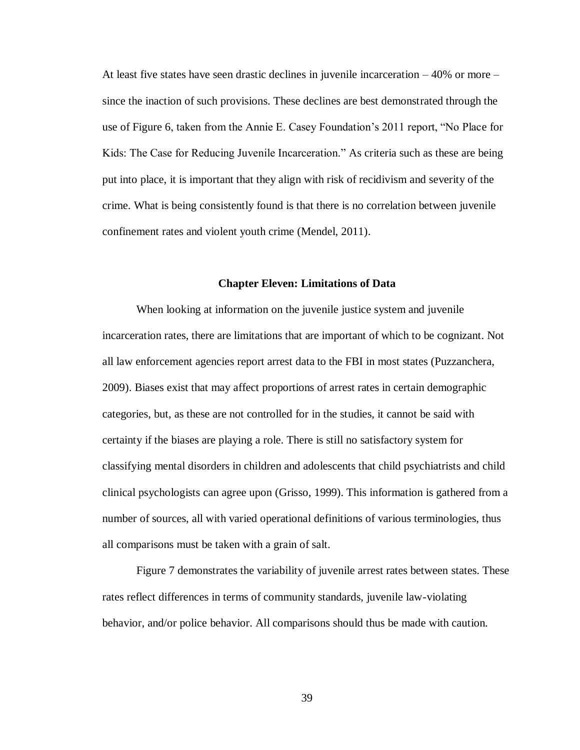At least five states have seen drastic declines in juvenile incarceration – 40% or more – since the inaction of such provisions. These declines are best demonstrated through the use of Figure 6, taken from the Annie E. Casey Foundation's 2011 report, "No Place for Kids: The Case for Reducing Juvenile Incarceration." As criteria such as these are being put into place, it is important that they align with risk of recidivism and severity of the crime. What is being consistently found is that there is no correlation between juvenile confinement rates and violent youth crime (Mendel, 2011).

## Chapter Eleven: Limitations of Data

When looking at information on the juvenile justice system and juvenile incarceration rates, there are limitations that are important of which to be cognizant. Not all law enforcement agencies report arrest data to the FBI in most states (Puzzanchera, 2009). Biases exist that may affect proportions of arrest rates in certain demographic categories, but, as these are not controlled for in the studies, it cannot be said with certainty if the biases are playing a role. There is still no satisfactory system for classifying mental disorders in children and adolescents that child psychiatrists and child clinical psychologists can agree upon (Grisso, 1999). This information is gathered from a number of sources, all with varied operational definitions of various terminologies, thus all comparisons must be taken with a grain of salt.

Figure 7 demonstrates the variability of juvenile arrest rates between states. These rates reflect differences in terms of community standards, juvenile law-violating behavior, and/or police behavior. All comparisons should thus be made with caution.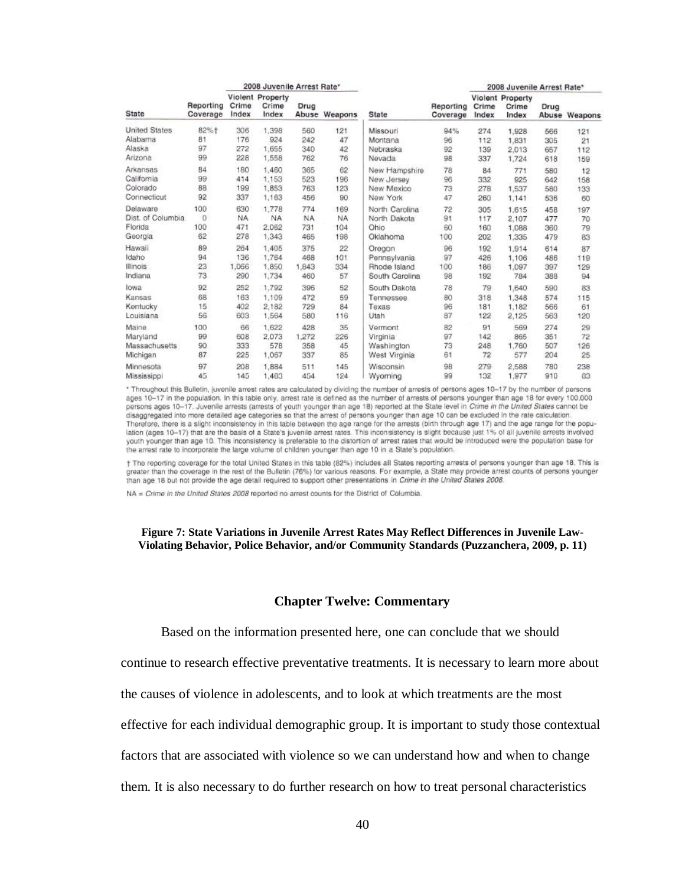| State | Reporting Coverage | 2008 Juvenile Arrest Rate* Violent Crime Index | Property Crime Index | Drug Abuse | Weapons | State | Reporting Coverage | 2008 Juvenile Arrest Rate* Violent Crime Index | Property Crime Index | Drug Abuse | Weapons |
|---|---|---|---|---|---|---|---|---|---|---|---|
| United States | 82%† | 306 | 1,398 | 560 | 121 | Missouri | 94% | 274 | 1,928 | 566 | 121 |
| Alabama | 81 | 176 | 924 | 242 | 47 | Montana | 96 | 112 | 1,831 | 305 | 21 |
| Alaska | 97 | 272 | 1,655 | 340 | 42 | Nebraska | 92 | 139 | 2,013 | 657 | 112 |
| Arizona | 99 | 228 | 1,558 | 762 | 76 | Nevada | 98 | 337 | 1,724 | 618 | 159 |
| Arkansas | 84 | 180 | 1,460 | 365 | 62 | New Hampshire | 78 | 84 | 771 | 580 | 12 |
| California | 99 | 414 | 1,153 | 523 | 196 | New Jersey | 96 | 332 | 925 | 642 | 158 |
| Colorado | 88 | 199 | 1,853 | 763 | 123 | New Mexico | 73 | 278 | 1,537 | 580 | 133 |
| Connecticut | 92 | 337 | 1,163 | 456 | 90 | New York | 47 | 260 | 1,141 | 536 | 60 |
| Delaware | 100 | 630 | 1,778 | 774 | 169 | North Carolina | 72 | 305 | 1,615 | 458 | 197 |
| Dist. of Columbia | 0 | NA | NA | NA | NA | North Dakota | 91 | 117 | 2,107 | 477 | 70 |
| Florida | 100 | 471 | 2,062 | 731 | 104 | Ohio | 60 | 160 | 1,088 | 360 | 79 |
| Georgia | 62 | 278 | 1,343 | 465 | 198 | Oklahoma | 100 | 202 | 1,335 | 479 | 83 |
| Hawaii | 89 | 264 | 1,405 | 375 | 22 | Oregon | 96 | 192 | 1,914 | 614 | 87 |
| Idaho | 94 | 136 | 1,764 | 468 | 101 | Pennsylvania | 97 | 426 | 1,106 | 486 | 119 |
| Illinois | 23 | 1,066 | 1,850 | 1,843 | 334 | Rhode Island | 100 | 186 | 1,097 | 397 | 129 |
| Indiana | 73 | 290 | 1,734 | 460 | 57 | South Carolina | 98 | 192 | 784 | 388 | 94 |
| Iowa | 92 | 252 | 1,792 | 396 | 52 | South Dakota | 78 | 79 | 1,640 | 590 | 83 |
| Kansas | 68 | 163 | 1,109 | 472 | 59 | Tennessee | 80 | 318 | 1,348 | 574 | 115 |
| Kentucky | 15 | 402 | 2,182 | 729 | 84 | Texas | 96 | 181 | 1,182 | 566 | 61 |
| Louisiana | 56 | 603 | 1,564 | 580 | 116 | Utah | 87 | 122 | 2,125 | 563 | 120 |
| Maine | 100 | 66 | 1,622 | 428 | 35 | Vermont | 82 | 91 | 569 | 274 | 29 |
| Maryland | 99 | 608 | 2,073 | 1,272 | 226 | Virginia | 97 | 142 | 865 | 351 | 72 |
| Massachusetts | 90 | 333 | 578 | 358 | 45 | Washington | 73 | 248 | 1,760 | 507 | 126 |
| Michigan | 87 | 225 | 1,067 | 337 | 85 | West Virginia | 61 | 72 | 577 | 204 | 25 |
| Minnesota | 97 | 208 | 1,884 | 511 | 145 | Wisconsin | 98 | 279 | 2,588 | 780 | 238 |
| Mississippi | 45 | 145 | 1,403 | 454 | 124 | Wyoming | 99 | 132 | 1,977 | 910 | 83 |

* Throughout this Bulletin, juvenile arrest rates are calculated by dividing the number of arrests of persons ages 10–17 by the number of persons ages 10–17 in the population. In this table only, arrest rate is defined as the number of arrests of persons younger than age 18 for every 100,000 persons ages 10–17. Juvenile arrests (arrests of youth younger than age 18) reported at the State level in *Crime in the United States* cannot be disaggregated into more detailed age categories so that the arrest of persons younger than age 10 can be excluded in the rate calculation. Therefore, there is a slight inconsistency in this table between the age range for the arrests (birth through age 17) and the age range for the population (ages 10–17) that are the basis of a State's juvenile arrest rates. This inconsistency is slight because just 1% of all juvenile arrests involved youth younger than age 10. This inconsistency is preferable to the distortion of arrest rates that would be introduced were the population base for the arrest rate to incorporate the large volume of children younger than age 10 in a State's population.

† The reporting coverage for the total United States in this table (82%) includes all States reporting arrests of persons younger than age 18. This is greater than the coverage in the rest of the Bulletin (76%) for various reasons. For example, a State may provide arrest counts of persons younger than age 18 but not provide the age detail required to support other presentations in *Crime in the United States 2008*.

NA = *Crime in the United States 2008* reported no arrest counts for the District of Columbia.

**Figure 7: State Variations in Juvenile Arrest Rates May Reflect Differences in Juvenile Law-Violating Behavior, Police Behavior, and/or Community Standards (Puzzanchera, 2009, p. 11)**

## Chapter Twelve: Commentary

Based on the information presented here, one can conclude that we should continue to research effective preventative treatments. It is necessary to learn more about the causes of violence in adolescents, and to look at which treatments are the most effective for each individual demographic group. It is important to study those contextual factors that are associated with violence so we can understand how and when to change them. It is also necessary to do further research on how to treat personal characteristics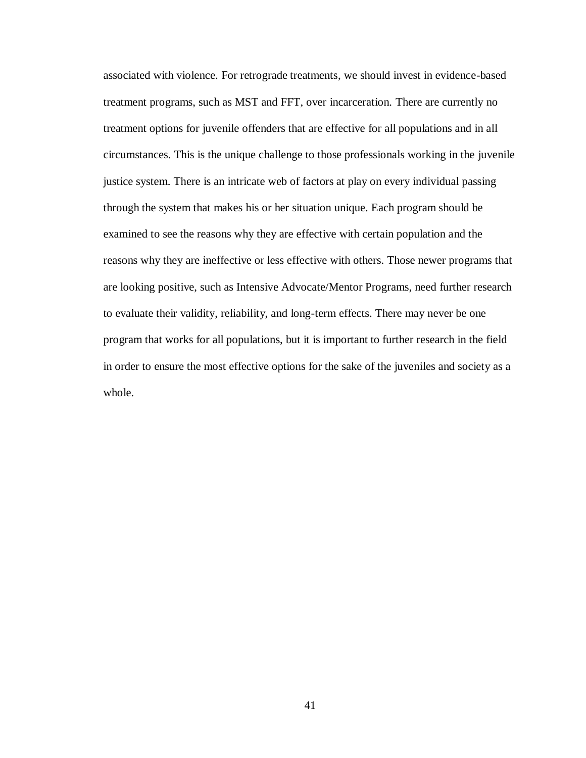associated with violence. For retrograde treatments, we should invest in evidence-based treatment programs, such as MST and FFT, over incarceration. There are currently no treatment options for juvenile offenders that are effective for all populations and in all circumstances. This is the unique challenge to those professionals working in the juvenile justice system. There is an intricate web of factors at play on every individual passing through the system that makes his or her situation unique. Each program should be examined to see the reasons why they are effective with certain population and the reasons why they are ineffective or less effective with others. Those newer programs that are looking positive, such as Intensive Advocate/Mentor Programs, need further research to evaluate their validity, reliability, and long-term effects. There may never be one program that works for all populations, but it is important to further research in the field in order to ensure the most effective options for the sake of the juveniles and society as a whole.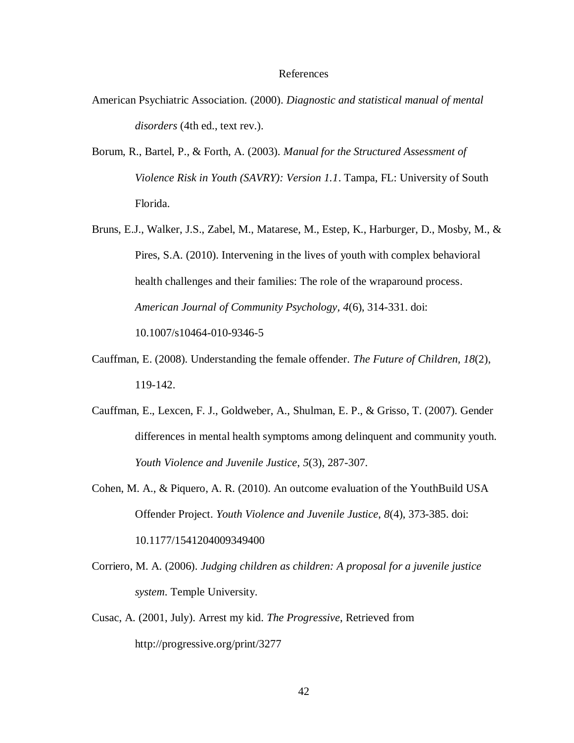# References

American Psychiatric Association. (2000). *Diagnostic and statistical manual of mental disorders* (4th ed., text rev.).

Borum, R., Bartel, P., & Forth, A. (2003). *Manual for the Structured Assessment of Violence Risk in Youth (SAVRY): Version 1.1*. Tampa, FL: University of South Florida.

Bruns, E.J., Walker, J.S., Zabel, M., Matarese, M., Estep, K., Harburger, D., Mosby, M., & Pires, S.A. (2010). Intervening in the lives of youth with complex behavioral health challenges and their families: The role of the wraparound process. *American Journal of Community Psychology*, *4*(6), 314-331. doi: 10.1007/s10464-010-9346-5

Cauffman, E. (2008). Understanding the female offender. *The Future of Children*, *18*(2), 119-142.

Cauffman, E., Lexcen, F. J., Goldweber, A., Shulman, E. P., & Grisso, T. (2007). Gender differences in mental health symptoms among delinquent and community youth. *Youth Violence and Juvenile Justice*, *5*(3), 287-307.

Cohen, M. A., & Piquero, A. R. (2010). An outcome evaluation of the YouthBuild USA Offender Project. *Youth Violence and Juvenile Justice*, *8*(4), 373-385. doi: 10.1177/1541204009349400

Corriero, M. A. (2006). *Judging children as children: A proposal for a juvenile justice system*. Temple University.

Cusac, A. (2001, July). Arrest my kid. *The Progressive*, Retrieved from http://progressive.org/print/3277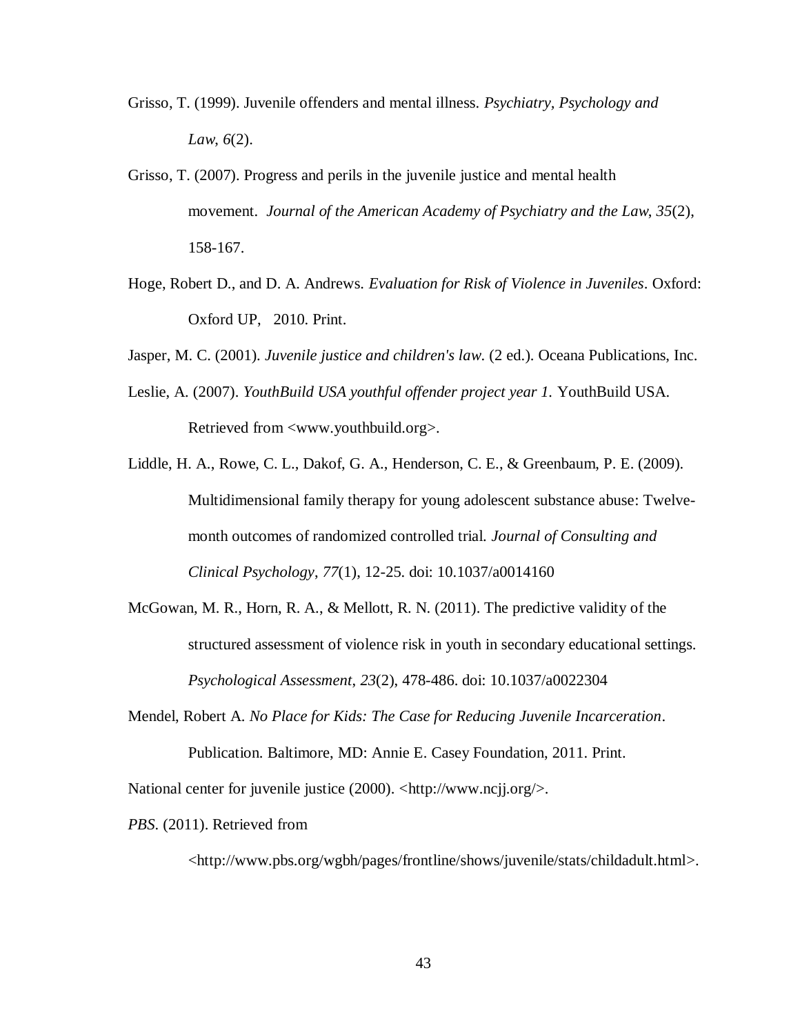Grisso, T. (1999). Juvenile offenders and mental illness. *Psychiatry, Psychology and Law*, *6*(2).

Grisso, T. (2007). Progress and perils in the juvenile justice and mental health movement. *Journal of the American Academy of Psychiatry and the Law*, *35*(2), 158-167.

Hoge, Robert D., and D. A. Andrews. *Evaluation for Risk of Violence in Juveniles*. Oxford: Oxford UP, 2010. Print.

Jasper, M. C. (2001). *Juvenile justice and children's law.* (2 ed.). Oceana Publications, Inc.

Leslie, A. (2007). *YouthBuild USA youthful offender project year 1.* YouthBuild USA. Retrieved from <www.youthbuild.org>.

Liddle, H. A., Rowe, C. L., Dakof, G. A., Henderson, C. E., & Greenbaum, P. E. (2009). Multidimensional family therapy for young adolescent substance abuse: Twelve-month outcomes of randomized controlled trial. *Journal of Consulting and Clinical Psychology*, *77*(1), 12-25. doi: 10.1037/a0014160

McGowan, M. R., Horn, R. A., & Mellott, R. N. (2011). The predictive validity of the structured assessment of violence risk in youth in secondary educational settings. *Psychological Assessment*, *23*(2), 478-486. doi: 10.1037/a0022304

Mendel, Robert A. *No Place for Kids: The Case for Reducing Juvenile Incarceration*. Publication. Baltimore, MD: Annie E. Casey Foundation, 2011. Print.

National center for juvenile justice (2000). <http://www.ncjj.org/>.

*PBS*. (2011). Retrieved from <http://www.pbs.org/wgbh/pages/frontline/shows/juvenile/stats/childadult.html>.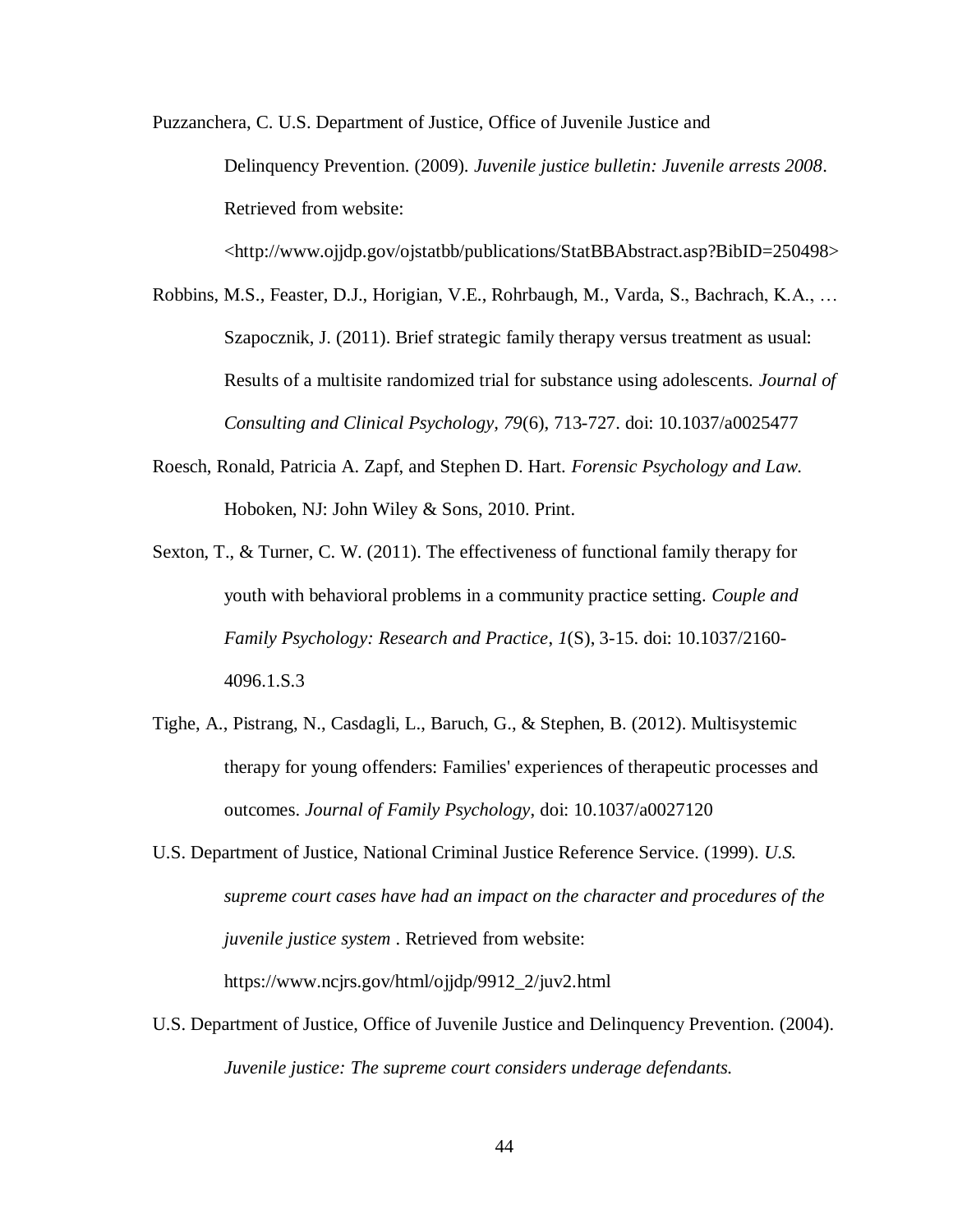Puzzanchera, C. U.S. Department of Justice, Office of Juvenile Justice and Delinquency Prevention. (2009). *Juvenile justice bulletin: Juvenile arrests 2008*. Retrieved from website: <http://www.ojjdp.gov/ojstatbb/publications/StatBBAbstract.asp?BibID=250498>

Robbins, M.S., Feaster, D.J., Horigian, V.E., Rohrbaugh, M., Varda, S., Bachrach, K.A., … Szapocznik, J. (2011). Brief strategic family therapy versus treatment as usual: Results of a multisite randomized trial for substance using adolescents. *Journal of Consulting and Clinical Psychology, 79*(6), 713-727. doi: 10.1037/a0025477

Roesch, Ronald, Patricia A. Zapf, and Stephen D. Hart. *Forensic Psychology and Law.* Hoboken, NJ: John Wiley & Sons, 2010. Print.

Sexton, T., & Turner, C. W. (2011). The effectiveness of functional family therapy for youth with behavioral problems in a community practice setting. *Couple and Family Psychology: Research and Practice*, *1*(S), 3-15. doi: 10.1037/2160-4096.1.S.3

Tighe, A., Pistrang, N., Casdagli, L., Baruch, G., & Stephen, B. (2012). Multisystemic therapy for young offenders: Families' experiences of therapeutic processes and outcomes. *Journal of Family Psychology*, doi: 10.1037/a0027120

U.S. Department of Justice, National Criminal Justice Reference Service. (1999). *U.S. supreme court cases have had an impact on the character and procedures of the juvenile justice system* . Retrieved from website: https://www.ncjrs.gov/html/ojjdp/9912_2/juv2.html

U.S. Department of Justice, Office of Juvenile Justice and Delinquency Prevention. (2004). *Juvenile justice: The supreme court considers underage defendants.*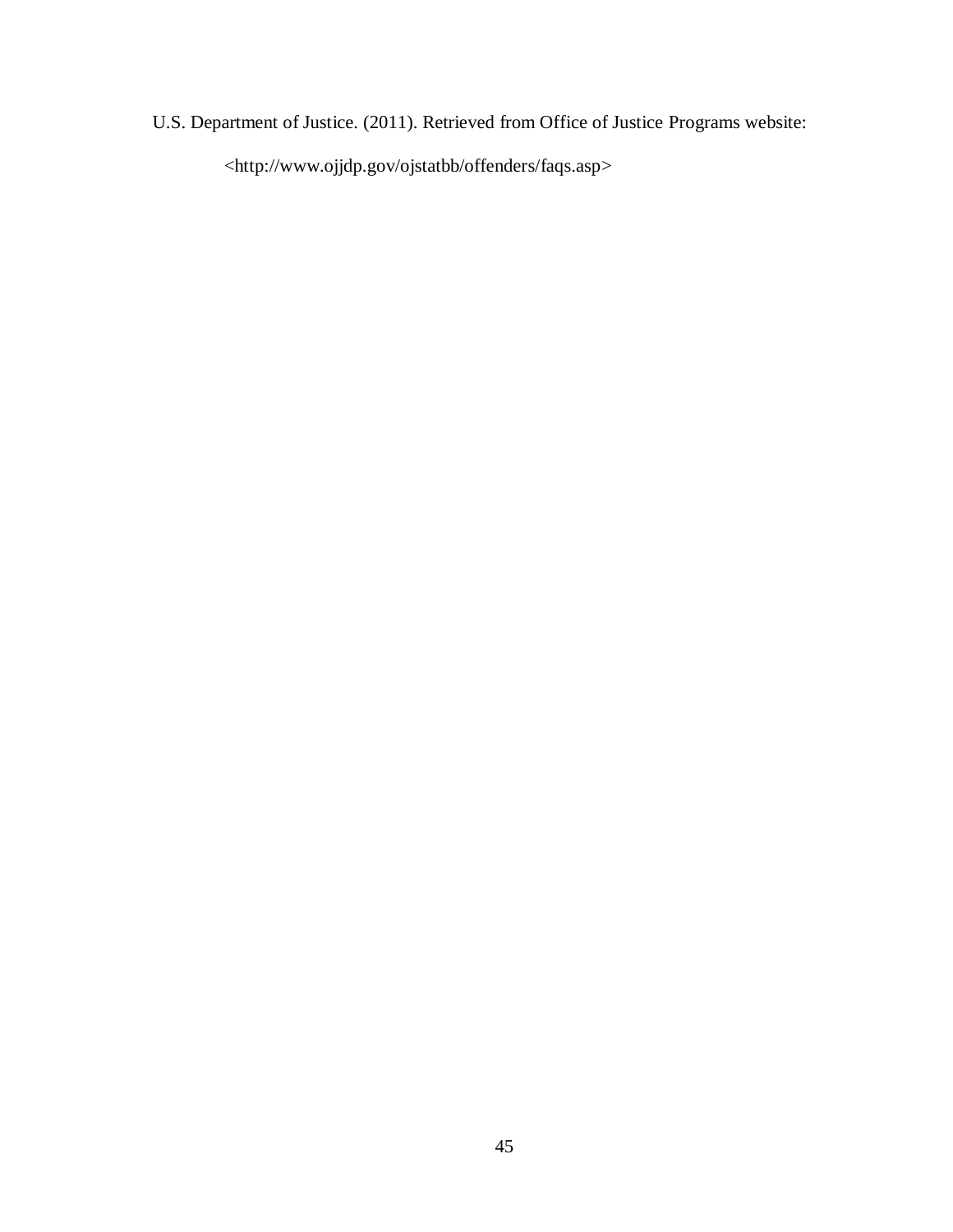U.S. Department of Justice. (2011). Retrieved from Office of Justice Programs website: <http://www.ojjdp.gov/ojstatbb/offenders/faqs.asp>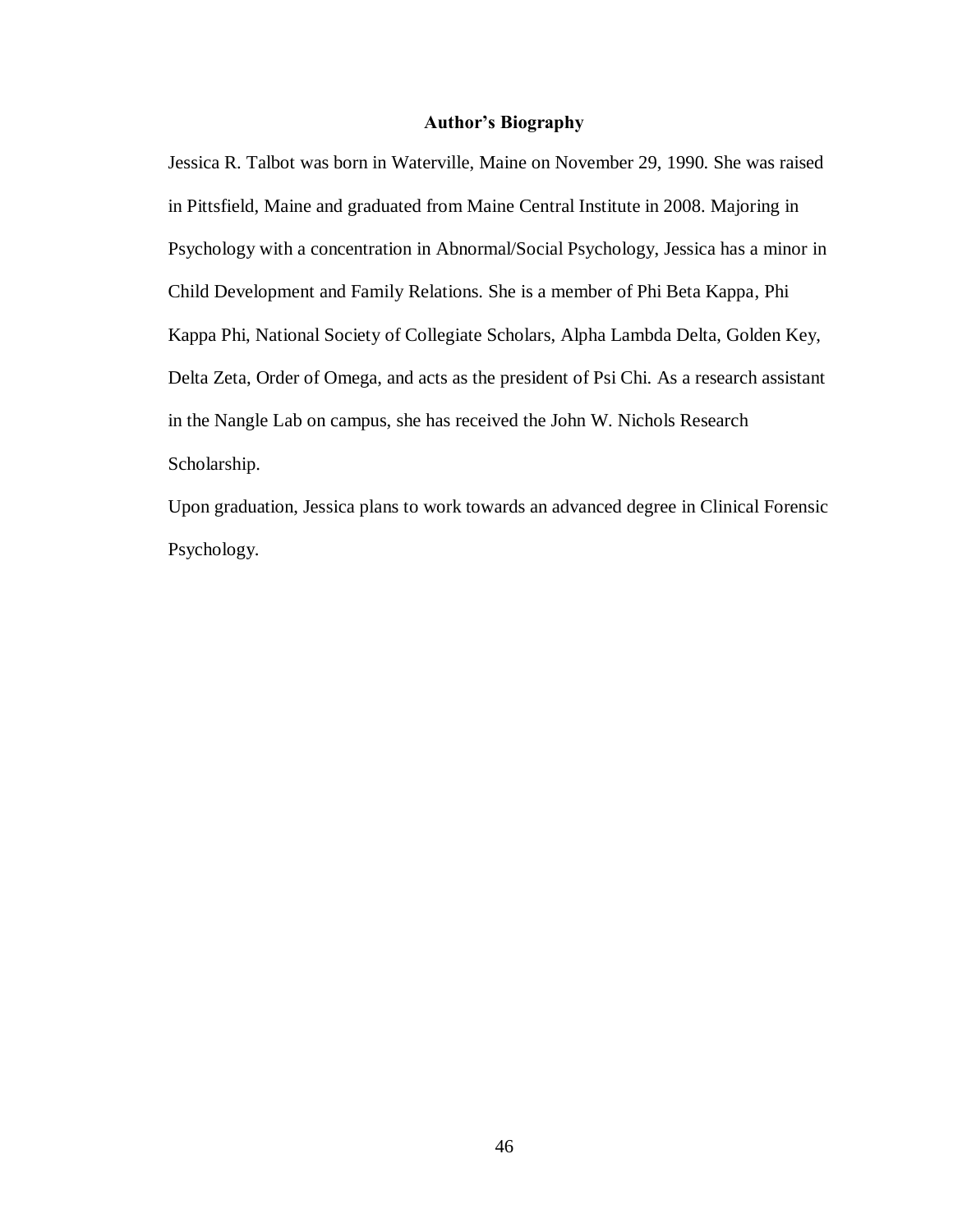## Author's Biography

Jessica R. Talbot was born in Waterville, Maine on November 29, 1990. She was raised in Pittsfield, Maine and graduated from Maine Central Institute in 2008. Majoring in Psychology with a concentration in Abnormal/Social Psychology, Jessica has a minor in Child Development and Family Relations. She is a member of Phi Beta Kappa, Phi Kappa Phi, National Society of Collegiate Scholars, Alpha Lambda Delta, Golden Key, Delta Zeta, Order of Omega, and acts as the president of Psi Chi. As a research assistant in the Nangle Lab on campus, she has received the John W. Nichols Research Scholarship.

Upon graduation, Jessica plans to work towards an advanced degree in Clinical Forensic Psychology.